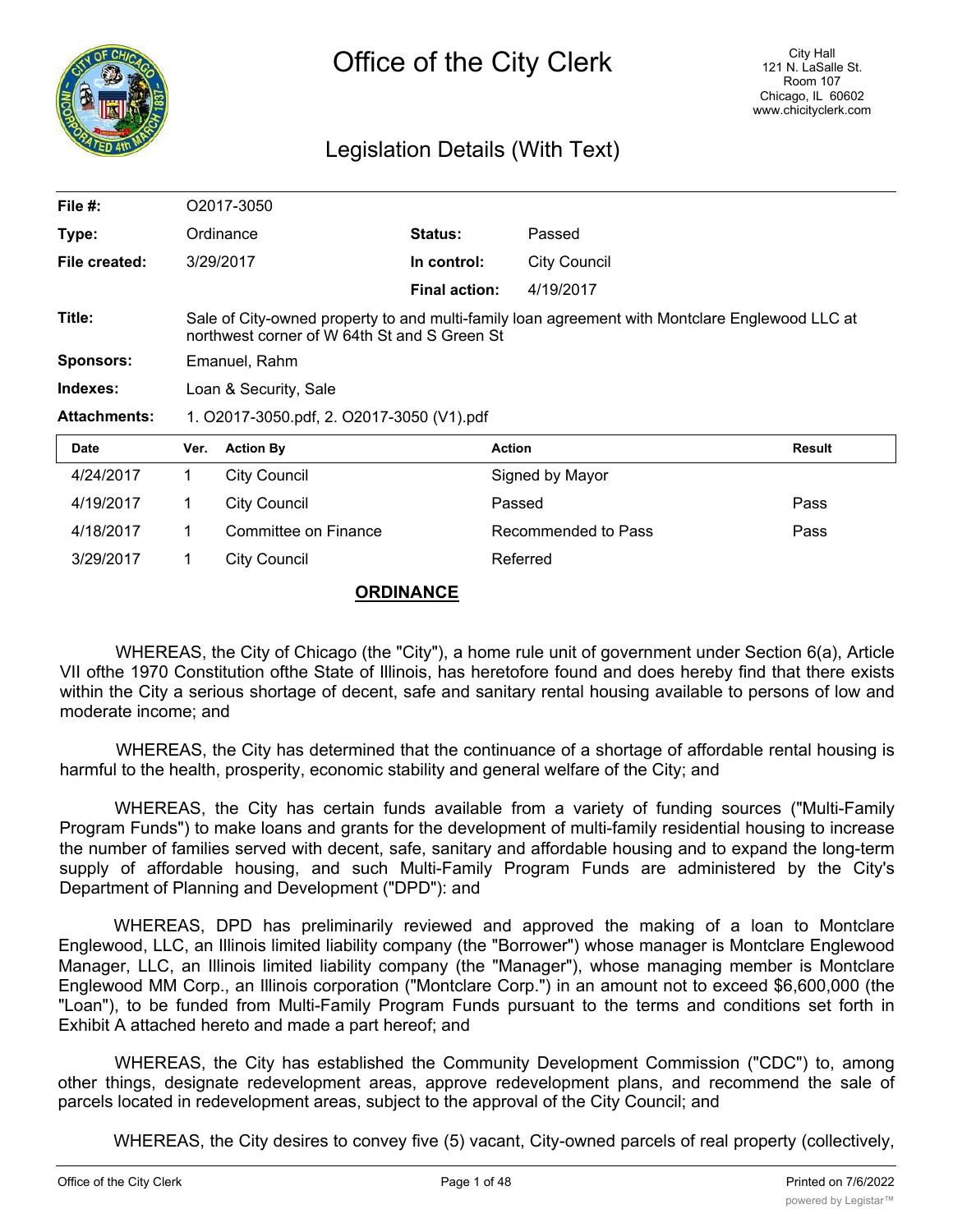# Office of the City Clerk

City Hall
121 N. LaSalle St.
Room 107
Chicago, IL 60602
www.chicityclerk.com

## Legislation Details (With Text)

| | | | |
|---|---|---|---|
| **File #:** | O2017-3050 | | |
| **Type:** | Ordinance | **Status:** | Passed |
| **File created:** | 3/29/2017 | **In control:** | City Council |
| | | **Final action:** | 4/19/2017 |
| **Title:** | Sale of City-owned property to and multi-family loan agreement with Montclare Englewood LLC at northwest corner of W 64th St and S Green St | | |
| **Sponsors:** | Emanuel, Rahm | | |
| **Indexes:** | Loan & Security, Sale | | |
| **Attachments:** | 1. O2017-3050.pdf, 2. O2017-3050 (V1).pdf | | |

| Date | Ver. | Action By | Action | Result |
|---|---|---|---|---|
| 4/24/2017 | 1 | City Council | Signed by Mayor | |
| 4/19/2017 | 1 | City Council | Passed | Pass |
| 4/18/2017 | 1 | Committee on Finance | Recommended to Pass | Pass |
| 3/29/2017 | 1 | City Council | Referred | |

**ORDINANCE**

WHEREAS, the City of Chicago (the "City"), a home rule unit of government under Section 6(a), Article VII ofthe 1970 Constitution ofthe State of Illinois, has heretofore found and does hereby find that there exists within the City a serious shortage of decent, safe and sanitary rental housing available to persons of low and moderate income; and

WHEREAS, the City has determined that the continuance of a shortage of affordable rental housing is harmful to the health, prosperity, economic stability and general welfare of the City; and

WHEREAS, the City has certain funds available from a variety of funding sources ("Multi-Family Program Funds") to make loans and grants for the development of multi-family residential housing to increase the number of families served with decent, safe, sanitary and affordable housing and to expand the long-term supply of affordable housing, and such Multi-Family Program Funds are administered by the City's Department of Planning and Development ("DPD"): and

WHEREAS, DPD has preliminarily reviewed and approved the making of a loan to Montclare Englewood, LLC, an Illinois limited liability company (the "Borrower") whose manager is Montclare Englewood Manager, LLC, an Illinois limited liability company (the "Manager"), whose managing member is Montclare Englewood MM Corp., an Illinois corporation ("Montclare Corp.") in an amount not to exceed $6,600,000 (the "Loan"), to be funded from Multi-Family Program Funds pursuant to the terms and conditions set forth in Exhibit A attached hereto and made a part hereof; and

WHEREAS, the City has established the Community Development Commission ("CDC") to, among other things, designate redevelopment areas, approve redevelopment plans, and recommend the sale of parcels located in redevelopment areas, subject to the approval of the City Council; and

WHEREAS, the City desires to convey five (5) vacant, City-owned parcels of real property (collectively,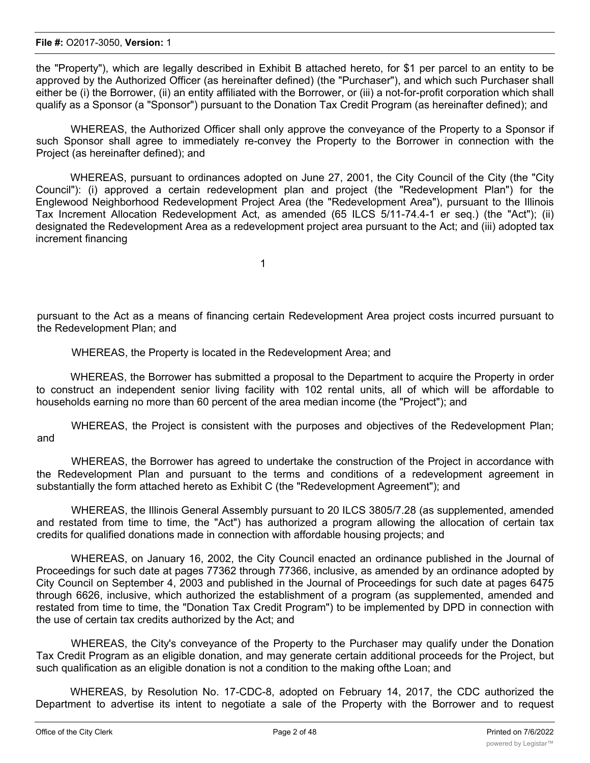the "Property"), which are legally described in Exhibit B attached hereto, for $1 per parcel to an entity to be approved by the Authorized Officer (as hereinafter defined) (the "Purchaser"), and which such Purchaser shall either be (i) the Borrower, (ii) an entity affiliated with the Borrower, or (iii) a not-for-profit corporation which shall qualify as a Sponsor (a "Sponsor") pursuant to the Donation Tax Credit Program (as hereinafter defined); and

WHEREAS, the Authorized Officer shall only approve the conveyance of the Property to a Sponsor if such Sponsor shall agree to immediately re-convey the Property to the Borrower in connection with the Project (as hereinafter defined); and

WHEREAS, pursuant to ordinances adopted on June 27, 2001, the City Council of the City (the "City Council"): (i) approved a certain redevelopment plan and project (the "Redevelopment Plan") for the Englewood Neighborhood Redevelopment Project Area (the "Redevelopment Area"), pursuant to the Illinois Tax Increment Allocation Redevelopment Act, as amended (65 ILCS 5/11-74.4-1 er seq.) (the "Act"); (ii) designated the Redevelopment Area as a redevelopment project area pursuant to the Act; and (iii) adopted tax increment financing pursuant to the Act as a means of financing certain Redevelopment Area project costs incurred pursuant to the Redevelopment Plan; and

WHEREAS, the Property is located in the Redevelopment Area; and

WHEREAS, the Borrower has submitted a proposal to the Department to acquire the Property in order to construct an independent senior living facility with 102 rental units, all of which will be affordable to households earning no more than 60 percent of the area median income (the "Project"); and

WHEREAS, the Project is consistent with the purposes and objectives of the Redevelopment Plan; and

WHEREAS, the Borrower has agreed to undertake the construction of the Project in accordance with the Redevelopment Plan and pursuant to the terms and conditions of a redevelopment agreement in substantially the form attached hereto as Exhibit C (the "Redevelopment Agreement"); and

WHEREAS, the Illinois General Assembly pursuant to 20 ILCS 3805/7.28 (as supplemented, amended and restated from time to time, the "Act") has authorized a program allowing the allocation of certain tax credits for qualified donations made in connection with affordable housing projects; and

WHEREAS, on January 16, 2002, the City Council enacted an ordinance published in the Journal of Proceedings for such date at pages 77362 through 77366, inclusive, as amended by an ordinance adopted by City Council on September 4, 2003 and published in the Journal of Proceedings for such date at pages 6475 through 6626, inclusive, which authorized the establishment of a program (as supplemented, amended and restated from time to time, the "Donation Tax Credit Program") to be implemented by DPD in connection with the use of certain tax credits authorized by the Act; and

WHEREAS, the City's conveyance of the Property to the Purchaser may qualify under the Donation Tax Credit Program as an eligible donation, and may generate certain additional proceeds for the Project, but such qualification as an eligible donation is not a condition to the making ofthe Loan; and

WHEREAS, by Resolution No. 17-CDC-8, adopted on February 14, 2017, the CDC authorized the Department to advertise its intent to negotiate a sale of the Property with the Borrower and to request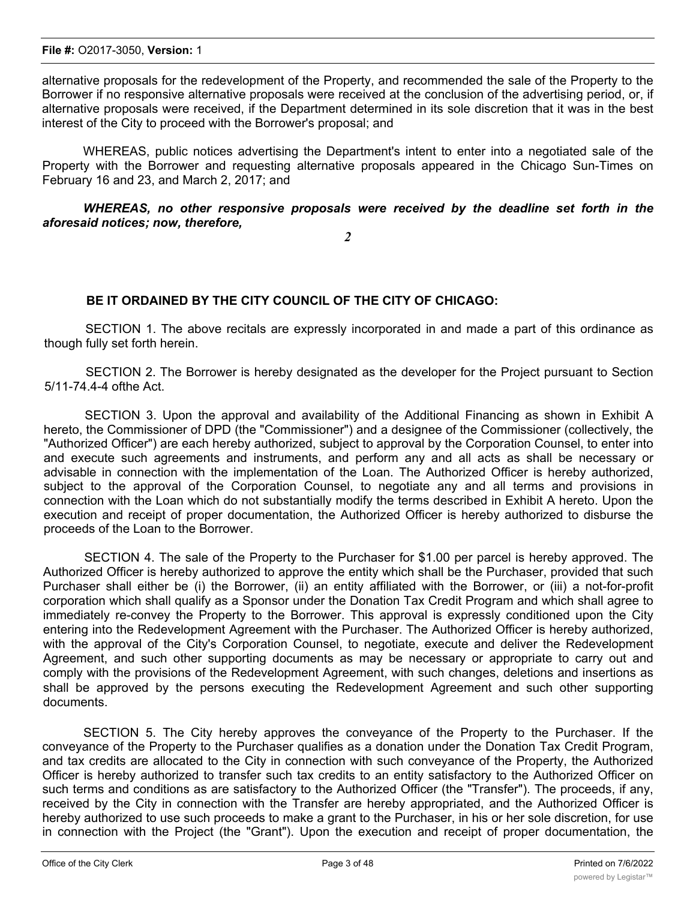alternative proposals for the redevelopment of the Property, and recommended the sale of the Property to the Borrower if no responsive alternative proposals were received at the conclusion of the advertising period, or, if alternative proposals were received, if the Department determined in its sole discretion that it was in the best interest of the City to proceed with the Borrower's proposal; and

WHEREAS, public notices advertising the Department's intent to enter into a negotiated sale of the Property with the Borrower and requesting alternative proposals appeared in the Chicago Sun-Times on February 16 and 23, and March 2, 2017; and

***WHEREAS, no other responsive proposals were received by the deadline set forth in the aforesaid notices; now, therefore,***

***2***

**BE IT ORDAINED BY THE CITY COUNCIL OF THE CITY OF CHICAGO:**

SECTION 1. The above recitals are expressly incorporated in and made a part of this ordinance as though fully set forth herein.

SECTION 2. The Borrower is hereby designated as the developer for the Project pursuant to Section 5/11-74.4-4 ofthe Act.

SECTION 3. Upon the approval and availability of the Additional Financing as shown in Exhibit A hereto, the Commissioner of DPD (the "Commissioner") and a designee of the Commissioner (collectively, the "Authorized Officer") are each hereby authorized, subject to approval by the Corporation Counsel, to enter into and execute such agreements and instruments, and perform any and all acts as shall be necessary or advisable in connection with the implementation of the Loan. The Authorized Officer is hereby authorized, subject to the approval of the Corporation Counsel, to negotiate any and all terms and provisions in connection with the Loan which do not substantially modify the terms described in Exhibit A hereto. Upon the execution and receipt of proper documentation, the Authorized Officer is hereby authorized to disburse the proceeds of the Loan to the Borrower.

SECTION 4. The sale of the Property to the Purchaser for $1.00 per parcel is hereby approved. The Authorized Officer is hereby authorized to approve the entity which shall be the Purchaser, provided that such Purchaser shall either be (i) the Borrower, (ii) an entity affiliated with the Borrower, or (iii) a not-for-profit corporation which shall qualify as a Sponsor under the Donation Tax Credit Program and which shall agree to immediately re-convey the Property to the Borrower. This approval is expressly conditioned upon the City entering into the Redevelopment Agreement with the Purchaser. The Authorized Officer is hereby authorized, with the approval of the City's Corporation Counsel, to negotiate, execute and deliver the Redevelopment Agreement, and such other supporting documents as may be necessary or appropriate to carry out and comply with the provisions of the Redevelopment Agreement, with such changes, deletions and insertions as shall be approved by the persons executing the Redevelopment Agreement and such other supporting documents.

SECTION 5. The City hereby approves the conveyance of the Property to the Purchaser. If the conveyance of the Property to the Purchaser qualifies as a donation under the Donation Tax Credit Program, and tax credits are allocated to the City in connection with such conveyance of the Property, the Authorized Officer is hereby authorized to transfer such tax credits to an entity satisfactory to the Authorized Officer on such terms and conditions as are satisfactory to the Authorized Officer (the "Transfer"). The proceeds, if any, received by the City in connection with the Transfer are hereby appropriated, and the Authorized Officer is hereby authorized to use such proceeds to make a grant to the Purchaser, in his or her sole discretion, for use in connection with the Project (the "Grant"). Upon the execution and receipt of proper documentation, the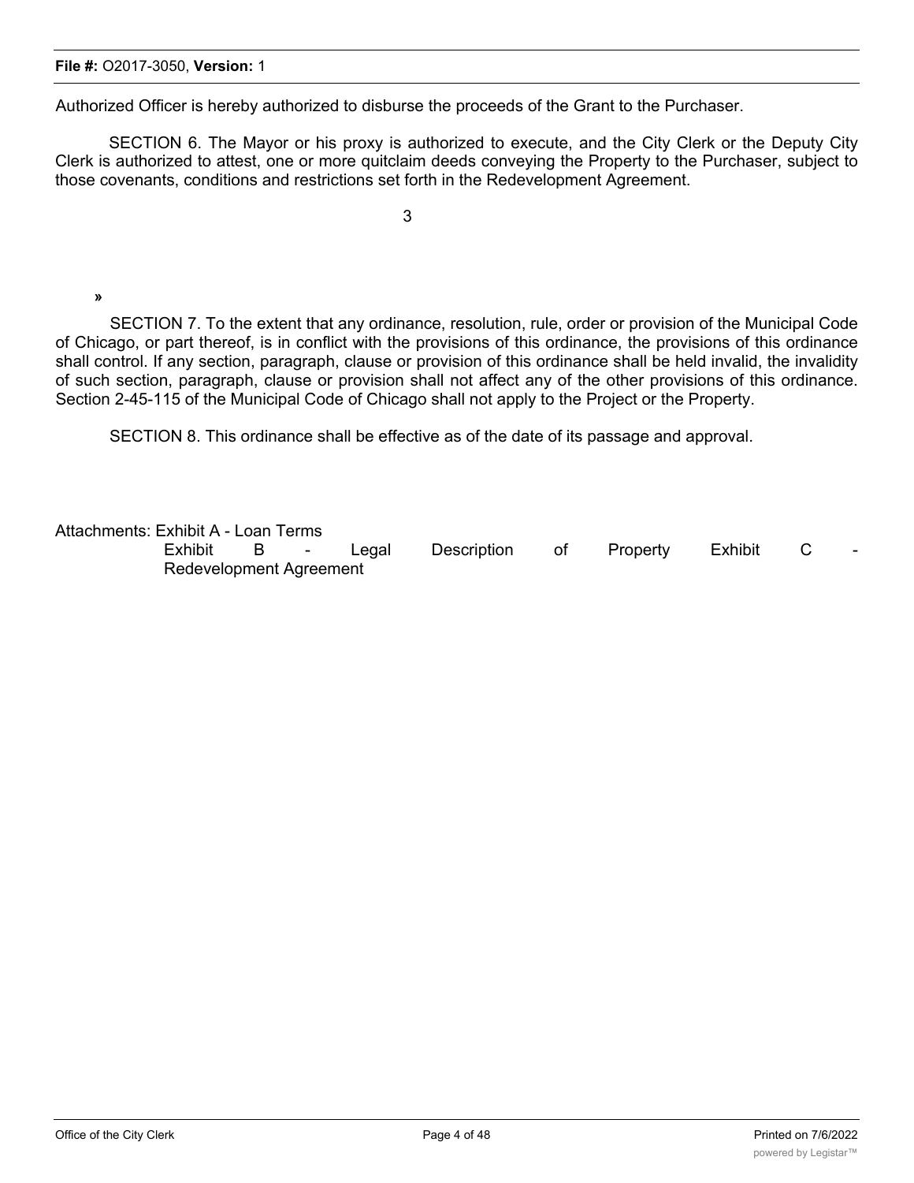Authorized Officer is hereby authorized to disburse the proceeds of the Grant to the Purchaser.

SECTION 6. The Mayor or his proxy is authorized to execute, and the City Clerk or the Deputy City Clerk is authorized to attest, one or more quitclaim deeds conveying the Property to the Purchaser, subject to those covenants, conditions and restrictions set forth in the Redevelopment Agreement.

»

SECTION 7. To the extent that any ordinance, resolution, rule, order or provision of the Municipal Code of Chicago, or part thereof, is in conflict with the provisions of this ordinance, the provisions of this ordinance shall control. If any section, paragraph, clause or provision of this ordinance shall be held invalid, the invalidity of such section, paragraph, clause or provision shall not affect any of the other provisions of this ordinance. Section 2-45-115 of the Municipal Code of Chicago shall not apply to the Project or the Property.

SECTION 8. This ordinance shall be effective as of the date of its passage and approval.

Attachments: Exhibit A - Loan Terms
Exhibit B - Legal Description of Property Exhibit C - Redevelopment Agreement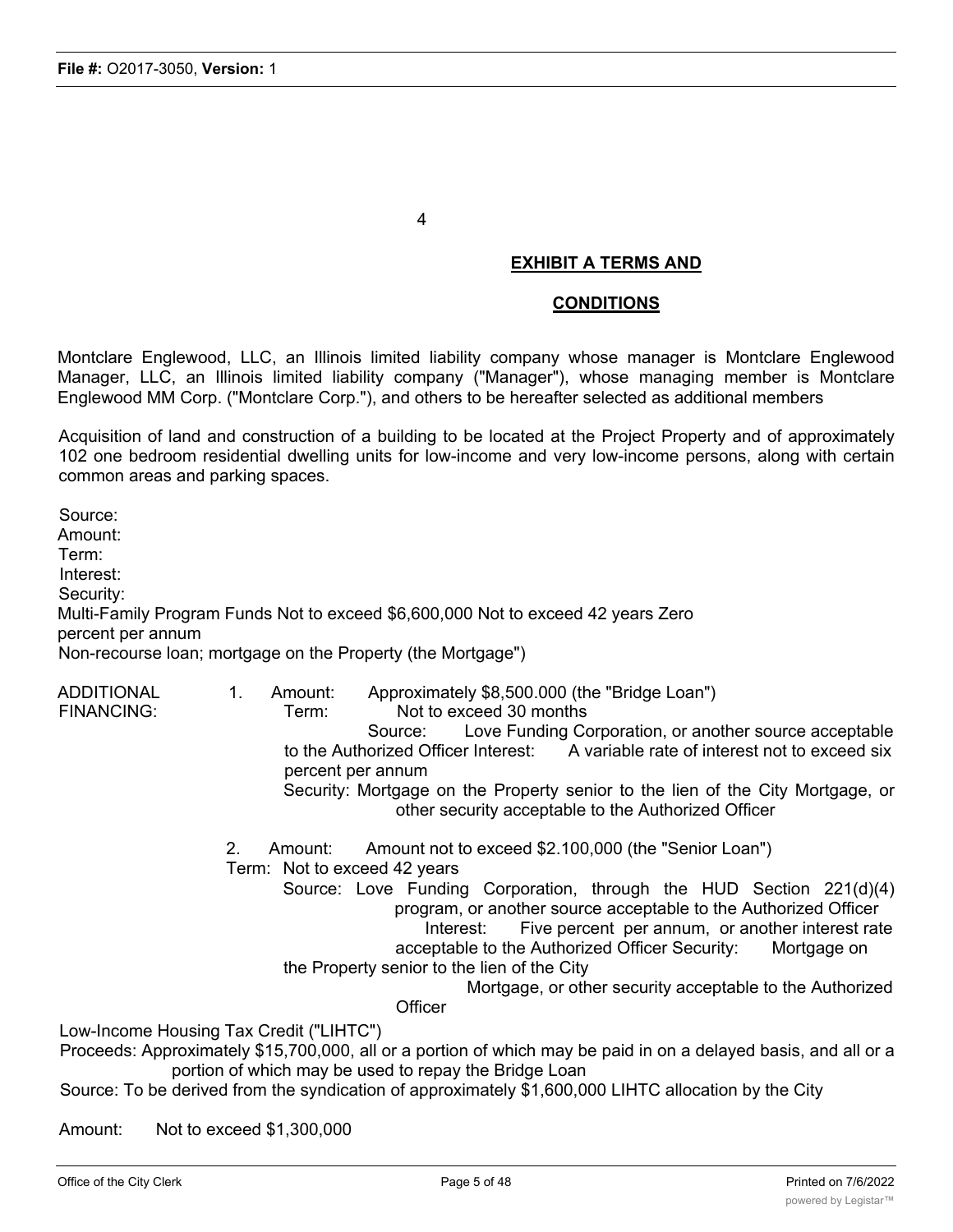## EXHIBIT A TERMS AND CONDITIONS

Montclare Englewood, LLC, an Illinois limited liability company whose manager is Montclare Englewood Manager, LLC, an Illinois limited liability company ("Manager"), whose managing member is Montclare Englewood MM Corp. ("Montclare Corp."), and others to be hereafter selected as additional members

Acquisition of land and construction of a building to be located at the Project Property and of approximately 102 one bedroom residential dwelling units for low-income and very low-income persons, along with certain common areas and parking spaces.

Source:
Amount:
Term:
Interest:
Security:
Multi-Family Program Funds Not to exceed $6,600,000 Not to exceed 42 years Zero percent per annum
Non-recourse loan; mortgage on the Property (the Mortgage")

ADDITIONAL FINANCING:

1. Amount: Approximately $8,500.000 (the "Bridge Loan")
   Term: Not to exceed 30 months
   Source: Love Funding Corporation, or another source acceptable to the Authorized Officer Interest: A variable rate of interest not to exceed six percent per annum
   Security: Mortgage on the Property senior to the lien of the City Mortgage, or other security acceptable to the Authorized Officer

2. Amount: Amount not to exceed $2.100,000 (the "Senior Loan")
   Term: Not to exceed 42 years
   Source: Love Funding Corporation, through the HUD Section 221(d)(4) program, or another source acceptable to the Authorized Officer
   Interest: Five percent per annum, or another interest rate acceptable to the Authorized Officer Security: Mortgage on the Property senior to the lien of the City Mortgage, or other security acceptable to the Authorized Officer

Low-Income Housing Tax Credit ("LIHTC")
Proceeds: Approximately $15,700,000, all or a portion of which may be paid in on a delayed basis, and all or a portion of which may be used to repay the Bridge Loan
Source: To be derived from the syndication of approximately $1,600,000 LIHTC allocation by the City

Amount: Not to exceed $1,300,000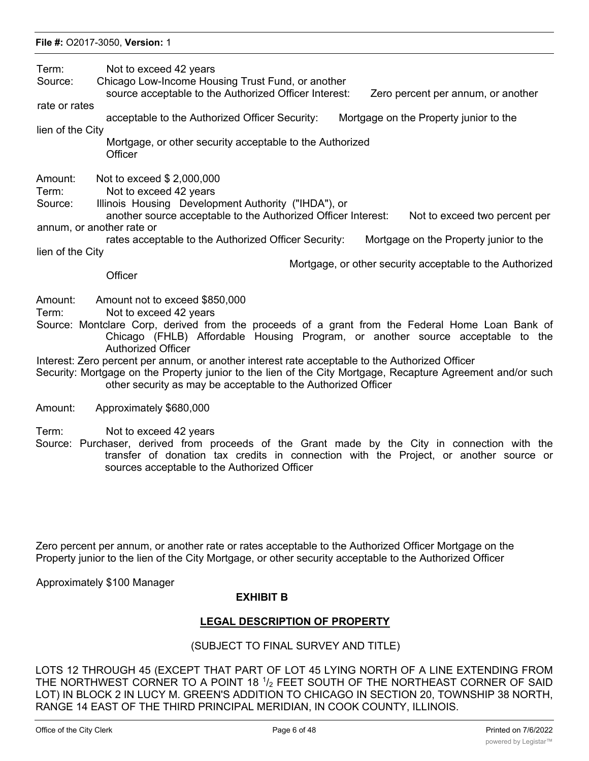Term: Not to exceed 42 years
Source: Chicago Low-Income Housing Trust Fund, or another source acceptable to the Authorized Officer Interest: Zero percent per annum, or another rate or rates acceptable to the Authorized Officer Security: Mortgage on the Property junior to the lien of the City Mortgage, or other security acceptable to the Authorized Officer

Amount: Not to exceed $ 2,000,000
Term: Not to exceed 42 years
Source: Illinois Housing Development Authority ("IHDA"), or another source acceptable to the Authorized Officer Interest: Not to exceed two percent per annum, or another rate or rates acceptable to the Authorized Officer Security: Mortgage on the Property junior to the lien of the City Mortgage, or other security acceptable to the Authorized Officer

Amount: Amount not to exceed $850,000
Term: Not to exceed 42 years
Source: Montclare Corp, derived from the proceeds of a grant from the Federal Home Loan Bank of Chicago (FHLB) Affordable Housing Program, or another source acceptable to the Authorized Officer
Interest: Zero percent per annum, or another interest rate acceptable to the Authorized Officer
Security: Mortgage on the Property junior to the lien of the City Mortgage, Recapture Agreement and/or such other security as may be acceptable to the Authorized Officer

Amount: Approximately $680,000

Term: Not to exceed 42 years
Source: Purchaser, derived from proceeds of the Grant made by the City in connection with the transfer of donation tax credits in connection with the Project, or another source or sources acceptable to the Authorized Officer

Zero percent per annum, or another rate or rates acceptable to the Authorized Officer Mortgage on the Property junior to the lien of the City Mortgage, or other security acceptable to the Authorized Officer

Approximately $100 Manager

## EXHIBIT B

## LEGAL DESCRIPTION OF PROPERTY

(SUBJECT TO FINAL SURVEY AND TITLE)

LOTS 12 THROUGH 45 (EXCEPT THAT PART OF LOT 45 LYING NORTH OF A LINE EXTENDING FROM THE NORTHWEST CORNER TO A POINT 18 1/2 FEET SOUTH OF THE NORTHEAST CORNER OF SAID LOT) IN BLOCK 2 IN LUCY M. GREEN'S ADDITION TO CHICAGO IN SECTION 20, TOWNSHIP 38 NORTH, RANGE 14 EAST OF THE THIRD PRINCIPAL MERIDIAN, IN COOK COUNTY, ILLINOIS.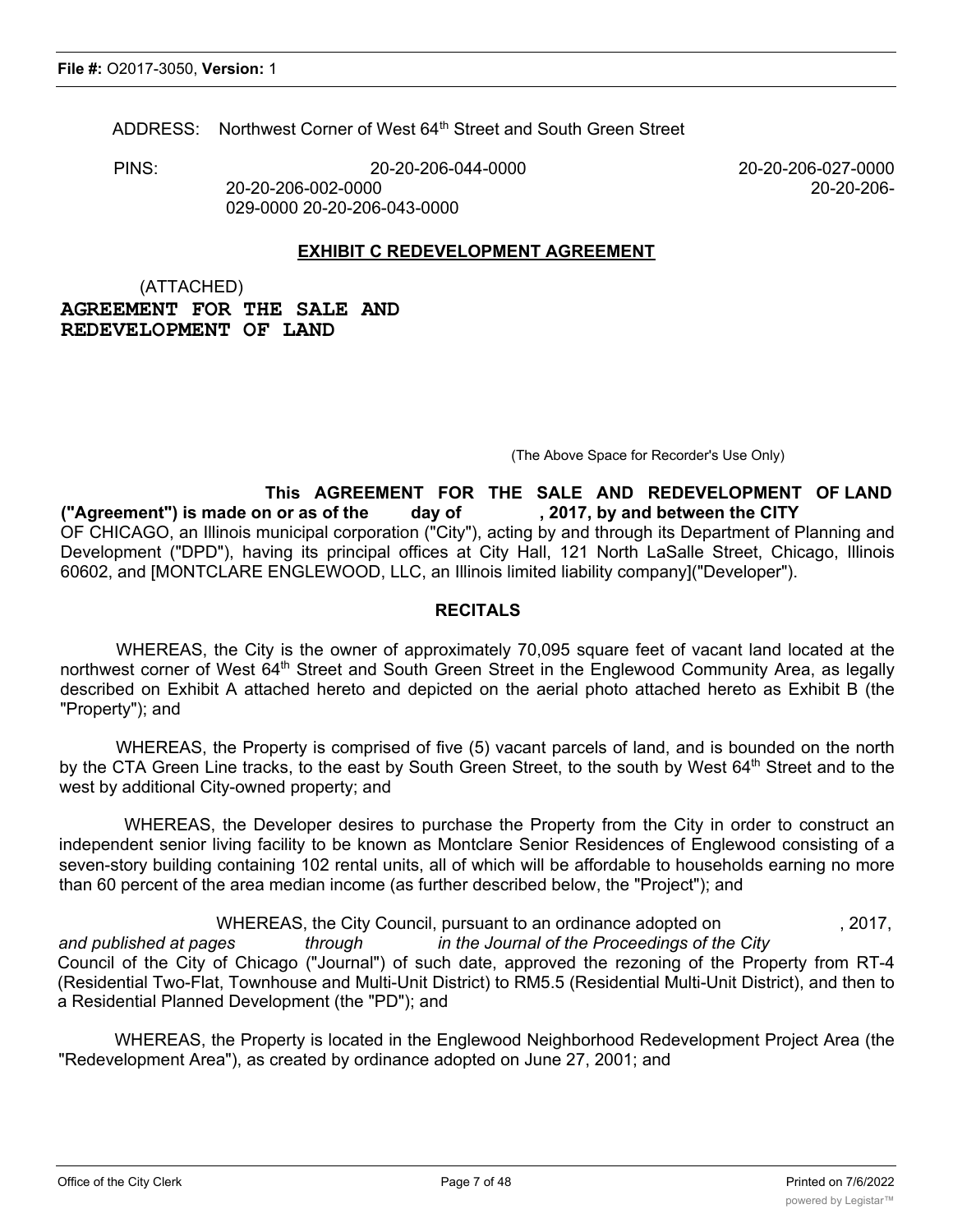ADDRESS: Northwest Corner of West 64th Street and South Green Street

PINS: 20-20-206-044-0000 20-20-206-027-0000 20-20-206-002-0000 20-20-206-029-0000 20-20-206-043-0000

**EXHIBIT C REDEVELOPMENT AGREEMENT**

(ATTACHED)

**AGREEMENT FOR THE SALE AND REDEVELOPMENT OF LAND**

(The Above Space for Recorder's Use Only)

**This AGREEMENT FOR THE SALE AND REDEVELOPMENT OF LAND ("Agreement") is made on or as of the day of , 2017, by and between the CITY** OF CHICAGO, an Illinois municipal corporation ("City"), acting by and through its Department of Planning and Development ("DPD"), having its principal offices at City Hall, 121 North LaSalle Street, Chicago, Illinois 60602, and [MONTCLARE ENGLEWOOD, LLC, an Illinois limited liability company]("Developer").

**RECITALS**

WHEREAS, the City is the owner of approximately 70,095 square feet of vacant land located at the northwest corner of West 64th Street and South Green Street in the Englewood Community Area, as legally described on Exhibit A attached hereto and depicted on the aerial photo attached hereto as Exhibit B (the "Property"); and

WHEREAS, the Property is comprised of five (5) vacant parcels of land, and is bounded on the north by the CTA Green Line tracks, to the east by South Green Street, to the south by West 64th Street and to the west by additional City-owned property; and

WHEREAS, the Developer desires to purchase the Property from the City in order to construct an independent senior living facility to be known as Montclare Senior Residences of Englewood consisting of a seven-story building containing 102 rental units, all of which will be affordable to households earning no more than 60 percent of the area median income (as further described below, the "Project"); and

WHEREAS, the City Council, pursuant to an ordinance adopted on , 2017, *and published at pages through in the Journal of the Proceedings of the City* Council of the City of Chicago ("Journal") of such date, approved the rezoning of the Property from RT-4 (Residential Two-Flat, Townhouse and Multi-Unit District) to RM5.5 (Residential Multi-Unit District), and then to a Residential Planned Development (the "PD"); and

WHEREAS, the Property is located in the Englewood Neighborhood Redevelopment Project Area (the "Redevelopment Area"), as created by ordinance adopted on June 27, 2001; and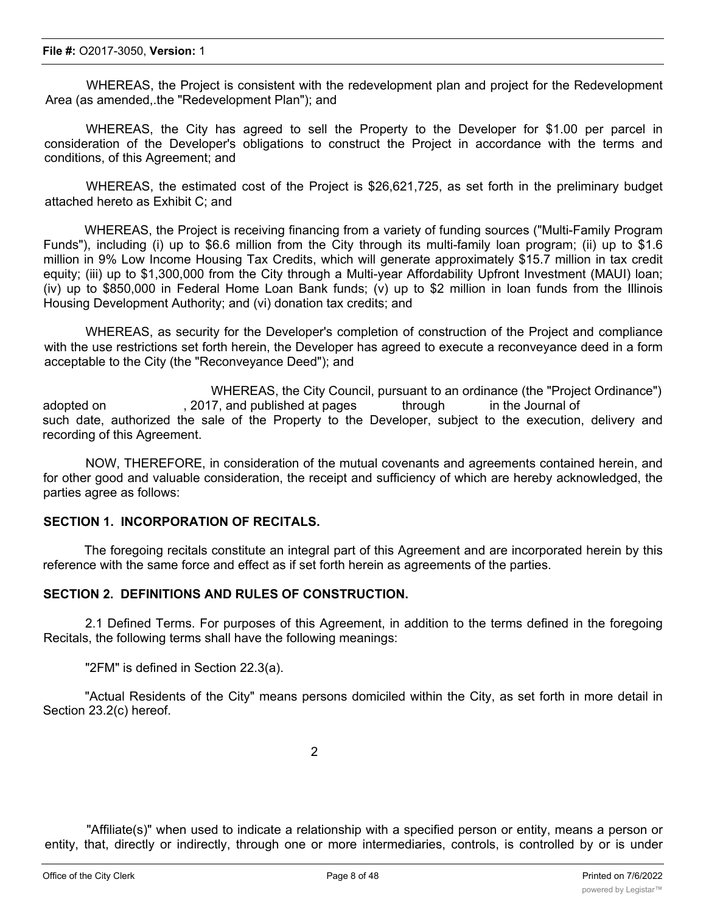WHEREAS, the Project is consistent with the redevelopment plan and project for the Redevelopment Area (as amended,.the "Redevelopment Plan"); and

WHEREAS, the City has agreed to sell the Property to the Developer for $1.00 per parcel in consideration of the Developer's obligations to construct the Project in accordance with the terms and conditions, of this Agreement; and

WHEREAS, the estimated cost of the Project is $26,621,725, as set forth in the preliminary budget attached hereto as Exhibit C; and

WHEREAS, the Project is receiving financing from a variety of funding sources ("Multi-Family Program Funds"), including (i) up to $6.6 million from the City through its multi-family loan program; (ii) up to $1.6 million in 9% Low Income Housing Tax Credits, which will generate approximately $15.7 million in tax credit equity; (iii) up to $1,300,000 from the City through a Multi-year Affordability Upfront Investment (MAUI) loan; (iv) up to $850,000 in Federal Home Loan Bank funds; (v) up to $2 million in loan funds from the Illinois Housing Development Authority; and (vi) donation tax credits; and

WHEREAS, as security for the Developer's completion of construction of the Project and compliance with the use restrictions set forth herein, the Developer has agreed to execute a reconveyance deed in a form acceptable to the City (the "Reconveyance Deed"); and

WHEREAS, the City Council, pursuant to an ordinance (the "Project Ordinance") adopted on _______, 2017, and published at pages _______ through _______ in the Journal of _______ such date, authorized the sale of the Property to the Developer, subject to the execution, delivery and recording of this Agreement.

NOW, THEREFORE, in consideration of the mutual covenants and agreements contained herein, and for other good and valuable consideration, the receipt and sufficiency of which are hereby acknowledged, the parties agree as follows:

## SECTION 1. INCORPORATION OF RECITALS.

The foregoing recitals constitute an integral part of this Agreement and are incorporated herein by this reference with the same force and effect as if set forth herein as agreements of the parties.

## SECTION 2. DEFINITIONS AND RULES OF CONSTRUCTION.

2.1 Defined Terms. For purposes of this Agreement, in addition to the terms defined in the foregoing Recitals, the following terms shall have the following meanings:

"2FM" is defined in Section 22.3(a).

"Actual Residents of the City" means persons domiciled within the City, as set forth in more detail in Section 23.2(c) hereof.

"Affiliate(s)" when used to indicate a relationship with a specified person or entity, means a person or entity, that, directly or indirectly, through one or more intermediaries, controls, is controlled by or is under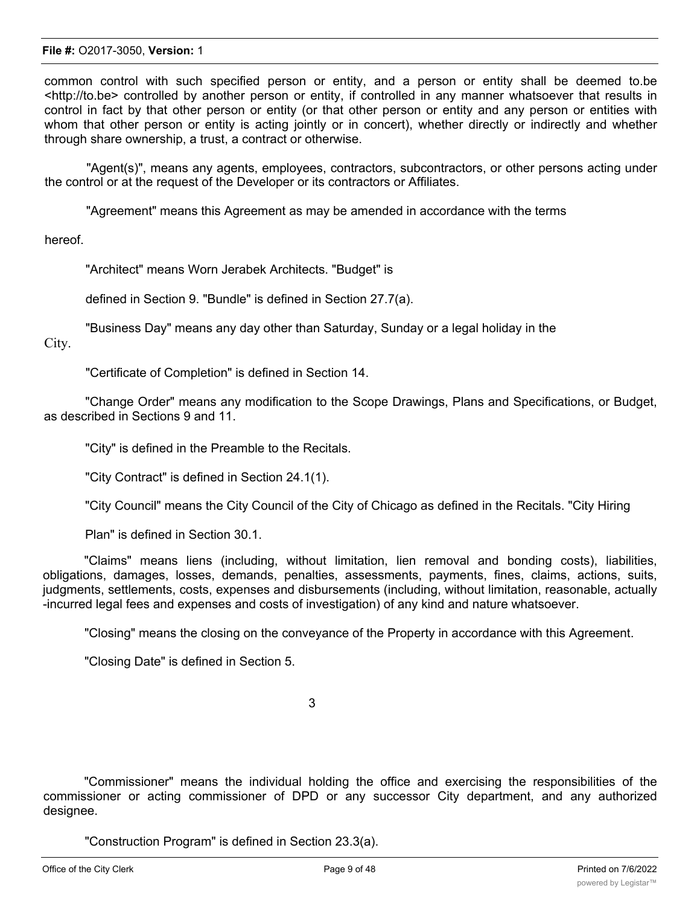common control with such specified person or entity, and a person or entity shall be deemed to.be <http://to.be> controlled by another person or entity, if controlled in any manner whatsoever that results in control in fact by that other person or entity (or that other person or entity and any person or entities with whom that other person or entity is acting jointly or in concert), whether directly or indirectly and whether through share ownership, a trust, a contract or otherwise.

"Agent(s)", means any agents, employees, contractors, subcontractors, or other persons acting under the control or at the request of the Developer or its contractors or Affiliates.

"Agreement" means this Agreement as may be amended in accordance with the terms

hereof.

"Architect" means Worn Jerabek Architects. "Budget" is

defined in Section 9. "Bundle" is defined in Section 27.7(a).

"Business Day" means any day other than Saturday, Sunday or a legal holiday in the City.

"Certificate of Completion" is defined in Section 14.

"Change Order" means any modification to the Scope Drawings, Plans and Specifications, or Budget, as described in Sections 9 and 11.

"City" is defined in the Preamble to the Recitals.

"City Contract" is defined in Section 24.1(1).

"City Council" means the City Council of the City of Chicago as defined in the Recitals. "City Hiring

Plan" is defined in Section 30.1.

"Claims" means liens (including, without limitation, lien removal and bonding costs), liabilities, obligations, damages, losses, demands, penalties, assessments, payments, fines, claims, actions, suits, judgments, settlements, costs, expenses and disbursements (including, without limitation, reasonable, actually -incurred legal fees and expenses and costs of investigation) of any kind and nature whatsoever.

"Closing" means the closing on the conveyance of the Property in accordance with this Agreement.

"Closing Date" is defined in Section 5.

"Commissioner" means the individual holding the office and exercising the responsibilities of the commissioner or acting commissioner of DPD or any successor City department, and any authorized designee.

"Construction Program" is defined in Section 23.3(a).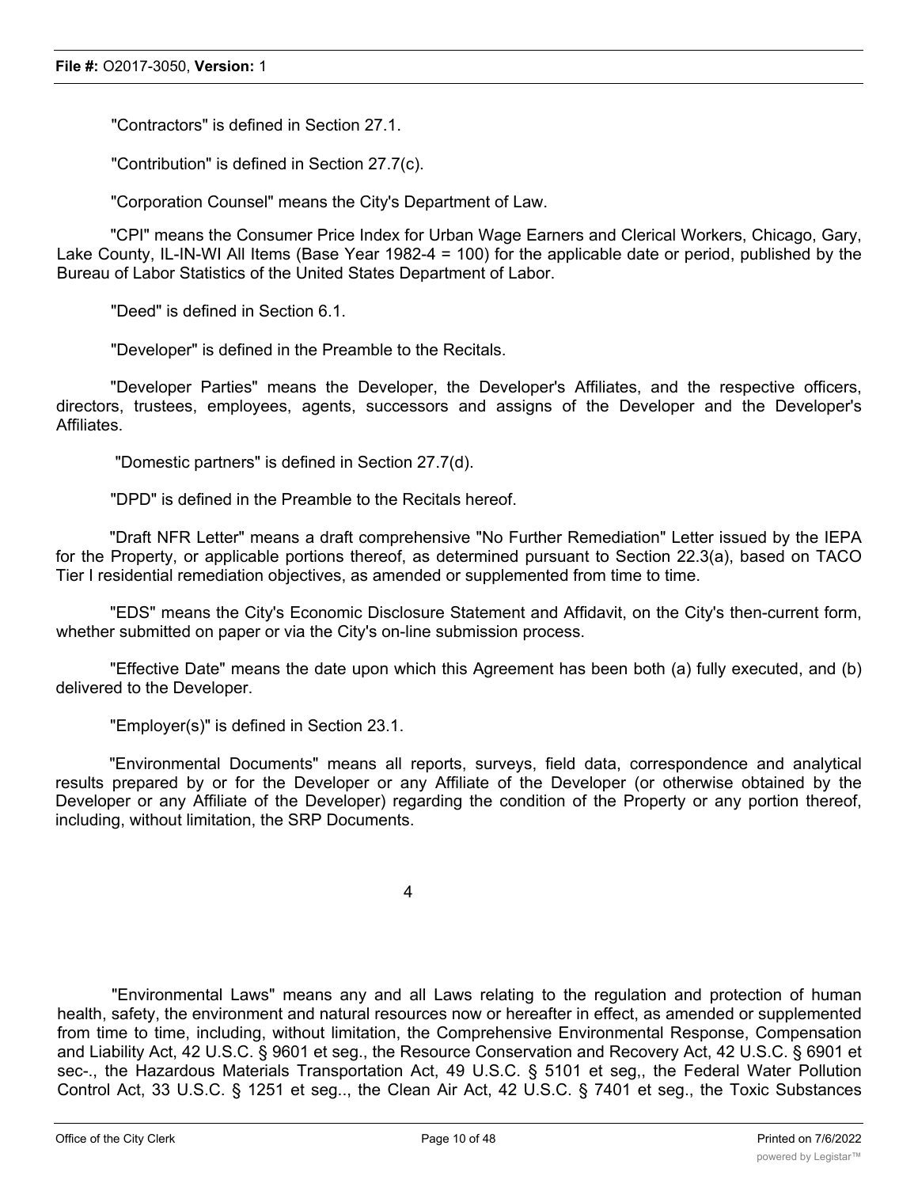"Contractors" is defined in Section 27.1.

"Contribution" is defined in Section 27.7(c).

"Corporation Counsel" means the City's Department of Law.

"CPI" means the Consumer Price Index for Urban Wage Earners and Clerical Workers, Chicago, Gary, Lake County, IL-IN-WI All Items (Base Year 1982-4 = 100) for the applicable date or period, published by the Bureau of Labor Statistics of the United States Department of Labor.

"Deed" is defined in Section 6.1.

"Developer" is defined in the Preamble to the Recitals.

"Developer Parties" means the Developer, the Developer's Affiliates, and the respective officers, directors, trustees, employees, agents, successors and assigns of the Developer and the Developer's Affiliates.

"Domestic partners" is defined in Section 27.7(d).

"DPD" is defined in the Preamble to the Recitals hereof.

"Draft NFR Letter" means a draft comprehensive "No Further Remediation" Letter issued by the IEPA for the Property, or applicable portions thereof, as determined pursuant to Section 22.3(a), based on TACO Tier I residential remediation objectives, as amended or supplemented from time to time.

"EDS" means the City's Economic Disclosure Statement and Affidavit, on the City's then-current form, whether submitted on paper or via the City's on-line submission process.

"Effective Date" means the date upon which this Agreement has been both (a) fully executed, and (b) delivered to the Developer.

"Employer(s)" is defined in Section 23.1.

"Environmental Documents" means all reports, surveys, field data, correspondence and analytical results prepared by or for the Developer or any Affiliate of the Developer (or otherwise obtained by the Developer or any Affiliate of the Developer) regarding the condition of the Property or any portion thereof, including, without limitation, the SRP Documents.

"Environmental Laws" means any and all Laws relating to the regulation and protection of human health, safety, the environment and natural resources now or hereafter in effect, as amended or supplemented from time to time, including, without limitation, the Comprehensive Environmental Response, Compensation and Liability Act, 42 U.S.C. § 9601 et seg., the Resource Conservation and Recovery Act, 42 U.S.C. § 6901 et sec-., the Hazardous Materials Transportation Act, 49 U.S.C. § 5101 et seg,, the Federal Water Pollution Control Act, 33 U.S.C. § 1251 et seg.., the Clean Air Act, 42 U.S.C. § 7401 et seg., the Toxic Substances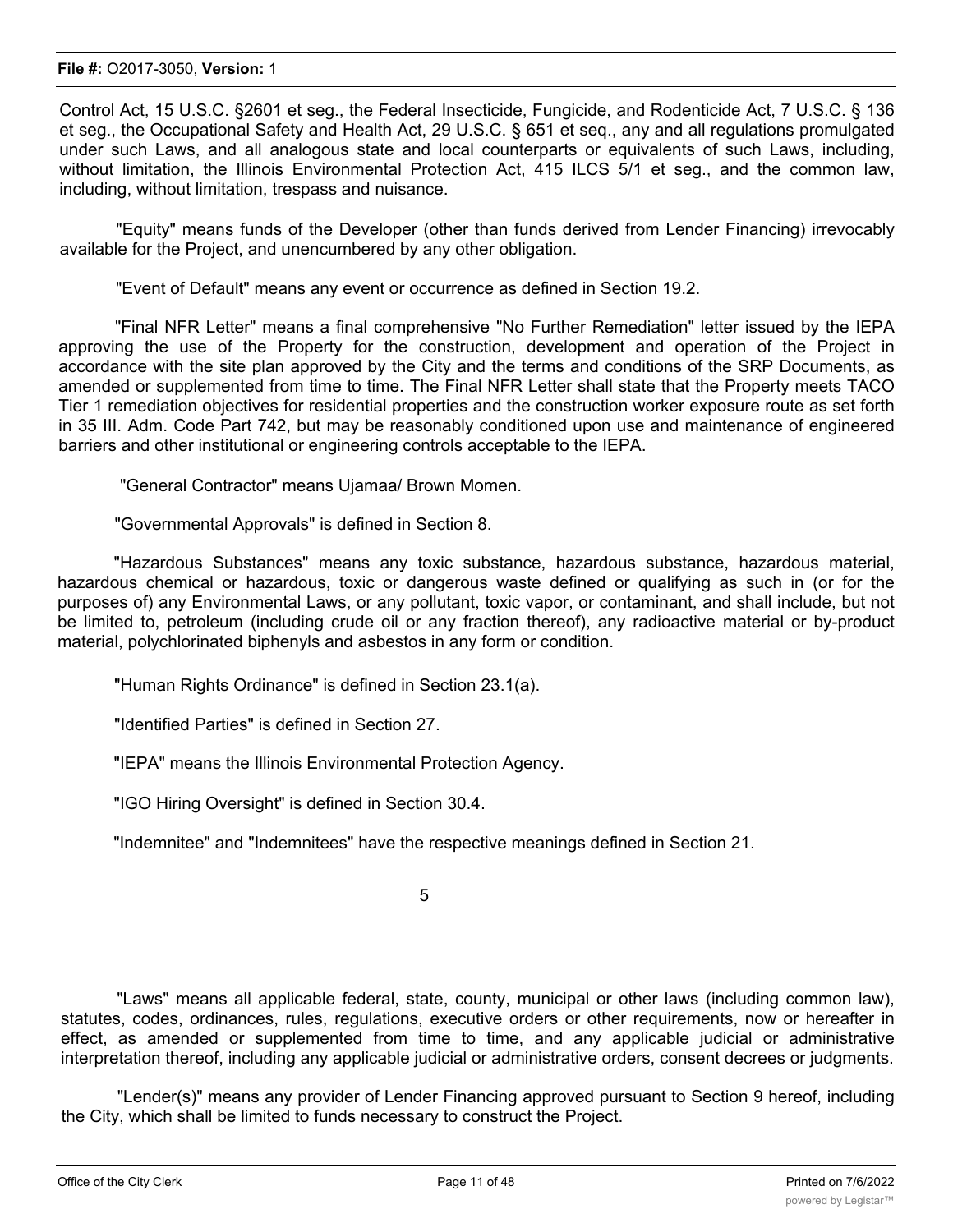Control Act, 15 U.S.C. §2601 et seg., the Federal Insecticide, Fungicide, and Rodenticide Act, 7 U.S.C. § 136 et seg., the Occupational Safety and Health Act, 29 U.S.C. § 651 et seq., any and all regulations promulgated under such Laws, and all analogous state and local counterparts or equivalents of such Laws, including, without limitation, the Illinois Environmental Protection Act, 415 ILCS 5/1 et seg., and the common law, including, without limitation, trespass and nuisance.

"Equity" means funds of the Developer (other than funds derived from Lender Financing) irrevocably available for the Project, and unencumbered by any other obligation.

"Event of Default" means any event or occurrence as defined in Section 19.2.

"Final NFR Letter" means a final comprehensive "No Further Remediation" letter issued by the IEPA approving the use of the Property for the construction, development and operation of the Project in accordance with the site plan approved by the City and the terms and conditions of the SRP Documents, as amended or supplemented from time to time. The Final NFR Letter shall state that the Property meets TACO Tier 1 remediation objectives for residential properties and the construction worker exposure route as set forth in 35 III. Adm. Code Part 742, but may be reasonably conditioned upon use and maintenance of engineered barriers and other institutional or engineering controls acceptable to the IEPA.

"General Contractor" means Ujamaa/ Brown Momen.

"Governmental Approvals" is defined in Section 8.

"Hazardous Substances" means any toxic substance, hazardous substance, hazardous material, hazardous chemical or hazardous, toxic or dangerous waste defined or qualifying as such in (or for the purposes of) any Environmental Laws, or any pollutant, toxic vapor, or contaminant, and shall include, but not be limited to, petroleum (including crude oil or any fraction thereof), any radioactive material or by-product material, polychlorinated biphenyls and asbestos in any form or condition.

"Human Rights Ordinance" is defined in Section 23.1(a).

"Identified Parties" is defined in Section 27.

"IEPA" means the Illinois Environmental Protection Agency.

"IGO Hiring Oversight" is defined in Section 30.4.

"Indemnitee" and "Indemnitees" have the respective meanings defined in Section 21.

"Laws" means all applicable federal, state, county, municipal or other laws (including common law), statutes, codes, ordinances, rules, regulations, executive orders or other requirements, now or hereafter in effect, as amended or supplemented from time to time, and any applicable judicial or administrative interpretation thereof, including any applicable judicial or administrative orders, consent decrees or judgments.

"Lender(s)" means any provider of Lender Financing approved pursuant to Section 9 hereof, including the City, which shall be limited to funds necessary to construct the Project.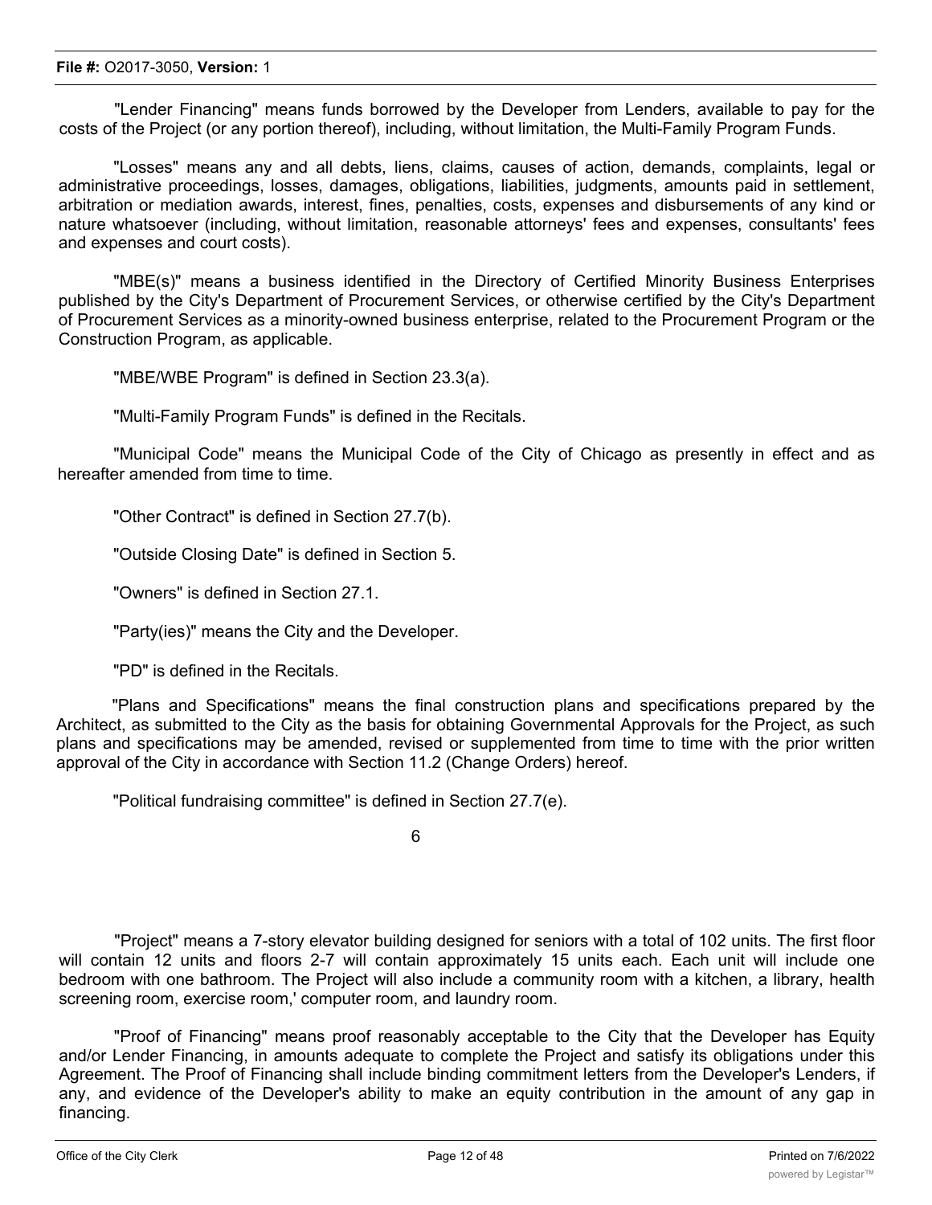"Lender Financing" means funds borrowed by the Developer from Lenders, available to pay for the costs of the Project (or any portion thereof), including, without limitation, the Multi-Family Program Funds.

"Losses" means any and all debts, liens, claims, causes of action, demands, complaints, legal or administrative proceedings, losses, damages, obligations, liabilities, judgments, amounts paid in settlement, arbitration or mediation awards, interest, fines, penalties, costs, expenses and disbursements of any kind or nature whatsoever (including, without limitation, reasonable attorneys' fees and expenses, consultants' fees and expenses and court costs).

"MBE(s)" means a business identified in the Directory of Certified Minority Business Enterprises published by the City's Department of Procurement Services, or otherwise certified by the City's Department of Procurement Services as a minority-owned business enterprise, related to the Procurement Program or the Construction Program, as applicable.

"MBE/WBE Program" is defined in Section 23.3(a).

"Multi-Family Program Funds" is defined in the Recitals.

"Municipal Code" means the Municipal Code of the City of Chicago as presently in effect and as hereafter amended from time to time.

"Other Contract" is defined in Section 27.7(b).

"Outside Closing Date" is defined in Section 5.

"Owners" is defined in Section 27.1.

"Party(ies)" means the City and the Developer.

"PD" is defined in the Recitals.

"Plans and Specifications" means the final construction plans and specifications prepared by the Architect, as submitted to the City as the basis for obtaining Governmental Approvals for the Project, as such plans and specifications may be amended, revised or supplemented from time to time with the prior written approval of the City in accordance with Section 11.2 (Change Orders) hereof.

"Political fundraising committee" is defined in Section 27.7(e).

"Project" means a 7-story elevator building designed for seniors with a total of 102 units. The first floor will contain 12 units and floors 2-7 will contain approximately 15 units each. Each unit will include one bedroom with one bathroom. The Project will also include a community room with a kitchen, a library, health screening room, exercise room,' computer room, and laundry room.

"Proof of Financing" means proof reasonably acceptable to the City that the Developer has Equity and/or Lender Financing, in amounts adequate to complete the Project and satisfy its obligations under this Agreement. The Proof of Financing shall include binding commitment letters from the Developer's Lenders, if any, and evidence of the Developer's ability to make an equity contribution in the amount of any gap in financing.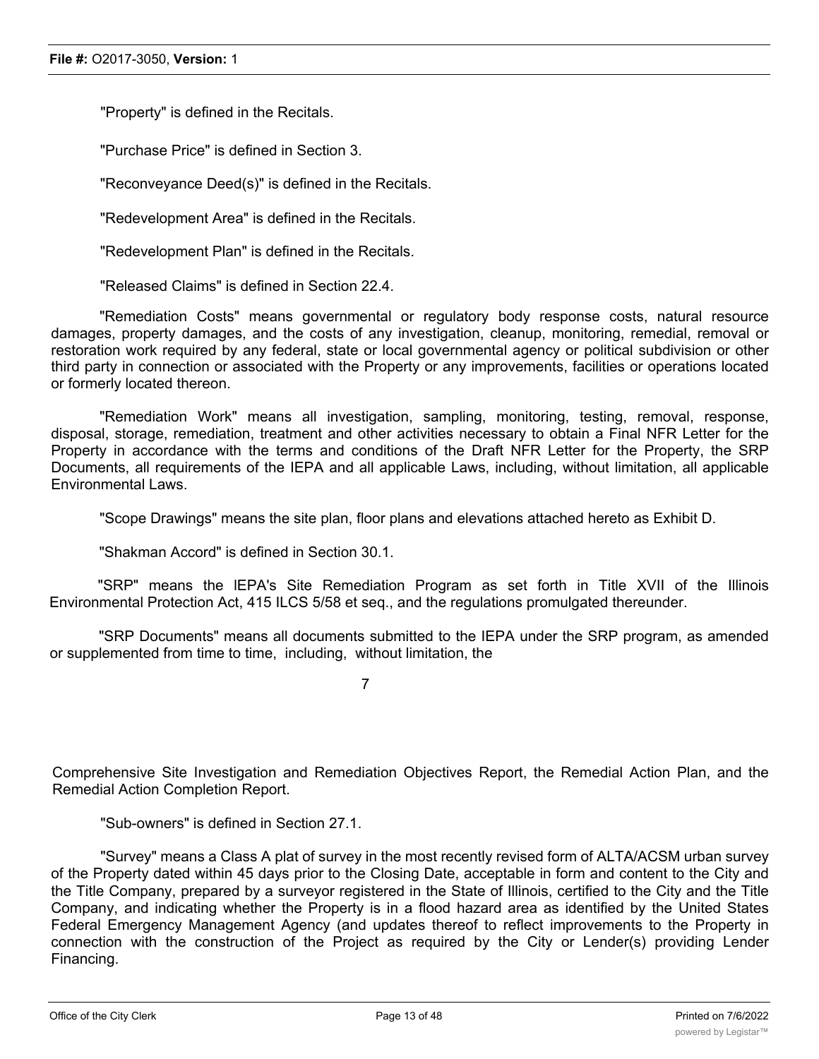"Property" is defined in the Recitals.

"Purchase Price" is defined in Section 3.

"Reconveyance Deed(s)" is defined in the Recitals.

"Redevelopment Area" is defined in the Recitals.

"Redevelopment Plan" is defined in the Recitals.

"Released Claims" is defined in Section 22.4.

"Remediation Costs" means governmental or regulatory body response costs, natural resource damages, property damages, and the costs of any investigation, cleanup, monitoring, remedial, removal or restoration work required by any federal, state or local governmental agency or political subdivision or other third party in connection or associated with the Property or any improvements, facilities or operations located or formerly located thereon.

"Remediation Work" means all investigation, sampling, monitoring, testing, removal, response, disposal, storage, remediation, treatment and other activities necessary to obtain a Final NFR Letter for the Property in accordance with the terms and conditions of the Draft NFR Letter for the Property, the SRP Documents, all requirements of the IEPA and all applicable Laws, including, without limitation, all applicable Environmental Laws.

"Scope Drawings" means the site plan, floor plans and elevations attached hereto as Exhibit D.

"Shakman Accord" is defined in Section 30.1.

"SRP" means the lEPA's Site Remediation Program as set forth in Title XVII of the Illinois Environmental Protection Act, 415 ILCS 5/58 et seq., and the regulations promulgated thereunder.

"SRP Documents" means all documents submitted to the IEPA under the SRP program, as amended or supplemented from time to time, including, without limitation, the Comprehensive Site Investigation and Remediation Objectives Report, the Remedial Action Plan, and the Remedial Action Completion Report.

"Sub-owners" is defined in Section 27.1.

"Survey" means a Class A plat of survey in the most recently revised form of ALTA/ACSM urban survey of the Property dated within 45 days prior to the Closing Date, acceptable in form and content to the City and the Title Company, prepared by a surveyor registered in the State of Illinois, certified to the City and the Title Company, and indicating whether the Property is in a flood hazard area as identified by the United States Federal Emergency Management Agency (and updates thereof to reflect improvements to the Property in connection with the construction of the Project as required by the City or Lender(s) providing Lender Financing.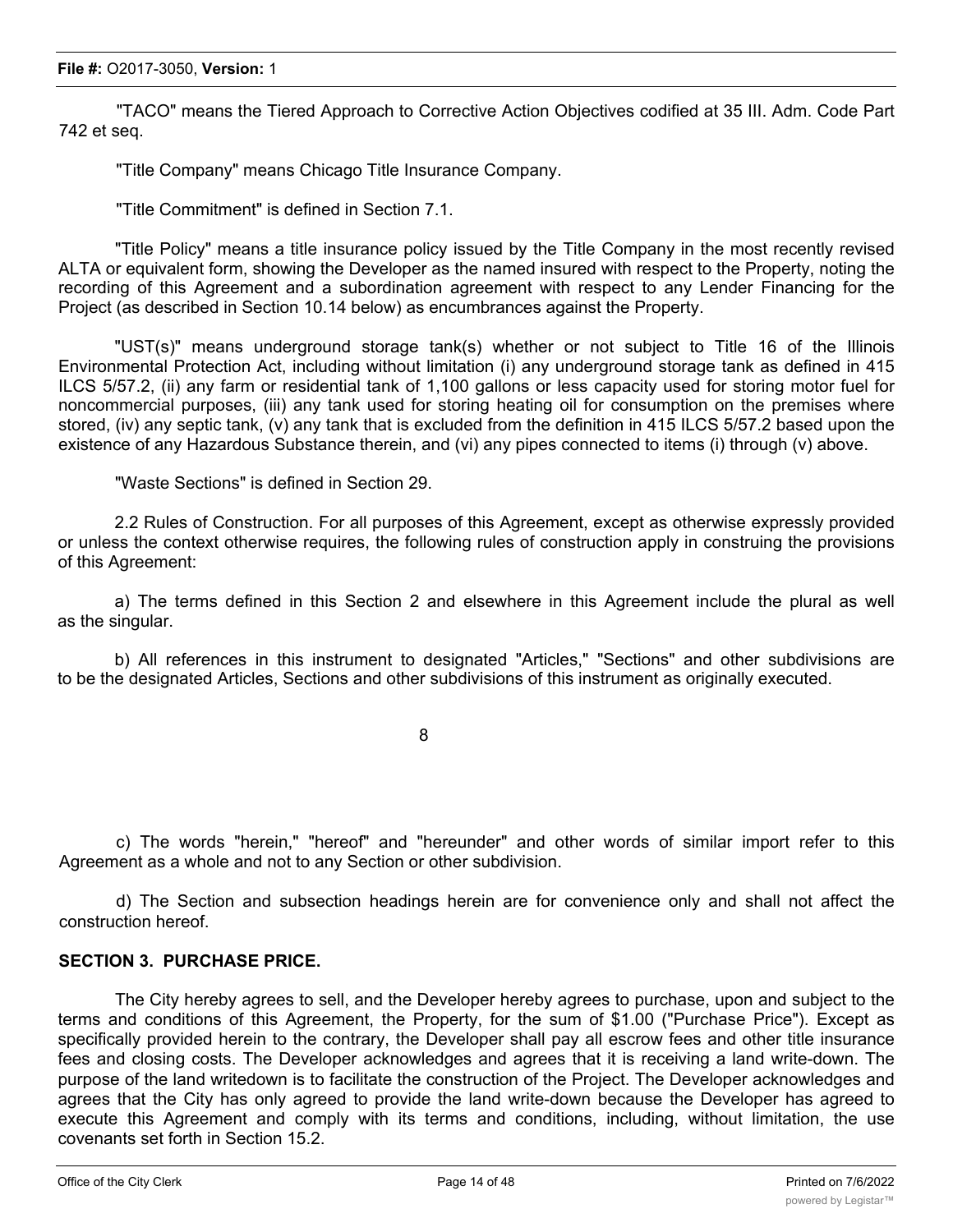"TACO" means the Tiered Approach to Corrective Action Objectives codified at 35 Ill. Adm. Code Part 742 et seq.

"Title Company" means Chicago Title Insurance Company.

"Title Commitment" is defined in Section 7.1.

"Title Policy" means a title insurance policy issued by the Title Company in the most recently revised ALTA or equivalent form, showing the Developer as the named insured with respect to the Property, noting the recording of this Agreement and a subordination agreement with respect to any Lender Financing for the Project (as described in Section 10.14 below) as encumbrances against the Property.

"UST(s)" means underground storage tank(s) whether or not subject to Title 16 of the Illinois Environmental Protection Act, including without limitation (i) any underground storage tank as defined in 415 ILCS 5/57.2, (ii) any farm or residential tank of 1,100 gallons or less capacity used for storing motor fuel for noncommercial purposes, (iii) any tank used for storing heating oil for consumption on the premises where stored, (iv) any septic tank, (v) any tank that is excluded from the definition in 415 ILCS 5/57.2 based upon the existence of any Hazardous Substance therein, and (vi) any pipes connected to items (i) through (v) above.

"Waste Sections" is defined in Section 29.

2.2 Rules of Construction. For all purposes of this Agreement, except as otherwise expressly provided or unless the context otherwise requires, the following rules of construction apply in construing the provisions of this Agreement:

a) The terms defined in this Section 2 and elsewhere in this Agreement include the plural as well as the singular.

b) All references in this instrument to designated "Articles," "Sections" and other subdivisions are to be the designated Articles, Sections and other subdivisions of this instrument as originally executed.

c) The words "herein," "hereof" and "hereunder" and other words of similar import refer to this Agreement as a whole and not to any Section or other subdivision.

d) The Section and subsection headings herein are for convenience only and shall not affect the construction hereof.

## SECTION 3. PURCHASE PRICE.

The City hereby agrees to sell, and the Developer hereby agrees to purchase, upon and subject to the terms and conditions of this Agreement, the Property, for the sum of $1.00 ("Purchase Price"). Except as specifically provided herein to the contrary, the Developer shall pay all escrow fees and other title insurance fees and closing costs. The Developer acknowledges and agrees that it is receiving a land write-down. The purpose of the land writedown is to facilitate the construction of the Project. The Developer acknowledges and agrees that the City has only agreed to provide the land write-down because the Developer has agreed to execute this Agreement and comply with its terms and conditions, including, without limitation, the use covenants set forth in Section 15.2.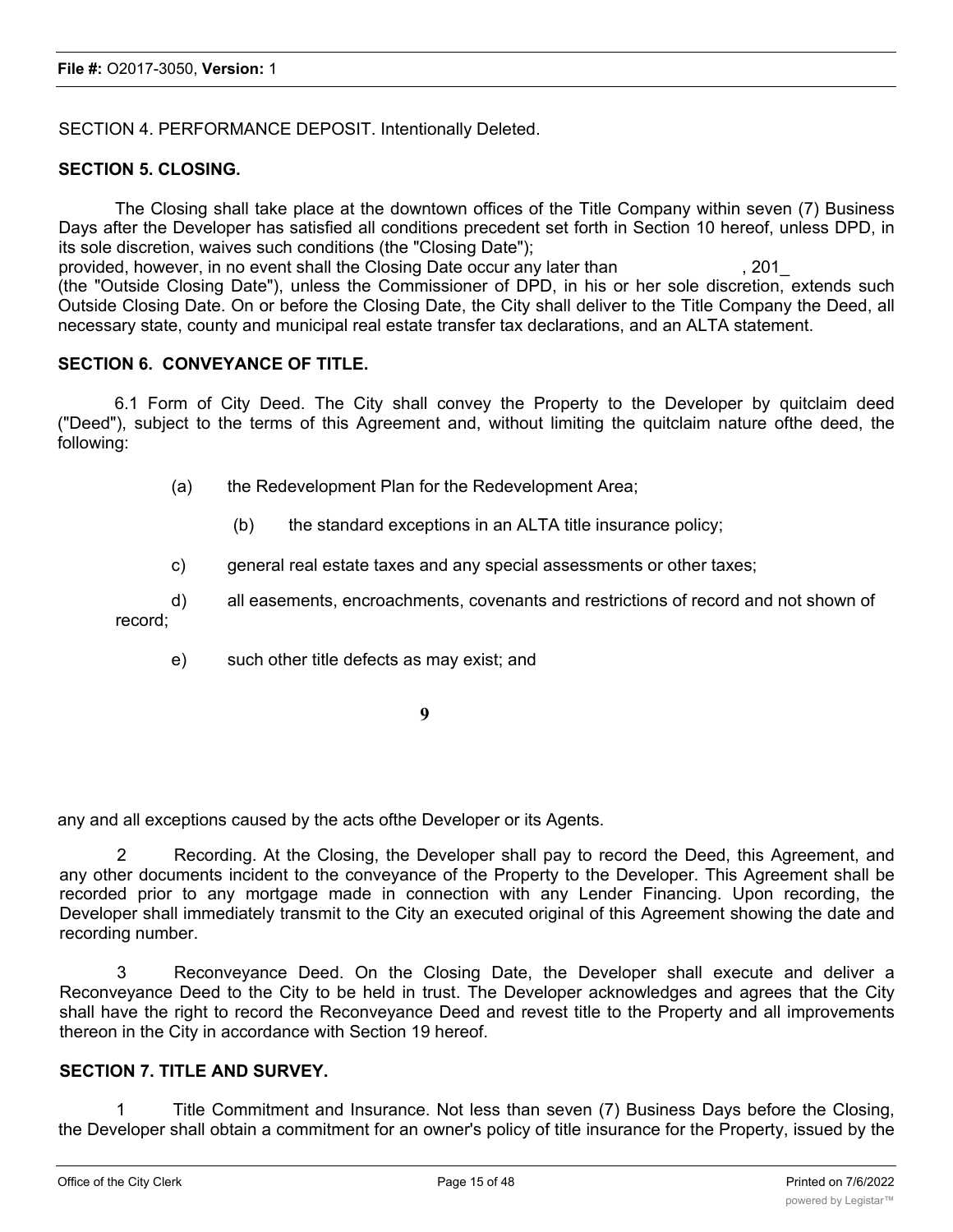SECTION 4. PERFORMANCE DEPOSIT. Intentionally Deleted.

**SECTION 5. CLOSING.**

The Closing shall take place at the downtown offices of the Title Company within seven (7) Business Days after the Developer has satisfied all conditions precedent set forth in Section 10 hereof, unless DPD, in its sole discretion, waives such conditions (the "Closing Date");
provided, however, in no event shall the Closing Date occur any later than , 201_ (the "Outside Closing Date"), unless the Commissioner of DPD, in his or her sole discretion, extends such Outside Closing Date. On or before the Closing Date, the City shall deliver to the Title Company the Deed, all necessary state, county and municipal real estate transfer tax declarations, and an ALTA statement.

**SECTION 6. CONVEYANCE OF TITLE.**

6.1 Form of City Deed. The City shall convey the Property to the Developer by quitclaim deed ("Deed"), subject to the terms of this Agreement and, without limiting the quitclaim nature ofthe deed, the following:

(a) the Redevelopment Plan for the Redevelopment Area;

(b) the standard exceptions in an ALTA title insurance policy;

c) general real estate taxes and any special assessments or other taxes;

d) all easements, encroachments, covenants and restrictions of record and not shown of record;

e) such other title defects as may exist; and

any and all exceptions caused by the acts ofthe Developer or its Agents.

2 Recording. At the Closing, the Developer shall pay to record the Deed, this Agreement, and any other documents incident to the conveyance of the Property to the Developer. This Agreement shall be recorded prior to any mortgage made in connection with any Lender Financing. Upon recording, the Developer shall immediately transmit to the City an executed original of this Agreement showing the date and recording number.

3 Reconveyance Deed. On the Closing Date, the Developer shall execute and deliver a Reconveyance Deed to the City to be held in trust. The Developer acknowledges and agrees that the City shall have the right to record the Reconveyance Deed and revest title to the Property and all improvements thereon in the City in accordance with Section 19 hereof.

**SECTION 7. TITLE AND SURVEY.**

1 Title Commitment and Insurance. Not less than seven (7) Business Days before the Closing, the Developer shall obtain a commitment for an owner's policy of title insurance for the Property, issued by the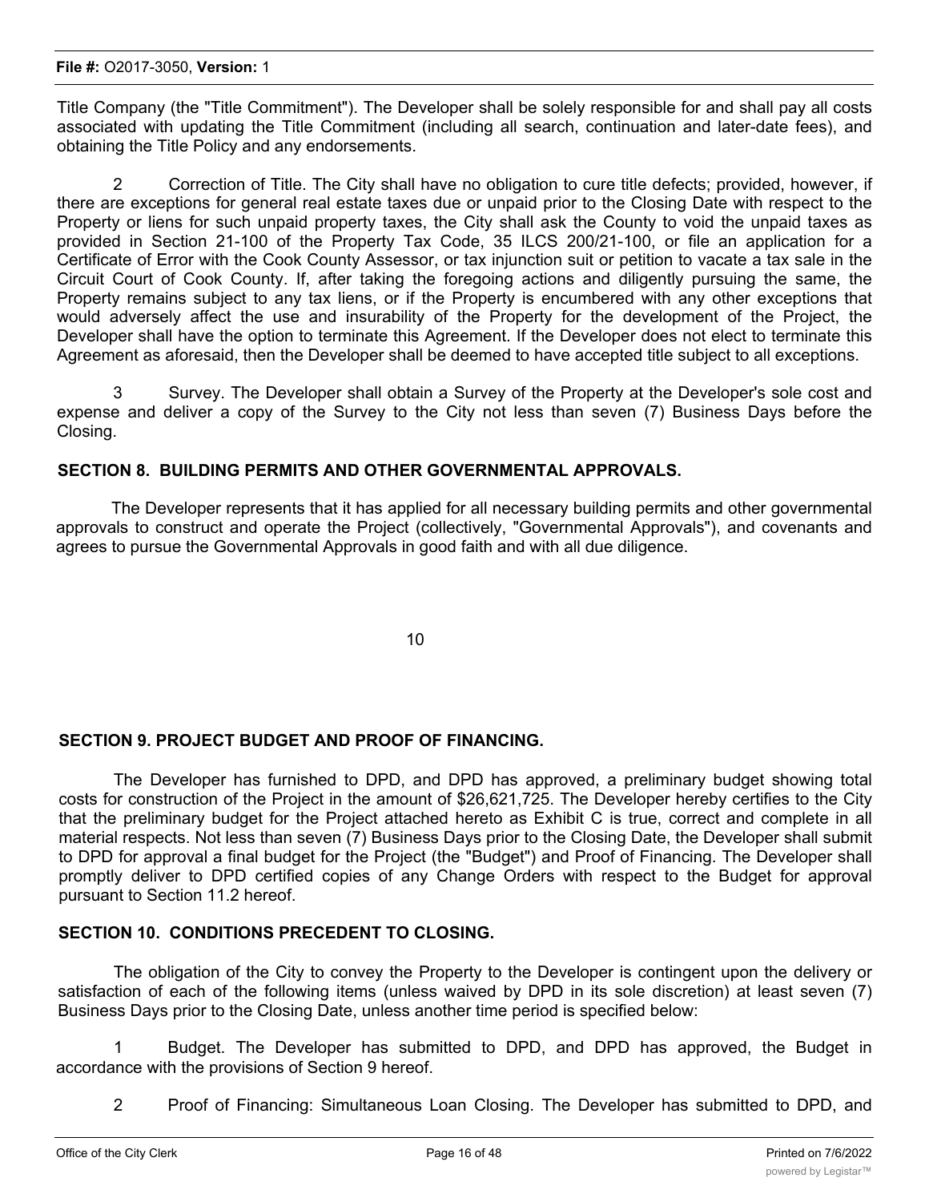Title Company (the "Title Commitment"). The Developer shall be solely responsible for and shall pay all costs associated with updating the Title Commitment (including all search, continuation and later-date fees), and obtaining the Title Policy and any endorsements.

2 Correction of Title. The City shall have no obligation to cure title defects; provided, however, if there are exceptions for general real estate taxes due or unpaid prior to the Closing Date with respect to the Property or liens for such unpaid property taxes, the City shall ask the County to void the unpaid taxes as provided in Section 21-100 of the Property Tax Code, 35 ILCS 200/21-100, or file an application for a Certificate of Error with the Cook County Assessor, or tax injunction suit or petition to vacate a tax sale in the Circuit Court of Cook County. If, after taking the foregoing actions and diligently pursuing the same, the Property remains subject to any tax liens, or if the Property is encumbered with any other exceptions that would adversely affect the use and insurability of the Property for the development of the Project, the Developer shall have the option to terminate this Agreement. If the Developer does not elect to terminate this Agreement as aforesaid, then the Developer shall be deemed to have accepted title subject to all exceptions.

3 Survey. The Developer shall obtain a Survey of the Property at the Developer's sole cost and expense and deliver a copy of the Survey to the City not less than seven (7) Business Days before the Closing.

**SECTION 8. BUILDING PERMITS AND OTHER GOVERNMENTAL APPROVALS.**

The Developer represents that it has applied for all necessary building permits and other governmental approvals to construct and operate the Project (collectively, "Governmental Approvals"), and covenants and agrees to pursue the Governmental Approvals in good faith and with all due diligence.

**SECTION 9. PROJECT BUDGET AND PROOF OF FINANCING.**

The Developer has furnished to DPD, and DPD has approved, a preliminary budget showing total costs for construction of the Project in the amount of $26,621,725. The Developer hereby certifies to the City that the preliminary budget for the Project attached hereto as Exhibit C is true, correct and complete in all material respects. Not less than seven (7) Business Days prior to the Closing Date, the Developer shall submit to DPD for approval a final budget for the Project (the "Budget") and Proof of Financing. The Developer shall promptly deliver to DPD certified copies of any Change Orders with respect to the Budget for approval pursuant to Section 11.2 hereof.

**SECTION 10. CONDITIONS PRECEDENT TO CLOSING.**

The obligation of the City to convey the Property to the Developer is contingent upon the delivery or satisfaction of each of the following items (unless waived by DPD in its sole discretion) at least seven (7) Business Days prior to the Closing Date, unless another time period is specified below:

1 Budget. The Developer has submitted to DPD, and DPD has approved, the Budget in accordance with the provisions of Section 9 hereof.

2 Proof of Financing: Simultaneous Loan Closing. The Developer has submitted to DPD, and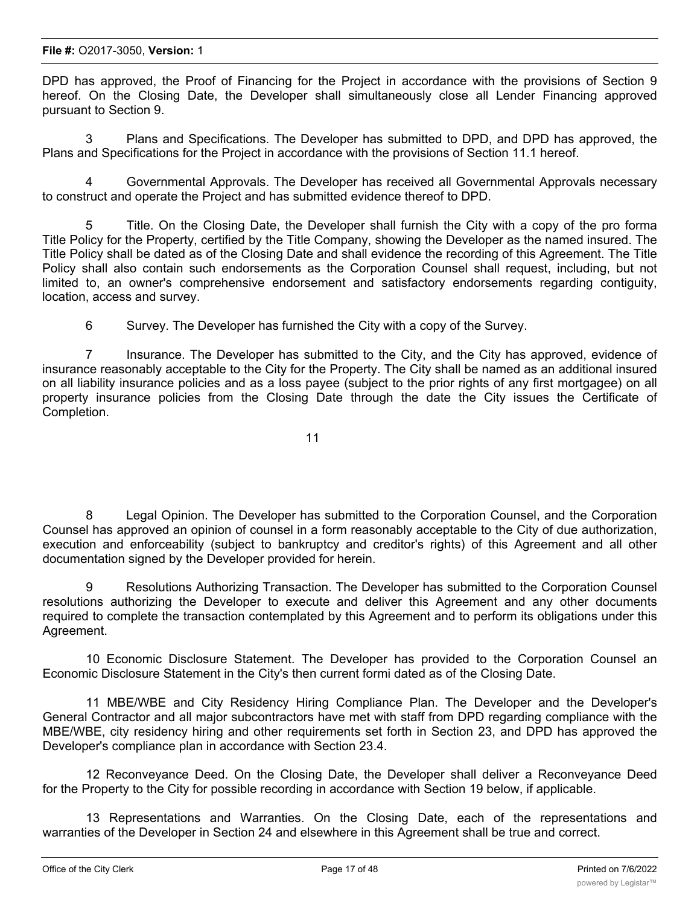DPD has approved, the Proof of Financing for the Project in accordance with the provisions of Section 9 hereof. On the Closing Date, the Developer shall simultaneously close all Lender Financing approved pursuant to Section 9.

3 Plans and Specifications. The Developer has submitted to DPD, and DPD has approved, the Plans and Specifications for the Project in accordance with the provisions of Section 11.1 hereof.

4 Governmental Approvals. The Developer has received all Governmental Approvals necessary to construct and operate the Project and has submitted evidence thereof to DPD.

5 Title. On the Closing Date, the Developer shall furnish the City with a copy of the pro forma Title Policy for the Property, certified by the Title Company, showing the Developer as the named insured. The Title Policy shall be dated as of the Closing Date and shall evidence the recording of this Agreement. The Title Policy shall also contain such endorsements as the Corporation Counsel shall request, including, but not limited to, an owner's comprehensive endorsement and satisfactory endorsements regarding contiguity, location, access and survey.

6 Survey. The Developer has furnished the City with a copy of the Survey.

7 Insurance. The Developer has submitted to the City, and the City has approved, evidence of insurance reasonably acceptable to the City for the Property. The City shall be named as an additional insured on all liability insurance policies and as a loss payee (subject to the prior rights of any first mortgagee) on all property insurance policies from the Closing Date through the date the City issues the Certificate of Completion.

8 Legal Opinion. The Developer has submitted to the Corporation Counsel, and the Corporation Counsel has approved an opinion of counsel in a form reasonably acceptable to the City of due authorization, execution and enforceability (subject to bankruptcy and creditor's rights) of this Agreement and all other documentation signed by the Developer provided for herein.

9 Resolutions Authorizing Transaction. The Developer has submitted to the Corporation Counsel resolutions authorizing the Developer to execute and deliver this Agreement and any other documents required to complete the transaction contemplated by this Agreement and to perform its obligations under this Agreement.

10 Economic Disclosure Statement. The Developer has provided to the Corporation Counsel an Economic Disclosure Statement in the City's then current formi dated as of the Closing Date.

11 MBE/WBE and City Residency Hiring Compliance Plan. The Developer and the Developer's General Contractor and all major subcontractors have met with staff from DPD regarding compliance with the MBE/WBE, city residency hiring and other requirements set forth in Section 23, and DPD has approved the Developer's compliance plan in accordance with Section 23.4.

12 Reconveyance Deed. On the Closing Date, the Developer shall deliver a Reconveyance Deed for the Property to the City for possible recording in accordance with Section 19 below, if applicable.

13 Representations and Warranties. On the Closing Date, each of the representations and warranties of the Developer in Section 24 and elsewhere in this Agreement shall be true and correct.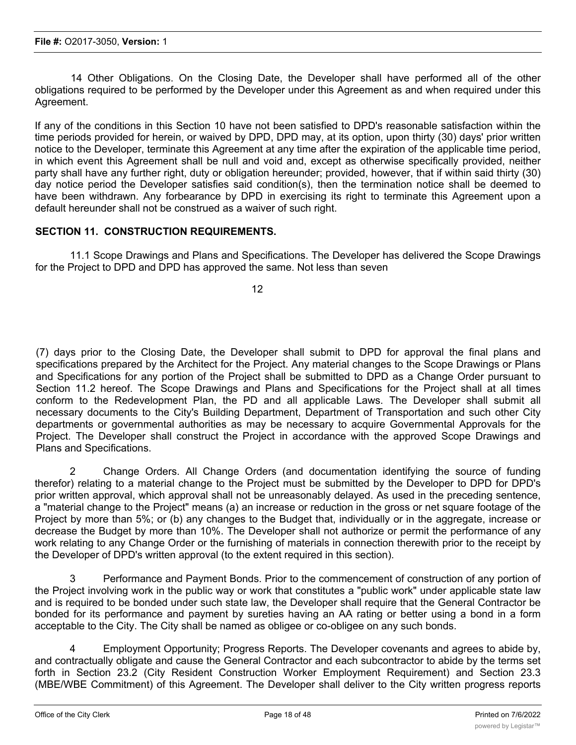14 Other Obligations. On the Closing Date, the Developer shall have performed all of the other obligations required to be performed by the Developer under this Agreement as and when required under this Agreement.

If any of the conditions in this Section 10 have not been satisfied to DPD's reasonable satisfaction within the time periods provided for herein, or waived by DPD, DPD may, at its option, upon thirty (30) days' prior written notice to the Developer, terminate this Agreement at any time after the expiration of the applicable time period, in which event this Agreement shall be null and void and, except as otherwise specifically provided, neither party shall have any further right, duty or obligation hereunder; provided, however, that if within said thirty (30) day notice period the Developer satisfies said condition(s), then the termination notice shall be deemed to have been withdrawn. Any forbearance by DPD in exercising its right to terminate this Agreement upon a default hereunder shall not be construed as a waiver of such right.

**SECTION 11. CONSTRUCTION REQUIREMENTS.**

11.1 Scope Drawings and Plans and Specifications. The Developer has delivered the Scope Drawings for the Project to DPD and DPD has approved the same. Not less than seven (7) days prior to the Closing Date, the Developer shall submit to DPD for approval the final plans and specifications prepared by the Architect for the Project. Any material changes to the Scope Drawings or Plans and Specifications for any portion of the Project shall be submitted to DPD as a Change Order pursuant to Section 11.2 hereof. The Scope Drawings and Plans and Specifications for the Project shall at all times conform to the Redevelopment Plan, the PD and all applicable Laws. The Developer shall submit all necessary documents to the City's Building Department, Department of Transportation and such other City departments or governmental authorities as may be necessary to acquire Governmental Approvals for the Project. The Developer shall construct the Project in accordance with the approved Scope Drawings and Plans and Specifications.

2 Change Orders. All Change Orders (and documentation identifying the source of funding therefor) relating to a material change to the Project must be submitted by the Developer to DPD for DPD's prior written approval, which approval shall not be unreasonably delayed. As used in the preceding sentence, a "material change to the Project" means (a) an increase or reduction in the gross or net square footage of the Project by more than 5%; or (b) any changes to the Budget that, individually or in the aggregate, increase or decrease the Budget by more than 10%. The Developer shall not authorize or permit the performance of any work relating to any Change Order or the furnishing of materials in connection therewith prior to the receipt by the Developer of DPD's written approval (to the extent required in this section).

3 Performance and Payment Bonds. Prior to the commencement of construction of any portion of the Project involving work in the public way or work that constitutes a "public work" under applicable state law and is required to be bonded under such state law, the Developer shall require that the General Contractor be bonded for its performance and payment by sureties having an AA rating or better using a bond in a form acceptable to the City. The City shall be named as obligee or co-obligee on any such bonds.

4 Employment Opportunity; Progress Reports. The Developer covenants and agrees to abide by, and contractually obligate and cause the General Contractor and each subcontractor to abide by the terms set forth in Section 23.2 (City Resident Construction Worker Employment Requirement) and Section 23.3 (MBE/WBE Commitment) of this Agreement. The Developer shall deliver to the City written progress reports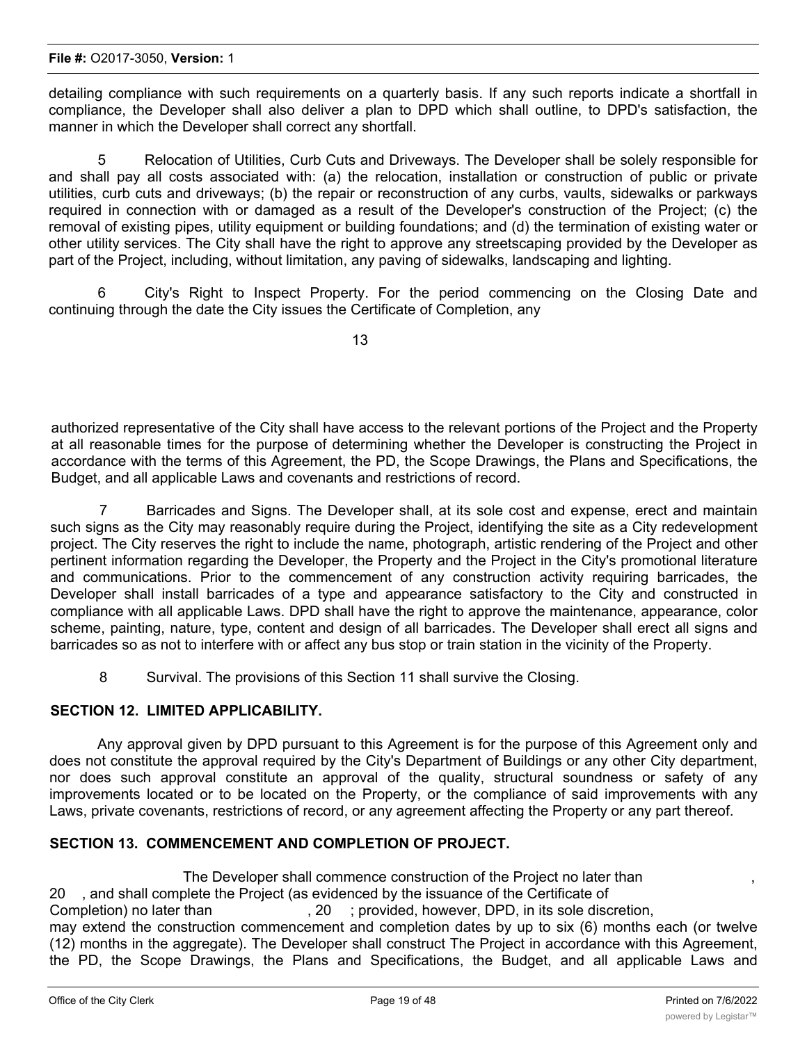detailing compliance with such requirements on a quarterly basis. If any such reports indicate a shortfall in compliance, the Developer shall also deliver a plan to DPD which shall outline, to DPD's satisfaction, the manner in which the Developer shall correct any shortfall.

5 Relocation of Utilities, Curb Cuts and Driveways. The Developer shall be solely responsible for and shall pay all costs associated with: (a) the relocation, installation or construction of public or private utilities, curb cuts and driveways; (b) the repair or reconstruction of any curbs, vaults, sidewalks or parkways required in connection with or damaged as a result of the Developer's construction of the Project; (c) the removal of existing pipes, utility equipment or building foundations; and (d) the termination of existing water or other utility services. The City shall have the right to approve any streetscaping provided by the Developer as part of the Project, including, without limitation, any paving of sidewalks, landscaping and lighting.

6 City's Right to Inspect Property. For the period commencing on the Closing Date and continuing through the date the City issues the Certificate of Completion, any authorized representative of the City shall have access to the relevant portions of the Project and the Property at all reasonable times for the purpose of determining whether the Developer is constructing the Project in accordance with the terms of this Agreement, the PD, the Scope Drawings, the Plans and Specifications, the Budget, and all applicable Laws and covenants and restrictions of record.

7 Barricades and Signs. The Developer shall, at its sole cost and expense, erect and maintain such signs as the City may reasonably require during the Project, identifying the site as a City redevelopment project. The City reserves the right to include the name, photograph, artistic rendering of the Project and other pertinent information regarding the Developer, the Property and the Project in the City's promotional literature and communications. Prior to the commencement of any construction activity requiring barricades, the Developer shall install barricades of a type and appearance satisfactory to the City and constructed in compliance with all applicable Laws. DPD shall have the right to approve the maintenance, appearance, color scheme, painting, nature, type, content and design of all barricades. The Developer shall erect all signs and barricades so as not to interfere with or affect any bus stop or train station in the vicinity of the Property.

8 Survival. The provisions of this Section 11 shall survive the Closing.

## SECTION 12. LIMITED APPLICABILITY.

Any approval given by DPD pursuant to this Agreement is for the purpose of this Agreement only and does not constitute the approval required by the City's Department of Buildings or any other City department, nor does such approval constitute an approval of the quality, structural soundness or safety of any improvements located or to be located on the Property, or the compliance of said improvements with any Laws, private covenants, restrictions of record, or any agreement affecting the Property or any part thereof.

## SECTION 13. COMMENCEMENT AND COMPLETION OF PROJECT.

The Developer shall commence construction of the Project no later than \_\_\_\_\_\_\_\_\_\_, 20\_\_, and shall complete the Project (as evidenced by the issuance of the Certificate of Completion) no later than \_\_\_\_\_\_\_\_\_\_, 20\_\_; provided, however, DPD, in its sole discretion, may extend the construction commencement and completion dates by up to six (6) months each (or twelve (12) months in the aggregate). The Developer shall construct The Project in accordance with this Agreement, the PD, the Scope Drawings, the Plans and Specifications, the Budget, and all applicable Laws and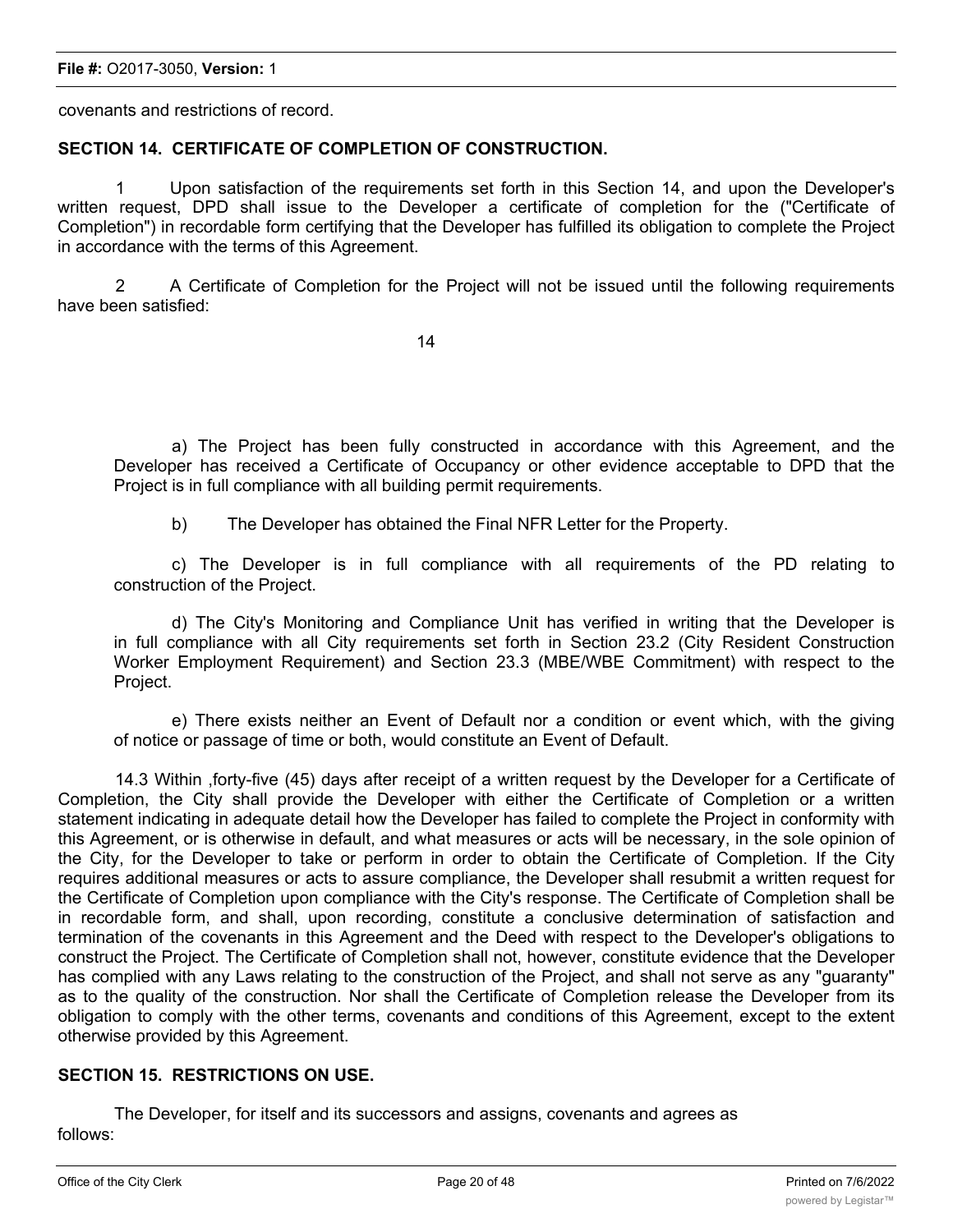covenants and restrictions of record.

## SECTION 14. CERTIFICATE OF COMPLETION OF CONSTRUCTION.

1 Upon satisfaction of the requirements set forth in this Section 14, and upon the Developer's written request, DPD shall issue to the Developer a certificate of completion for the ("Certificate of Completion") in recordable form certifying that the Developer has fulfilled its obligation to complete the Project in accordance with the terms of this Agreement.

2 A Certificate of Completion for the Project will not be issued until the following requirements have been satisfied:

a) The Project has been fully constructed in accordance with this Agreement, and the Developer has received a Certificate of Occupancy or other evidence acceptable to DPD that the Project is in full compliance with all building permit requirements.

b) The Developer has obtained the Final NFR Letter for the Property.

c) The Developer is in full compliance with all requirements of the PD relating to construction of the Project.

d) The City's Monitoring and Compliance Unit has verified in writing that the Developer is in full compliance with all City requirements set forth in Section 23.2 (City Resident Construction Worker Employment Requirement) and Section 23.3 (MBE/WBE Commitment) with respect to the Project.

e) There exists neither an Event of Default nor a condition or event which, with the giving of notice or passage of time or both, would constitute an Event of Default.

14.3 Within ,forty-five (45) days after receipt of a written request by the Developer for a Certificate of Completion, the City shall provide the Developer with either the Certificate of Completion or a written statement indicating in adequate detail how the Developer has failed to complete the Project in conformity with this Agreement, or is otherwise in default, and what measures or acts will be necessary, in the sole opinion of the City, for the Developer to take or perform in order to obtain the Certificate of Completion. If the City requires additional measures or acts to assure compliance, the Developer shall resubmit a written request for the Certificate of Completion upon compliance with the City's response. The Certificate of Completion shall be in recordable form, and shall, upon recording, constitute a conclusive determination of satisfaction and termination of the covenants in this Agreement and the Deed with respect to the Developer's obligations to construct the Project. The Certificate of Completion shall not, however, constitute evidence that the Developer has complied with any Laws relating to the construction of the Project, and shall not serve as any "guaranty" as to the quality of the construction. Nor shall the Certificate of Completion release the Developer from its obligation to comply with the other terms, covenants and conditions of this Agreement, except to the extent otherwise provided by this Agreement.

## SECTION 15. RESTRICTIONS ON USE.

The Developer, for itself and its successors and assigns, covenants and agrees as follows: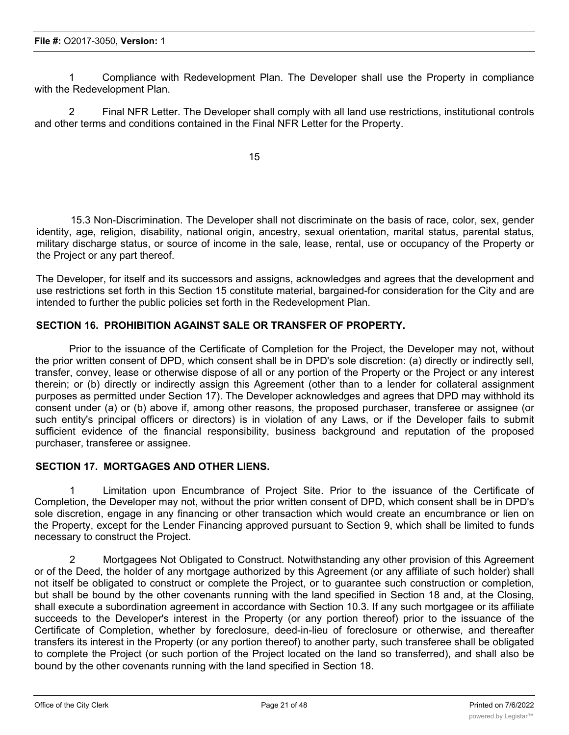1 Compliance with Redevelopment Plan. The Developer shall use the Property in compliance with the Redevelopment Plan.

2 Final NFR Letter. The Developer shall comply with all land use restrictions, institutional controls and other terms and conditions contained in the Final NFR Letter for the Property.

15.3 Non-Discrimination. The Developer shall not discriminate on the basis of race, color, sex, gender identity, age, religion, disability, national origin, ancestry, sexual orientation, marital status, parental status, military discharge status, or source of income in the sale, lease, rental, use or occupancy of the Property or the Project or any part thereof.

The Developer, for itself and its successors and assigns, acknowledges and agrees that the development and use restrictions set forth in this Section 15 constitute material, bargained-for consideration for the City and are intended to further the public policies set forth in the Redevelopment Plan.

## SECTION 16. PROHIBITION AGAINST SALE OR TRANSFER OF PROPERTY.

Prior to the issuance of the Certificate of Completion for the Project, the Developer may not, without the prior written consent of DPD, which consent shall be in DPD's sole discretion: (a) directly or indirectly sell, transfer, convey, lease or otherwise dispose of all or any portion of the Property or the Project or any interest therein; or (b) directly or indirectly assign this Agreement (other than to a lender for collateral assignment purposes as permitted under Section 17). The Developer acknowledges and agrees that DPD may withhold its consent under (a) or (b) above if, among other reasons, the proposed purchaser, transferee or assignee (or such entity's principal officers or directors) is in violation of any Laws, or if the Developer fails to submit sufficient evidence of the financial responsibility, business background and reputation of the proposed purchaser, transferee or assignee.

## SECTION 17. MORTGAGES AND OTHER LIENS.

1 Limitation upon Encumbrance of Project Site. Prior to the issuance of the Certificate of Completion, the Developer may not, without the prior written consent of DPD, which consent shall be in DPD's sole discretion, engage in any financing or other transaction which would create an encumbrance or lien on the Property, except for the Lender Financing approved pursuant to Section 9, which shall be limited to funds necessary to construct the Project.

2 Mortgagees Not Obligated to Construct. Notwithstanding any other provision of this Agreement or of the Deed, the holder of any mortgage authorized by this Agreement (or any affiliate of such holder) shall not itself be obligated to construct or complete the Project, or to guarantee such construction or completion, but shall be bound by the other covenants running with the land specified in Section 18 and, at the Closing, shall execute a subordination agreement in accordance with Section 10.3. If any such mortgagee or its affiliate succeeds to the Developer's interest in the Property (or any portion thereof) prior to the issuance of the Certificate of Completion, whether by foreclosure, deed-in-lieu of foreclosure or otherwise, and thereafter transfers its interest in the Property (or any portion thereof) to another party, such transferee shall be obligated to complete the Project (or such portion of the Project located on the land so transferred), and shall also be bound by the other covenants running with the land specified in Section 18.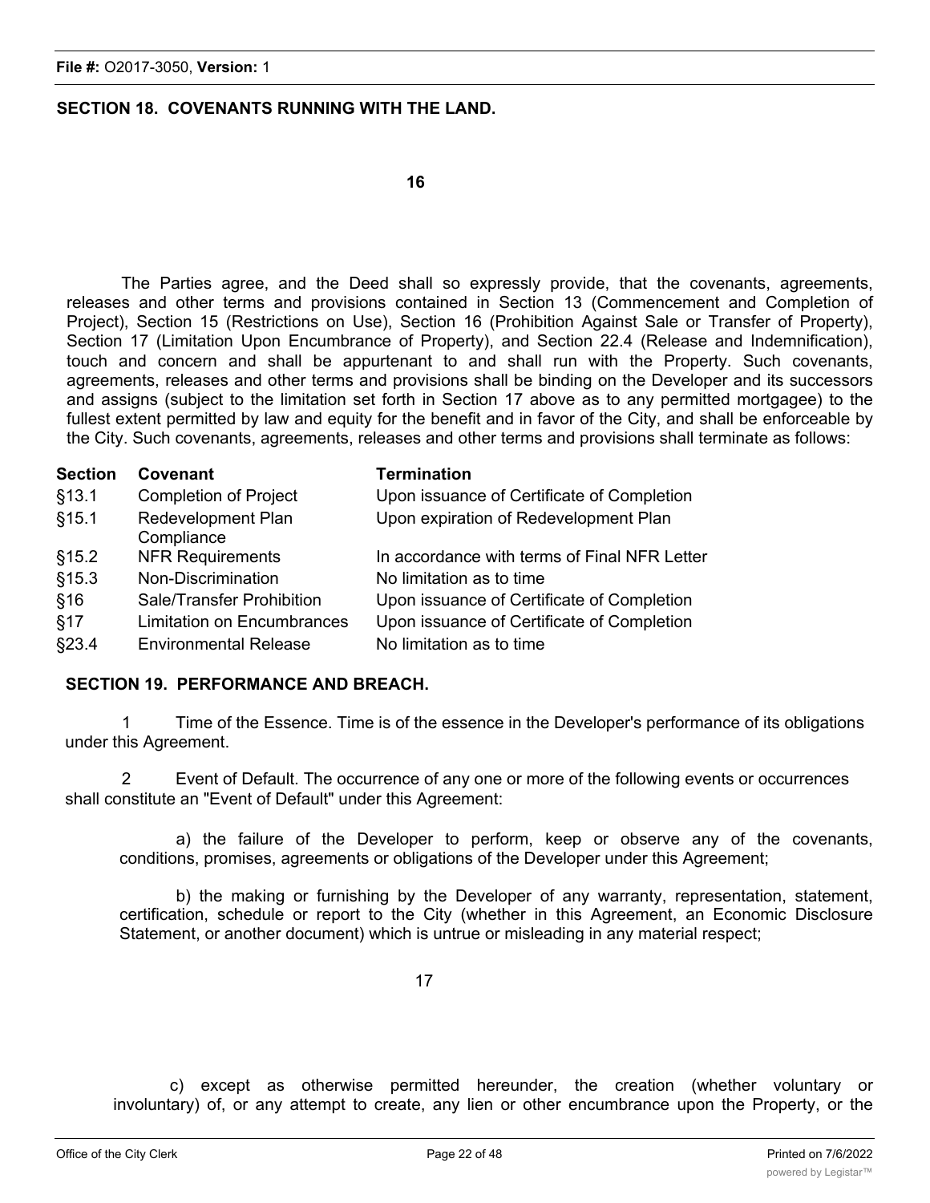**SECTION 18. COVENANTS RUNNING WITH THE LAND.**

The Parties agree, and the Deed shall so expressly provide, that the covenants, agreements, releases and other terms and provisions contained in Section 13 (Commencement and Completion of Project), Section 15 (Restrictions on Use), Section 16 (Prohibition Against Sale or Transfer of Property), Section 17 (Limitation Upon Encumbrance of Property), and Section 22.4 (Release and Indemnification), touch and concern and shall be appurtenant to and shall run with the Property. Such covenants, agreements, releases and other terms and provisions shall be binding on the Developer and its successors and assigns (subject to the limitation set forth in Section 17 above as to any permitted mortgagee) to the fullest extent permitted by law and equity for the benefit and in favor of the City, and shall be enforceable by the City. Such covenants, agreements, releases and other terms and provisions shall terminate as follows:

| Section | Covenant | Termination |
|---|---|---|
| §13.1 | Completion of Project | Upon issuance of Certificate of Completion |
| §15.1 | Redevelopment Plan Compliance | Upon expiration of Redevelopment Plan |
| §15.2 | NFR Requirements | In accordance with terms of Final NFR Letter |
| §15.3 | Non-Discrimination | No limitation as to time |
| §16 | Sale/Transfer Prohibition | Upon issuance of Certificate of Completion |
| §17 | Limitation on Encumbrances | Upon issuance of Certificate of Completion |
| §23.4 | Environmental Release | No limitation as to time |

**SECTION 19. PERFORMANCE AND BREACH.**

1 Time of the Essence. Time is of the essence in the Developer's performance of its obligations under this Agreement.

2 Event of Default. The occurrence of any one or more of the following events or occurrences shall constitute an "Event of Default" under this Agreement:

a) the failure of the Developer to perform, keep or observe any of the covenants, conditions, promises, agreements or obligations of the Developer under this Agreement;

b) the making or furnishing by the Developer of any warranty, representation, statement, certification, schedule or report to the City (whether in this Agreement, an Economic Disclosure Statement, or another document) which is untrue or misleading in any material respect;

c) except as otherwise permitted hereunder, the creation (whether voluntary or involuntary) of, or any attempt to create, any lien or other encumbrance upon the Property, or the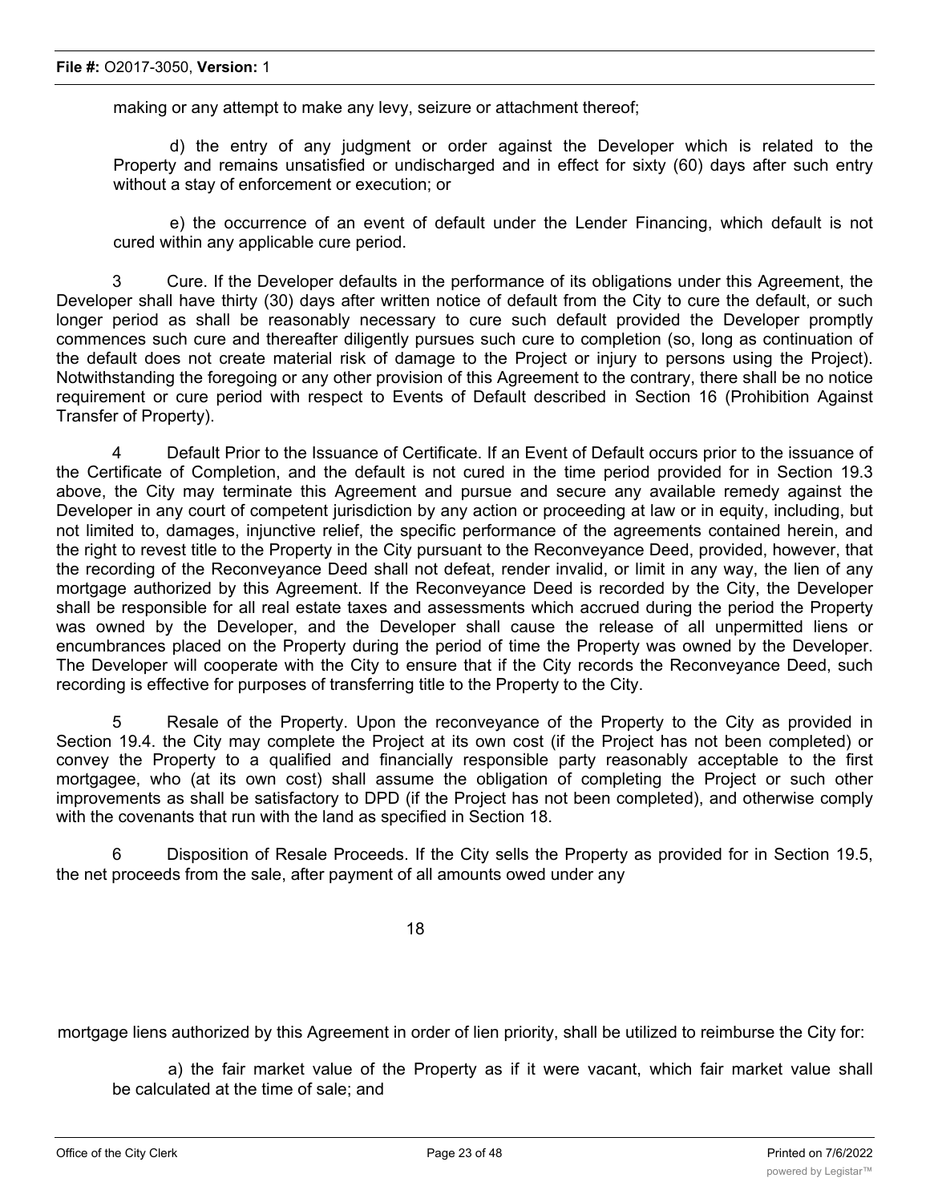making or any attempt to make any levy, seizure or attachment thereof;

d) the entry of any judgment or order against the Developer which is related to the Property and remains unsatisfied or undischarged and in effect for sixty (60) days after such entry without a stay of enforcement or execution; or

e) the occurrence of an event of default under the Lender Financing, which default is not cured within any applicable cure period.

3 Cure. If the Developer defaults in the performance of its obligations under this Agreement, the Developer shall have thirty (30) days after written notice of default from the City to cure the default, or such longer period as shall be reasonably necessary to cure such default provided the Developer promptly commences such cure and thereafter diligently pursues such cure to completion (so, long as continuation of the default does not create material risk of damage to the Project or injury to persons using the Project). Notwithstanding the foregoing or any other provision of this Agreement to the contrary, there shall be no notice requirement or cure period with respect to Events of Default described in Section 16 (Prohibition Against Transfer of Property).

4 Default Prior to the Issuance of Certificate. If an Event of Default occurs prior to the issuance of the Certificate of Completion, and the default is not cured in the time period provided for in Section 19.3 above, the City may terminate this Agreement and pursue and secure any available remedy against the Developer in any court of competent jurisdiction by any action or proceeding at law or in equity, including, but not limited to, damages, injunctive relief, the specific performance of the agreements contained herein, and the right to revest title to the Property in the City pursuant to the Reconveyance Deed, provided, however, that the recording of the Reconveyance Deed shall not defeat, render invalid, or limit in any way, the lien of any mortgage authorized by this Agreement. If the Reconveyance Deed is recorded by the City, the Developer shall be responsible for all real estate taxes and assessments which accrued during the period the Property was owned by the Developer, and the Developer shall cause the release of all unpermitted liens or encumbrances placed on the Property during the period of time the Property was owned by the Developer. The Developer will cooperate with the City to ensure that if the City records the Reconveyance Deed, such recording is effective for purposes of transferring title to the Property to the City.

5 Resale of the Property. Upon the reconveyance of the Property to the City as provided in Section 19.4. the City may complete the Project at its own cost (if the Project has not been completed) or convey the Property to a qualified and financially responsible party reasonably acceptable to the first mortgagee, who (at its own cost) shall assume the obligation of completing the Project or such other improvements as shall be satisfactory to DPD (if the Project has not been completed), and otherwise comply with the covenants that run with the land as specified in Section 18.

6 Disposition of Resale Proceeds. If the City sells the Property as provided for in Section 19.5, the net proceeds from the sale, after payment of all amounts owed under any

mortgage liens authorized by this Agreement in order of lien priority, shall be utilized to reimburse the City for:

a) the fair market value of the Property as if it were vacant, which fair market value shall be calculated at the time of sale; and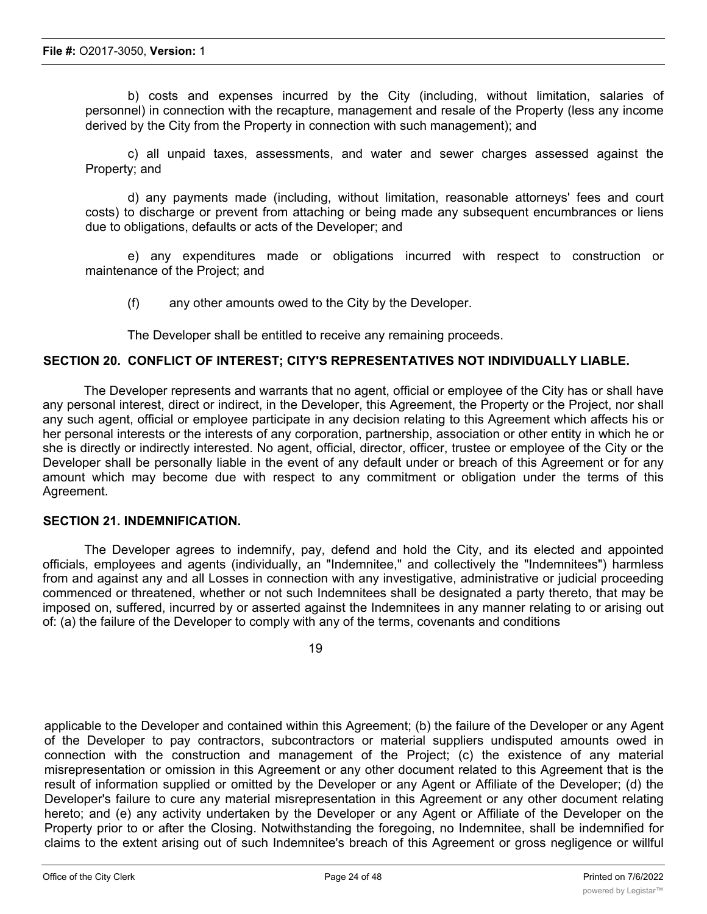b) costs and expenses incurred by the City (including, without limitation, salaries of personnel) in connection with the recapture, management and resale of the Property (less any income derived by the City from the Property in connection with such management); and

c) all unpaid taxes, assessments, and water and sewer charges assessed against the Property; and

d) any payments made (including, without limitation, reasonable attorneys' fees and court costs) to discharge or prevent from attaching or being made any subsequent encumbrances or liens due to obligations, defaults or acts of the Developer; and

e) any expenditures made or obligations incurred with respect to construction or maintenance of the Project; and

(f) any other amounts owed to the City by the Developer.

The Developer shall be entitled to receive any remaining proceeds.

**SECTION 20. CONFLICT OF INTEREST; CITY'S REPRESENTATIVES NOT INDIVIDUALLY LIABLE.**

The Developer represents and warrants that no agent, official or employee of the City has or shall have any personal interest, direct or indirect, in the Developer, this Agreement, the Property or the Project, nor shall any such agent, official or employee participate in any decision relating to this Agreement which affects his or her personal interests or the interests of any corporation, partnership, association or other entity in which he or she is directly or indirectly interested. No agent, official, director, officer, trustee or employee of the City or the Developer shall be personally liable in the event of any default under or breach of this Agreement or for any amount which may become due with respect to any commitment or obligation under the terms of this Agreement.

**SECTION 21. INDEMNIFICATION.**

The Developer agrees to indemnify, pay, defend and hold the City, and its elected and appointed officials, employees and agents (individually, an "Indemnitee," and collectively the "Indemnitees") harmless from and against any and all Losses in connection with any investigative, administrative or judicial proceeding commenced or threatened, whether or not such Indemnitees shall be designated a party thereto, that may be imposed on, suffered, incurred by or asserted against the Indemnitees in any manner relating to or arising out of: (a) the failure of the Developer to comply with any of the terms, covenants and conditions applicable to the Developer and contained within this Agreement; (b) the failure of the Developer or any Agent of the Developer to pay contractors, subcontractors or material suppliers undisputed amounts owed in connection with the construction and management of the Project; (c) the existence of any material misrepresentation or omission in this Agreement or any other document related to this Agreement that is the result of information supplied or omitted by the Developer or any Agent or Affiliate of the Developer; (d) the Developer's failure to cure any material misrepresentation in this Agreement or any other document relating hereto; and (e) any activity undertaken by the Developer or any Agent or Affiliate of the Developer on the Property prior to or after the Closing. Notwithstanding the foregoing, no Indemnitee, shall be indemnified for claims to the extent arising out of such Indemnitee's breach of this Agreement or gross negligence or willful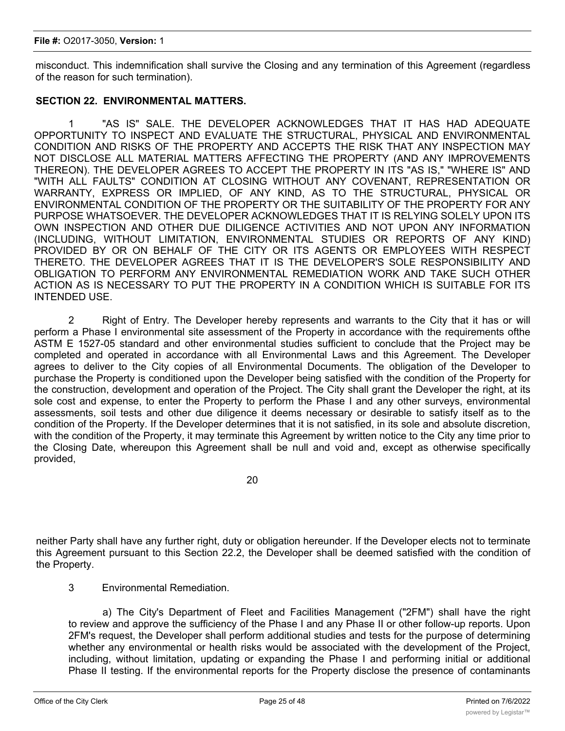misconduct. This indemnification shall survive the Closing and any termination of this Agreement (regardless of the reason for such termination).

**SECTION 22. ENVIRONMENTAL MATTERS.**

1 "AS IS" SALE. THE DEVELOPER ACKNOWLEDGES THAT IT HAS HAD ADEQUATE OPPORTUNITY TO INSPECT AND EVALUATE THE STRUCTURAL, PHYSICAL AND ENVIRONMENTAL CONDITION AND RISKS OF THE PROPERTY AND ACCEPTS THE RISK THAT ANY INSPECTION MAY NOT DISCLOSE ALL MATERIAL MATTERS AFFECTING THE PROPERTY (AND ANY IMPROVEMENTS THEREON). THE DEVELOPER AGREES TO ACCEPT THE PROPERTY IN ITS "AS IS," "WHERE IS" AND "WITH ALL FAULTS" CONDITION AT CLOSING WITHOUT ANY COVENANT, REPRESENTATION OR WARRANTY, EXPRESS OR IMPLIED, OF ANY KIND, AS TO THE STRUCTURAL, PHYSICAL OR ENVIRONMENTAL CONDITION OF THE PROPERTY OR THE SUITABILITY OF THE PROPERTY FOR ANY PURPOSE WHATSOEVER. THE DEVELOPER ACKNOWLEDGES THAT IT IS RELYING SOLELY UPON ITS OWN INSPECTION AND OTHER DUE DILIGENCE ACTIVITIES AND NOT UPON ANY INFORMATION (INCLUDING, WITHOUT LIMITATION, ENVIRONMENTAL STUDIES OR REPORTS OF ANY KIND) PROVIDED BY OR ON BEHALF OF THE CITY OR ITS AGENTS OR EMPLOYEES WITH RESPECT THERETO. THE DEVELOPER AGREES THAT IT IS THE DEVELOPER'S SOLE RESPONSIBILITY AND OBLIGATION TO PERFORM ANY ENVIRONMENTAL REMEDIATION WORK AND TAKE SUCH OTHER ACTION AS IS NECESSARY TO PUT THE PROPERTY IN A CONDITION WHICH IS SUITABLE FOR ITS INTENDED USE.

2 Right of Entry. The Developer hereby represents and warrants to the City that it has or will perform a Phase I environmental site assessment of the Property in accordance with the requirements ofthe ASTM E 1527-05 standard and other environmental studies sufficient to conclude that the Project may be completed and operated in accordance with all Environmental Laws and this Agreement. The Developer agrees to deliver to the City copies of all Environmental Documents. The obligation of the Developer to purchase the Property is conditioned upon the Developer being satisfied with the condition of the Property for the construction, development and operation of the Project. The City shall grant the Developer the right, at its sole cost and expense, to enter the Property to perform the Phase I and any other surveys, environmental assessments, soil tests and other due diligence it deems necessary or desirable to satisfy itself as to the condition of the Property. If the Developer determines that it is not satisfied, in its sole and absolute discretion, with the condition of the Property, it may terminate this Agreement by written notice to the City any time prior to the Closing Date, whereupon this Agreement shall be null and void and, except as otherwise specifically provided, neither Party shall have any further right, duty or obligation hereunder. If the Developer elects not to terminate this Agreement pursuant to this Section 22.2, the Developer shall be deemed satisfied with the condition of the Property.

3 Environmental Remediation.

a) The City's Department of Fleet and Facilities Management ("2FM") shall have the right to review and approve the sufficiency of the Phase I and any Phase II or other follow-up reports. Upon 2FM's request, the Developer shall perform additional studies and tests for the purpose of determining whether any environmental or health risks would be associated with the development of the Project, including, without limitation, updating or expanding the Phase I and performing initial or additional Phase II testing. If the environmental reports for the Property disclose the presence of contaminants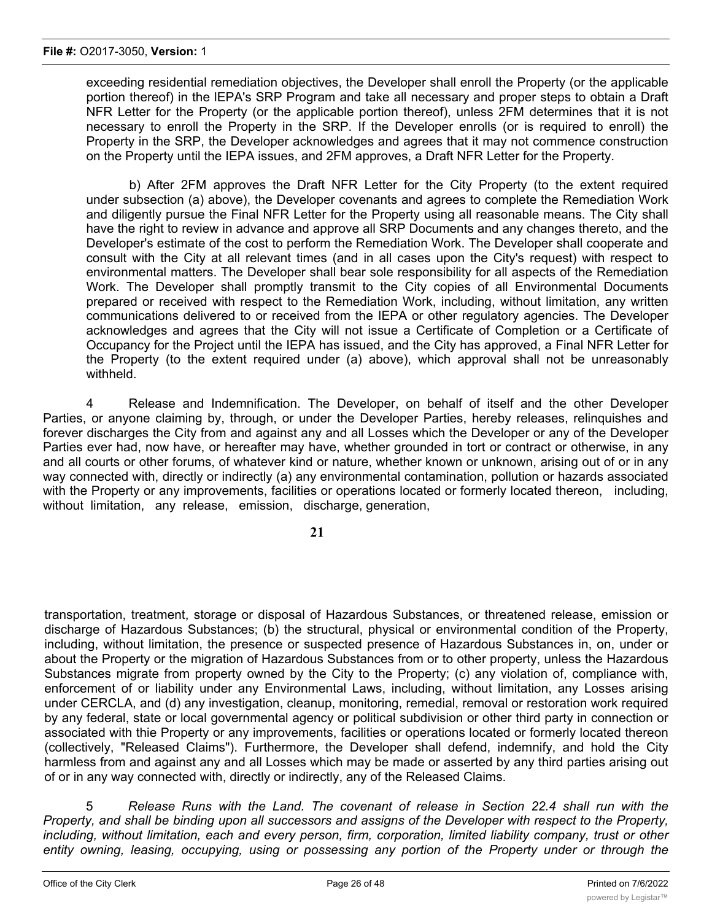exceeding residential remediation objectives, the Developer shall enroll the Property (or the applicable portion thereof) in the lEPA's SRP Program and take all necessary and proper steps to obtain a Draft NFR Letter for the Property (or the applicable portion thereof), unless 2FM determines that it is not necessary to enroll the Property in the SRP. If the Developer enrolls (or is required to enroll) the Property in the SRP, the Developer acknowledges and agrees that it may not commence construction on the Property until the IEPA issues, and 2FM approves, a Draft NFR Letter for the Property.

b) After 2FM approves the Draft NFR Letter for the City Property (to the extent required under subsection (a) above), the Developer covenants and agrees to complete the Remediation Work and diligently pursue the Final NFR Letter for the Property using all reasonable means. The City shall have the right to review in advance and approve all SRP Documents and any changes thereto, and the Developer's estimate of the cost to perform the Remediation Work. The Developer shall cooperate and consult with the City at all relevant times (and in all cases upon the City's request) with respect to environmental matters. The Developer shall bear sole responsibility for all aspects of the Remediation Work. The Developer shall promptly transmit to the City copies of all Environmental Documents prepared or received with respect to the Remediation Work, including, without limitation, any written communications delivered to or received from the IEPA or other regulatory agencies. The Developer acknowledges and agrees that the City will not issue a Certificate of Completion or a Certificate of Occupancy for the Project until the IEPA has issued, and the City has approved, a Final NFR Letter for the Property (to the extent required under (a) above), which approval shall not be unreasonably withheld.

4 Release and Indemnification. The Developer, on behalf of itself and the other Developer Parties, or anyone claiming by, through, or under the Developer Parties, hereby releases, relinquishes and forever discharges the City from and against any and all Losses which the Developer or any of the Developer Parties ever had, now have, or hereafter may have, whether grounded in tort or contract or otherwise, in any and all courts or other forums, of whatever kind or nature, whether known or unknown, arising out of or in any way connected with, directly or indirectly (a) any environmental contamination, pollution or hazards associated with the Property or any improvements, facilities or operations located or formerly located thereon, including, without limitation, any release, emission, discharge, generation,

transportation, treatment, storage or disposal of Hazardous Substances, or threatened release, emission or discharge of Hazardous Substances; (b) the structural, physical or environmental condition of the Property, including, without limitation, the presence or suspected presence of Hazardous Substances in, on, under or about the Property or the migration of Hazardous Substances from or to other property, unless the Hazardous Substances migrate from property owned by the City to the Property; (c) any violation of, compliance with, enforcement of or liability under any Environmental Laws, including, without limitation, any Losses arising under CERCLA, and (d) any investigation, cleanup, monitoring, remedial, removal or restoration work required by any federal, state or local governmental agency or political subdivision or other third party in connection or associated with thie Property or any improvements, facilities or operations located or formerly located thereon (collectively, "Released Claims"). Furthermore, the Developer shall defend, indemnify, and hold the City harmless from and against any and all Losses which may be made or asserted by any third parties arising out of or in any way connected with, directly or indirectly, any of the Released Claims.

5 *Release Runs with the Land. The covenant of release in Section 22.4 shall run with the Property, and shall be binding upon all successors and assigns of the Developer with respect to the Property, including, without limitation, each and every person, firm, corporation, limited liability company, trust or other entity owning, leasing, occupying, using or possessing any portion of the Property under or through the*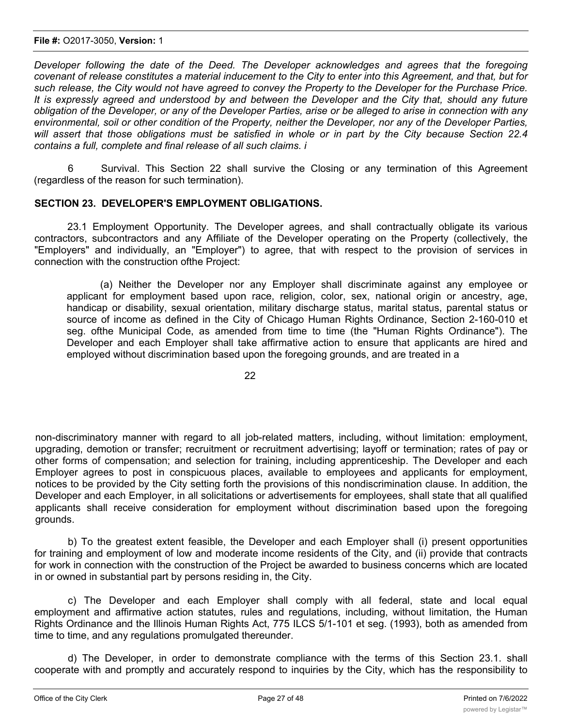*Developer following the date of the Deed. The Developer acknowledges and agrees that the foregoing covenant of release constitutes a material inducement to the City to enter into this Agreement, and that, but for such release, the City would not have agreed to convey the Property to the Developer for the Purchase Price. It is expressly agreed and understood by and between the Developer and the City that, should any future obligation of the Developer, or any of the Developer Parties, arise or be alleged to arise in connection with any environmental, soil or other condition of the Property, neither the Developer, nor any of the Developer Parties, will assert that those obligations must be satisfied in whole or in part by the City because Section 22.4 contains a full, complete and final release of all such claims. i*

6 Survival. This Section 22 shall survive the Closing or any termination of this Agreement (regardless of the reason for such termination).

## SECTION 23. DEVELOPER'S EMPLOYMENT OBLIGATIONS.

23.1 Employment Opportunity. The Developer agrees, and shall contractually obligate its various contractors, subcontractors and any Affiliate of the Developer operating on the Property (collectively, the "Employers" and individually, an "Employer") to agree, that with respect to the provision of services in connection with the construction ofthe Project:

(a) Neither the Developer nor any Employer shall discriminate against any employee or applicant for employment based upon race, religion, color, sex, national origin or ancestry, age, handicap or disability, sexual orientation, military discharge status, marital status, parental status or source of income as defined in the City of Chicago Human Rights Ordinance, Section 2-160-010 et seg. ofthe Municipal Code, as amended from time to time (the "Human Rights Ordinance"). The Developer and each Employer shall take affirmative action to ensure that applicants are hired and employed without discrimination based upon the foregoing grounds, and are treated in a non-discriminatory manner with regard to all job-related matters, including, without limitation: employment, upgrading, demotion or transfer; recruitment or recruitment advertising; layoff or termination; rates of pay or other forms of compensation; and selection for training, including apprenticeship. The Developer and each Employer agrees to post in conspicuous places, available to employees and applicants for employment, notices to be provided by the City setting forth the provisions of this nondiscrimination clause. In addition, the Developer and each Employer, in all solicitations or advertisements for employees, shall state that all qualified applicants shall receive consideration for employment without discrimination based upon the foregoing grounds.

b) To the greatest extent feasible, the Developer and each Employer shall (i) present opportunities for training and employment of low and moderate income residents of the City, and (ii) provide that contracts for work in connection with the construction of the Project be awarded to business concerns which are located in or owned in substantial part by persons residing in, the City.

c) The Developer and each Employer shall comply with all federal, state and local equal employment and affirmative action statutes, rules and regulations, including, without limitation, the Human Rights Ordinance and the Illinois Human Rights Act, 775 ILCS 5/1-101 et seg. (1993), both as amended from time to time, and any regulations promulgated thereunder.

d) The Developer, in order to demonstrate compliance with the terms of this Section 23.1. shall cooperate with and promptly and accurately respond to inquiries by the City, which has the responsibility to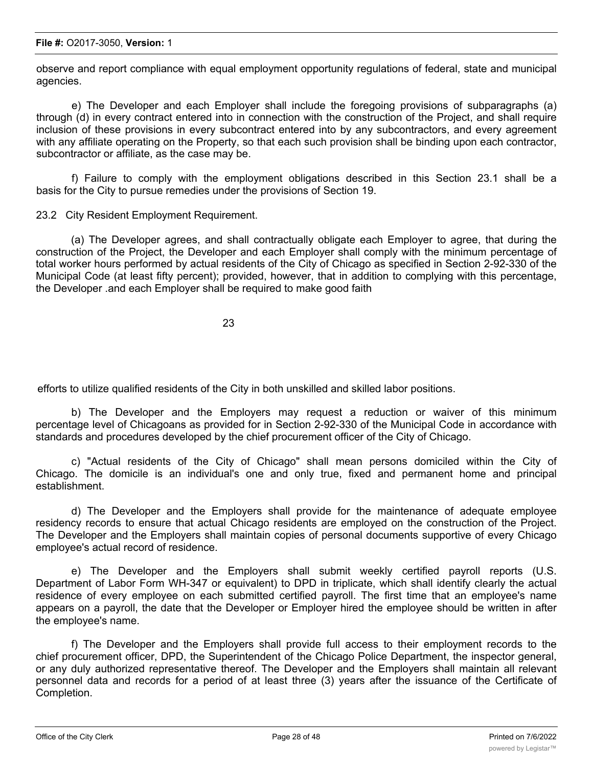observe and report compliance with equal employment opportunity regulations of federal, state and municipal agencies.

e) The Developer and each Employer shall include the foregoing provisions of subparagraphs (a) through (d) in every contract entered into in connection with the construction of the Project, and shall require inclusion of these provisions in every subcontract entered into by any subcontractors, and every agreement with any affiliate operating on the Property, so that each such provision shall be binding upon each contractor, subcontractor or affiliate, as the case may be.

f) Failure to comply with the employment obligations described in this Section 23.1 shall be a basis for the City to pursue remedies under the provisions of Section 19.

23.2 City Resident Employment Requirement.

(a) The Developer agrees, and shall contractually obligate each Employer to agree, that during the construction of the Project, the Developer and each Employer shall comply with the minimum percentage of total worker hours performed by actual residents of the City of Chicago as specified in Section 2-92-330 of the Municipal Code (at least fifty percent); provided, however, that in addition to complying with this percentage, the Developer .and each Employer shall be required to make good faith efforts to utilize qualified residents of the City in both unskilled and skilled labor positions.

b) The Developer and the Employers may request a reduction or waiver of this minimum percentage level of Chicagoans as provided for in Section 2-92-330 of the Municipal Code in accordance with standards and procedures developed by the chief procurement officer of the City of Chicago.

c) "Actual residents of the City of Chicago" shall mean persons domiciled within the City of Chicago. The domicile is an individual's one and only true, fixed and permanent home and principal establishment.

d) The Developer and the Employers shall provide for the maintenance of adequate employee residency records to ensure that actual Chicago residents are employed on the construction of the Project. The Developer and the Employers shall maintain copies of personal documents supportive of every Chicago employee's actual record of residence.

e) The Developer and the Employers shall submit weekly certified payroll reports (U.S. Department of Labor Form WH-347 or equivalent) to DPD in triplicate, which shall identify clearly the actual residence of every employee on each submitted certified payroll. The first time that an employee's name appears on a payroll, the date that the Developer or Employer hired the employee should be written in after the employee's name.

f) The Developer and the Employers shall provide full access to their employment records to the chief procurement officer, DPD, the Superintendent of the Chicago Police Department, the inspector general, or any duly authorized representative thereof. The Developer and the Employers shall maintain all relevant personnel data and records for a period of at least three (3) years after the issuance of the Certificate of Completion.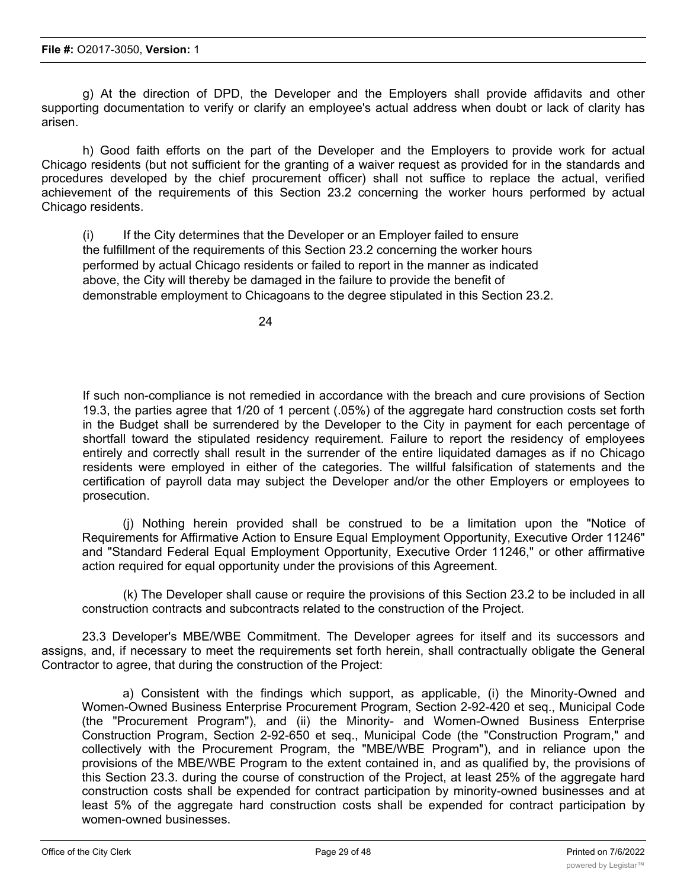g) At the direction of DPD, the Developer and the Employers shall provide affidavits and other supporting documentation to verify or clarify an employee's actual address when doubt or lack of clarity has arisen.

h) Good faith efforts on the part of the Developer and the Employers to provide work for actual Chicago residents (but not sufficient for the granting of a waiver request as provided for in the standards and procedures developed by the chief procurement officer) shall not suffice to replace the actual, verified achievement of the requirements of this Section 23.2 concerning the worker hours performed by actual Chicago residents.

(i) If the City determines that the Developer or an Employer failed to ensure the fulfillment of the requirements of this Section 23.2 concerning the worker hours performed by actual Chicago residents or failed to report in the manner as indicated above, the City will thereby be damaged in the failure to provide the benefit of demonstrable employment to Chicagoans to the degree stipulated in this Section 23.2.

If such non-compliance is not remedied in accordance with the breach and cure provisions of Section 19.3, the parties agree that 1/20 of 1 percent (.05%) of the aggregate hard construction costs set forth in the Budget shall be surrendered by the Developer to the City in payment for each percentage of shortfall toward the stipulated residency requirement. Failure to report the residency of employees entirely and correctly shall result in the surrender of the entire liquidated damages as if no Chicago residents were employed in either of the categories. The willful falsification of statements and the certification of payroll data may subject the Developer and/or the other Employers or employees to prosecution.

(j) Nothing herein provided shall be construed to be a limitation upon the "Notice of Requirements for Affirmative Action to Ensure Equal Employment Opportunity, Executive Order 11246" and "Standard Federal Equal Employment Opportunity, Executive Order 11246," or other affirmative action required for equal opportunity under the provisions of this Agreement.

(k) The Developer shall cause or require the provisions of this Section 23.2 to be included in all construction contracts and subcontracts related to the construction of the Project.

23.3 Developer's MBE/WBE Commitment. The Developer agrees for itself and its successors and assigns, and, if necessary to meet the requirements set forth herein, shall contractually obligate the General Contractor to agree, that during the construction of the Project:

a) Consistent with the findings which support, as applicable, (i) the Minority-Owned and Women-Owned Business Enterprise Procurement Program, Section 2-92-420 et seq., Municipal Code (the "Procurement Program"), and (ii) the Minority- and Women-Owned Business Enterprise Construction Program, Section 2-92-650 et seq., Municipal Code (the "Construction Program," and collectively with the Procurement Program, the "MBE/WBE Program"), and in reliance upon the provisions of the MBE/WBE Program to the extent contained in, and as qualified by, the provisions of this Section 23.3. during the course of construction of the Project, at least 25% of the aggregate hard construction costs shall be expended for contract participation by minority-owned businesses and at least 5% of the aggregate hard construction costs shall be expended for contract participation by women-owned businesses.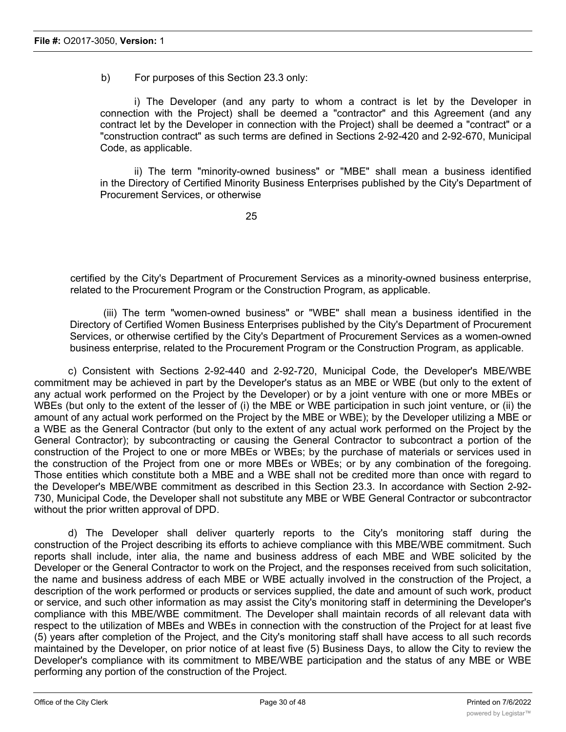b) For purposes of this Section 23.3 only:

i) The Developer (and any party to whom a contract is let by the Developer in connection with the Project) shall be deemed a "contractor" and this Agreement (and any contract let by the Developer in connection with the Project) shall be deemed a "contract" or a "construction contract" as such terms are defined in Sections 2-92-420 and 2-92-670, Municipal Code, as applicable.

ii) The term "minority-owned business" or "MBE" shall mean a business identified in the Directory of Certified Minority Business Enterprises published by the City's Department of Procurement Services, or otherwise certified by the City's Department of Procurement Services as a minority-owned business enterprise, related to the Procurement Program or the Construction Program, as applicable.

(iii) The term "women-owned business" or "WBE" shall mean a business identified in the Directory of Certified Women Business Enterprises published by the City's Department of Procurement Services, or otherwise certified by the City's Department of Procurement Services as a women-owned business enterprise, related to the Procurement Program or the Construction Program, as applicable.

c) Consistent with Sections 2-92-440 and 2-92-720, Municipal Code, the Developer's MBE/WBE commitment may be achieved in part by the Developer's status as an MBE or WBE (but only to the extent of any actual work performed on the Project by the Developer) or by a joint venture with one or more MBEs or WBEs (but only to the extent of the lesser of (i) the MBE or WBE participation in such joint venture, or (ii) the amount of any actual work performed on the Project by the MBE or WBE); by the Developer utilizing a MBE or a WBE as the General Contractor (but only to the extent of any actual work performed on the Project by the General Contractor); by subcontracting or causing the General Contractor to subcontract a portion of the construction of the Project to one or more MBEs or WBEs; by the purchase of materials or services used in the construction of the Project from one or more MBEs or WBEs; or by any combination of the foregoing. Those entities which constitute both a MBE and a WBE shall not be credited more than once with regard to the Developer's MBE/WBE commitment as described in this Section 23.3. In accordance with Section 2-92-730, Municipal Code, the Developer shall not substitute any MBE or WBE General Contractor or subcontractor without the prior written approval of DPD.

d) The Developer shall deliver quarterly reports to the City's monitoring staff during the construction of the Project describing its efforts to achieve compliance with this MBE/WBE commitment. Such reports shall include, inter alia, the name and business address of each MBE and WBE solicited by the Developer or the General Contractor to work on the Project, and the responses received from such solicitation, the name and business address of each MBE or WBE actually involved in the construction of the Project, a description of the work performed or products or services supplied, the date and amount of such work, product or service, and such other information as may assist the City's monitoring staff in determining the Developer's compliance with this MBE/WBE commitment. The Developer shall maintain records of all relevant data with respect to the utilization of MBEs and WBEs in connection with the construction of the Project for at least five (5) years after completion of the Project, and the City's monitoring staff shall have access to all such records maintained by the Developer, on prior notice of at least five (5) Business Days, to allow the City to review the Developer's compliance with its commitment to MBE/WBE participation and the status of any MBE or WBE performing any portion of the construction of the Project.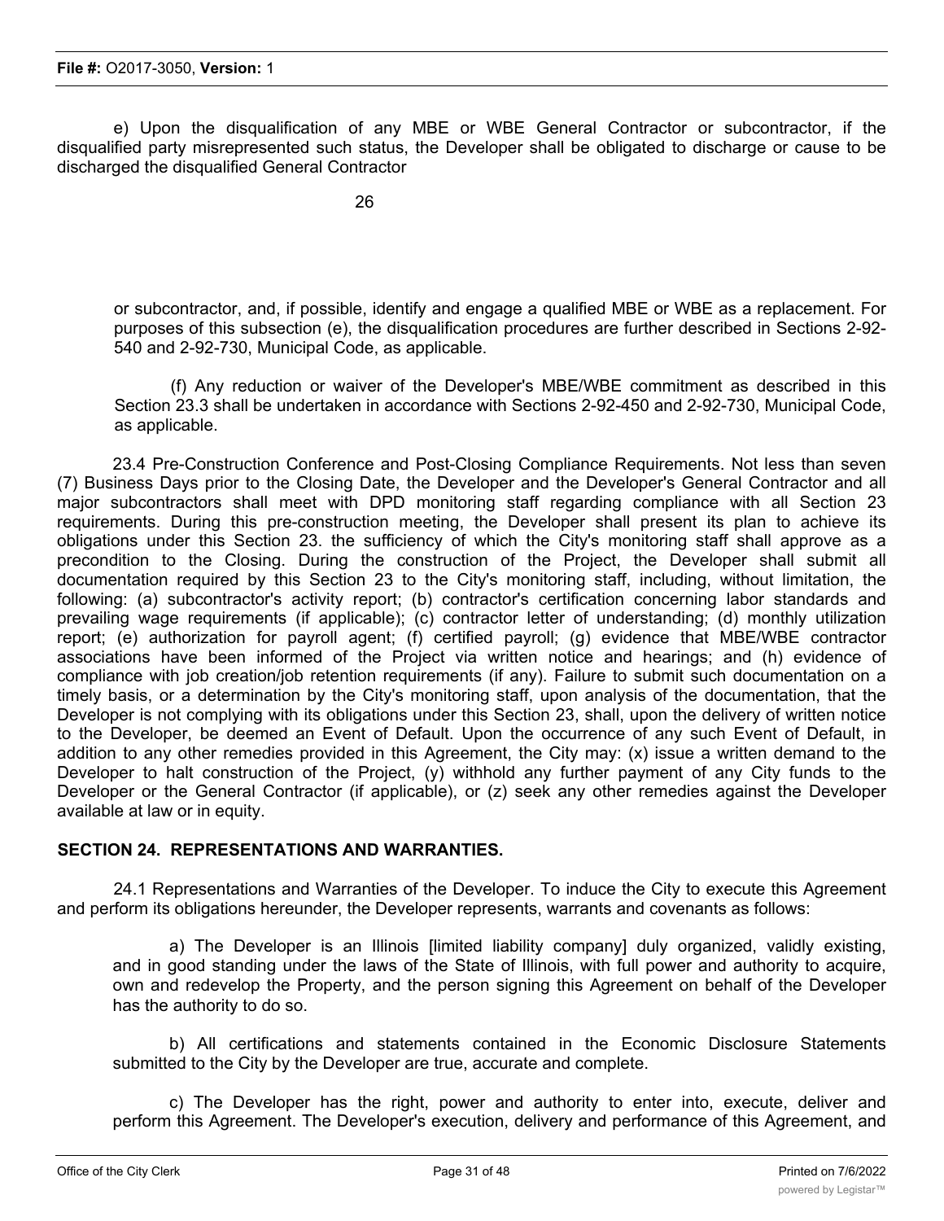e) Upon the disqualification of any MBE or WBE General Contractor or subcontractor, if the disqualified party misrepresented such status, the Developer shall be obligated to discharge or cause to be discharged the disqualified General Contractor or subcontractor, and, if possible, identify and engage a qualified MBE or WBE as a replacement. For purposes of this subsection (e), the disqualification procedures are further described in Sections 2-92-540 and 2-92-730, Municipal Code, as applicable.

(f) Any reduction or waiver of the Developer's MBE/WBE commitment as described in this Section 23.3 shall be undertaken in accordance with Sections 2-92-450 and 2-92-730, Municipal Code, as applicable.

23.4 Pre-Construction Conference and Post-Closing Compliance Requirements. Not less than seven (7) Business Days prior to the Closing Date, the Developer and the Developer's General Contractor and all major subcontractors shall meet with DPD monitoring staff regarding compliance with all Section 23 requirements. During this pre-construction meeting, the Developer shall present its plan to achieve its obligations under this Section 23. the sufficiency of which the City's monitoring staff shall approve as a precondition to the Closing. During the construction of the Project, the Developer shall submit all documentation required by this Section 23 to the City's monitoring staff, including, without limitation, the following: (a) subcontractor's activity report; (b) contractor's certification concerning labor standards and prevailing wage requirements (if applicable); (c) contractor letter of understanding; (d) monthly utilization report; (e) authorization for payroll agent; (f) certified payroll; (g) evidence that MBE/WBE contractor associations have been informed of the Project via written notice and hearings; and (h) evidence of compliance with job creation/job retention requirements (if any). Failure to submit such documentation on a timely basis, or a determination by the City's monitoring staff, upon analysis of the documentation, that the Developer is not complying with its obligations under this Section 23, shall, upon the delivery of written notice to the Developer, be deemed an Event of Default. Upon the occurrence of any such Event of Default, in addition to any other remedies provided in this Agreement, the City may: (x) issue a written demand to the Developer to halt construction of the Project, (y) withhold any further payment of any City funds to the Developer or the General Contractor (if applicable), or (z) seek any other remedies against the Developer available at law or in equity.

## SECTION 24. REPRESENTATIONS AND WARRANTIES.

24.1 Representations and Warranties of the Developer. To induce the City to execute this Agreement and perform its obligations hereunder, the Developer represents, warrants and covenants as follows:

a) The Developer is an Illinois [limited liability company] duly organized, validly existing, and in good standing under the laws of the State of Illinois, with full power and authority to acquire, own and redevelop the Property, and the person signing this Agreement on behalf of the Developer has the authority to do so.

b) All certifications and statements contained in the Economic Disclosure Statements submitted to the City by the Developer are true, accurate and complete.

c) The Developer has the right, power and authority to enter into, execute, deliver and perform this Agreement. The Developer's execution, delivery and performance of this Agreement, and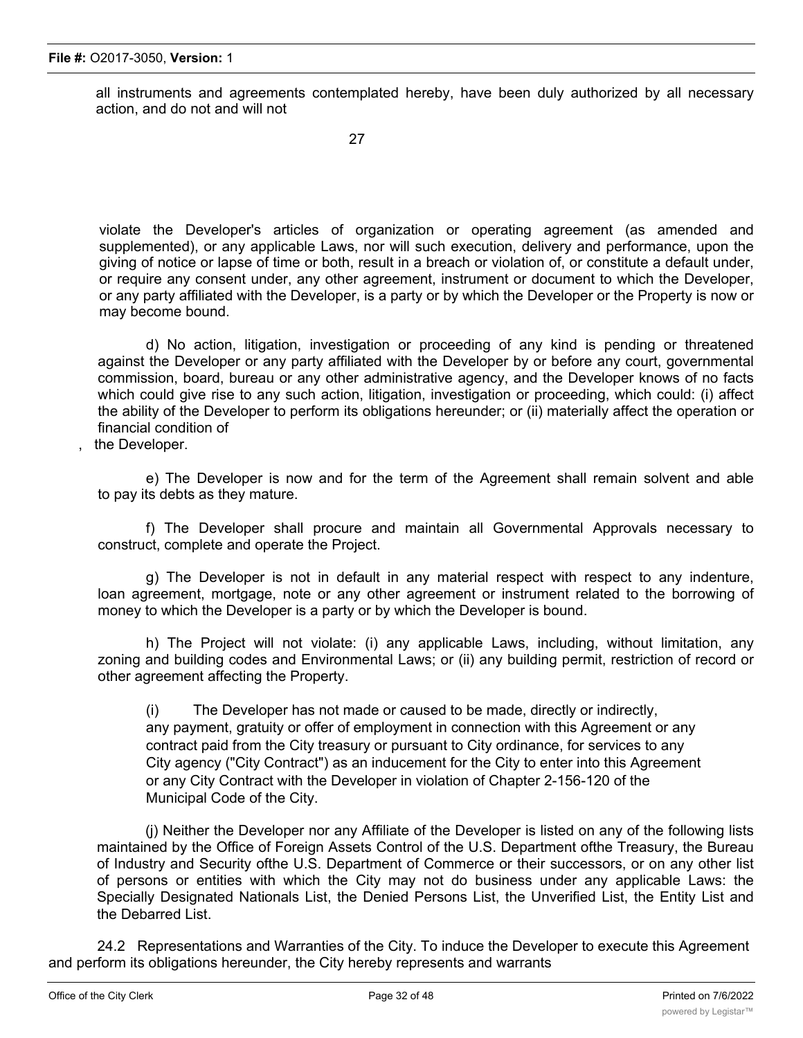all instruments and agreements contemplated hereby, have been duly authorized by all necessary action, and do not and will not

violate the Developer's articles of organization or operating agreement (as amended and supplemented), or any applicable Laws, nor will such execution, delivery and performance, upon the giving of notice or lapse of time or both, result in a breach or violation of, or constitute a default under, or require any consent under, any other agreement, instrument or document to which the Developer, or any party affiliated with the Developer, is a party or by which the Developer or the Property is now or may become bound.

d) No action, litigation, investigation or proceeding of any kind is pending or threatened against the Developer or any party affiliated with the Developer by or before any court, governmental commission, board, bureau or any other administrative agency, and the Developer knows of no facts which could give rise to any such action, litigation, investigation or proceeding, which could: (i) affect the ability of the Developer to perform its obligations hereunder; or (ii) materially affect the operation or financial condition of , the Developer.

e) The Developer is now and for the term of the Agreement shall remain solvent and able to pay its debts as they mature.

f) The Developer shall procure and maintain all Governmental Approvals necessary to construct, complete and operate the Project.

g) The Developer is not in default in any material respect with respect to any indenture, loan agreement, mortgage, note or any other agreement or instrument related to the borrowing of money to which the Developer is a party or by which the Developer is bound.

h) The Project will not violate: (i) any applicable Laws, including, without limitation, any zoning and building codes and Environmental Laws; or (ii) any building permit, restriction of record or other agreement affecting the Property.

(i) The Developer has not made or caused to be made, directly or indirectly, any payment, gratuity or offer of employment in connection with this Agreement or any contract paid from the City treasury or pursuant to City ordinance, for services to any City agency ("City Contract") as an inducement for the City to enter into this Agreement or any City Contract with the Developer in violation of Chapter 2-156-120 of the Municipal Code of the City.

(j) Neither the Developer nor any Affiliate of the Developer is listed on any of the following lists maintained by the Office of Foreign Assets Control of the U.S. Department ofthe Treasury, the Bureau of Industry and Security ofthe U.S. Department of Commerce or their successors, or on any other list of persons or entities with which the City may not do business under any applicable Laws: the Specially Designated Nationals List, the Denied Persons List, the Unverified List, the Entity List and the Debarred List.

24.2 Representations and Warranties of the City. To induce the Developer to execute this Agreement and perform its obligations hereunder, the City hereby represents and warrants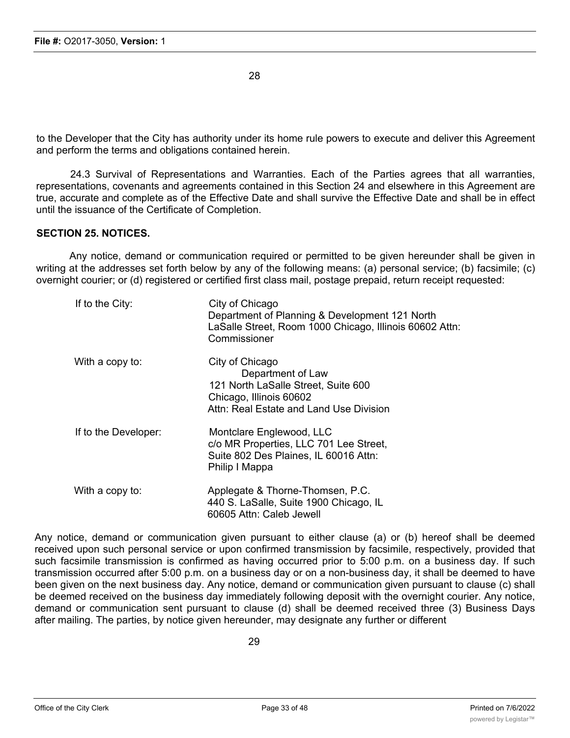to the Developer that the City has authority under its home rule powers to execute and deliver this Agreement and perform the terms and obligations contained herein.

24.3 Survival of Representations and Warranties. Each of the Parties agrees that all warranties, representations, covenants and agreements contained in this Section 24 and elsewhere in this Agreement are true, accurate and complete as of the Effective Date and shall survive the Effective Date and shall be in effect until the issuance of the Certificate of Completion.

**SECTION 25. NOTICES.**

Any notice, demand or communication required or permitted to be given hereunder shall be given in writing at the addresses set forth below by any of the following means: (a) personal service; (b) facsimile; (c) overnight courier; or (d) registered or certified first class mail, postage prepaid, return receipt requested:

If to the City:
City of Chicago
Department of Planning & Development 121 North LaSalle Street, Room 1000 Chicago, Illinois 60602 Attn: Commissioner

With a copy to:
City of Chicago
Department of Law
121 North LaSalle Street, Suite 600
Chicago, Illinois 60602
Attn: Real Estate and Land Use Division

If to the Developer:
Montclare Englewood, LLC
c/o MR Properties, LLC 701 Lee Street, Suite 802 Des Plaines, IL 60016 Attn: Philip I Mappa

With a copy to:
Applegate & Thorne-Thomsen, P.C.
440 S. LaSalle, Suite 1900 Chicago, IL 60605 Attn: Caleb Jewell

Any notice, demand or communication given pursuant to either clause (a) or (b) hereof shall be deemed received upon such personal service or upon confirmed transmission by facsimile, respectively, provided that such facsimile transmission is confirmed as having occurred prior to 5:00 p.m. on a business day. If such transmission occurred after 5:00 p.m. on a business day or on a non-business day, it shall be deemed to have been given on the next business day. Any notice, demand or communication given pursuant to clause (c) shall be deemed received on the business day immediately following deposit with the overnight courier. Any notice, demand or communication sent pursuant to clause (d) shall be deemed received three (3) Business Days after mailing. The parties, by notice given hereunder, may designate any further or different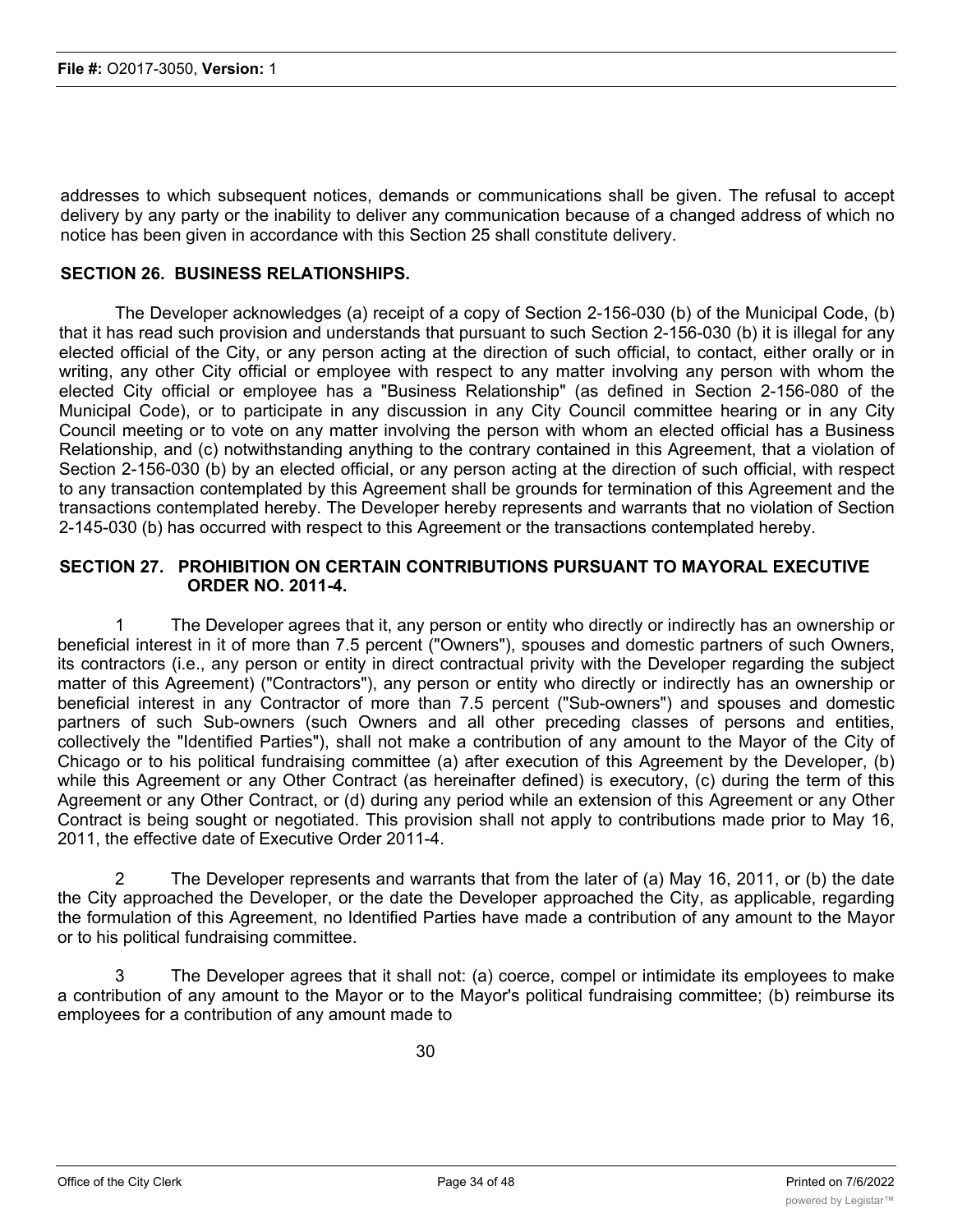addresses to which subsequent notices, demands or communications shall be given. The refusal to accept delivery by any party or the inability to deliver any communication because of a changed address of which no notice has been given in accordance with this Section 25 shall constitute delivery.

## SECTION 26. BUSINESS RELATIONSHIPS.

The Developer acknowledges (a) receipt of a copy of Section 2-156-030 (b) of the Municipal Code, (b) that it has read such provision and understands that pursuant to such Section 2-156-030 (b) it is illegal for any elected official of the City, or any person acting at the direction of such official, to contact, either orally or in writing, any other City official or employee with respect to any matter involving any person with whom the elected City official or employee has a "Business Relationship" (as defined in Section 2-156-080 of the Municipal Code), or to participate in any discussion in any City Council committee hearing or in any City Council meeting or to vote on any matter involving the person with whom an elected official has a Business Relationship, and (c) notwithstanding anything to the contrary contained in this Agreement, that a violation of Section 2-156-030 (b) by an elected official, or any person acting at the direction of such official, with respect to any transaction contemplated by this Agreement shall be grounds for termination of this Agreement and the transactions contemplated hereby. The Developer hereby represents and warrants that no violation of Section 2-145-030 (b) has occurred with respect to this Agreement or the transactions contemplated hereby.

## SECTION 27. PROHIBITION ON CERTAIN CONTRIBUTIONS PURSUANT TO MAYORAL EXECUTIVE ORDER NO. 2011-4.

1 The Developer agrees that it, any person or entity who directly or indirectly has an ownership or beneficial interest in it of more than 7.5 percent ("Owners"), spouses and domestic partners of such Owners, its contractors (i.e., any person or entity in direct contractual privity with the Developer regarding the subject matter of this Agreement) ("Contractors"), any person or entity who directly or indirectly has an ownership or beneficial interest in any Contractor of more than 7.5 percent ("Sub-owners") and spouses and domestic partners of such Sub-owners (such Owners and all other preceding classes of persons and entities, collectively the "Identified Parties"), shall not make a contribution of any amount to the Mayor of the City of Chicago or to his political fundraising committee (a) after execution of this Agreement by the Developer, (b) while this Agreement or any Other Contract (as hereinafter defined) is executory, (c) during the term of this Agreement or any Other Contract, or (d) during any period while an extension of this Agreement or any Other Contract is being sought or negotiated. This provision shall not apply to contributions made prior to May 16, 2011, the effective date of Executive Order 2011-4.

2 The Developer represents and warrants that from the later of (a) May 16, 2011, or (b) the date the City approached the Developer, or the date the Developer approached the City, as applicable, regarding the formulation of this Agreement, no Identified Parties have made a contribution of any amount to the Mayor or to his political fundraising committee.

3 The Developer agrees that it shall not: (a) coerce, compel or intimidate its employees to make a contribution of any amount to the Mayor or to the Mayor's political fundraising committee; (b) reimburse its employees for a contribution of any amount made to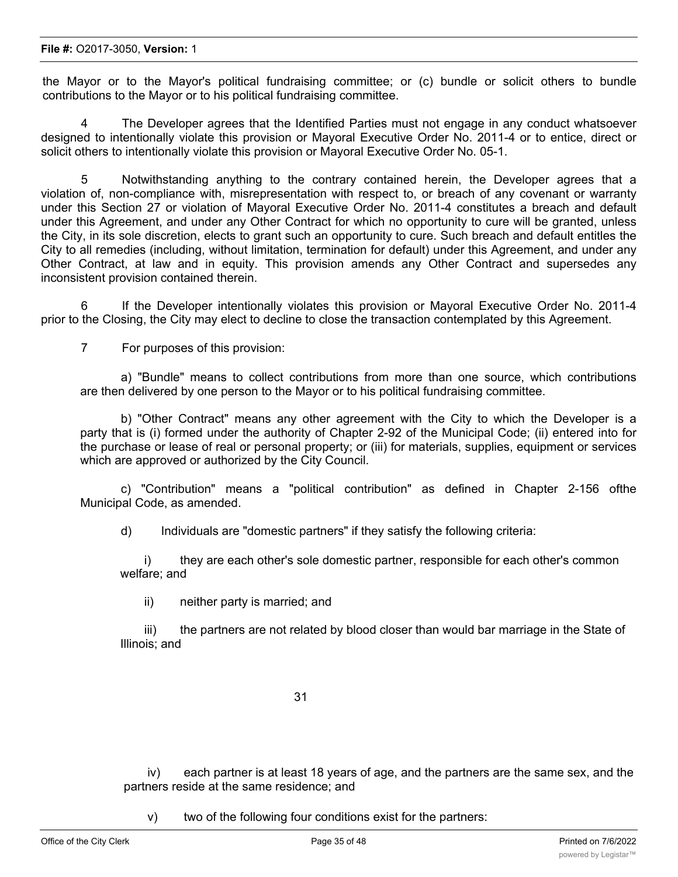the Mayor or to the Mayor's political fundraising committee; or (c) bundle or solicit others to bundle contributions to the Mayor or to his political fundraising committee.

4 The Developer agrees that the Identified Parties must not engage in any conduct whatsoever designed to intentionally violate this provision or Mayoral Executive Order No. 2011-4 or to entice, direct or solicit others to intentionally violate this provision or Mayoral Executive Order No. 05-1.

5 Notwithstanding anything to the contrary contained herein, the Developer agrees that a violation of, non-compliance with, misrepresentation with respect to, or breach of any covenant or warranty under this Section 27 or violation of Mayoral Executive Order No. 2011-4 constitutes a breach and default under this Agreement, and under any Other Contract for which no opportunity to cure will be granted, unless the City, in its sole discretion, elects to grant such an opportunity to cure. Such breach and default entitles the City to all remedies (including, without limitation, termination for default) under this Agreement, and under any Other Contract, at law and in equity. This provision amends any Other Contract and supersedes any inconsistent provision contained therein.

6 If the Developer intentionally violates this provision or Mayoral Executive Order No. 2011-4 prior to the Closing, the City may elect to decline to close the transaction contemplated by this Agreement.

7 For purposes of this provision:

a) "Bundle" means to collect contributions from more than one source, which contributions are then delivered by one person to the Mayor or to his political fundraising committee.

b) "Other Contract" means any other agreement with the City to which the Developer is a party that is (i) formed under the authority of Chapter 2-92 of the Municipal Code; (ii) entered into for the purchase or lease of real or personal property; or (iii) for materials, supplies, equipment or services which are approved or authorized by the City Council.

c) "Contribution" means a "political contribution" as defined in Chapter 2-156 ofthe Municipal Code, as amended.

d) Individuals are "domestic partners" if they satisfy the following criteria:

i) they are each other's sole domestic partner, responsible for each other's common welfare; and

ii) neither party is married; and

iii) the partners are not related by blood closer than would bar marriage in the State of Illinois; and

iv) each partner is at least 18 years of age, and the partners are the same sex, and the partners reside at the same residence; and

v) two of the following four conditions exist for the partners: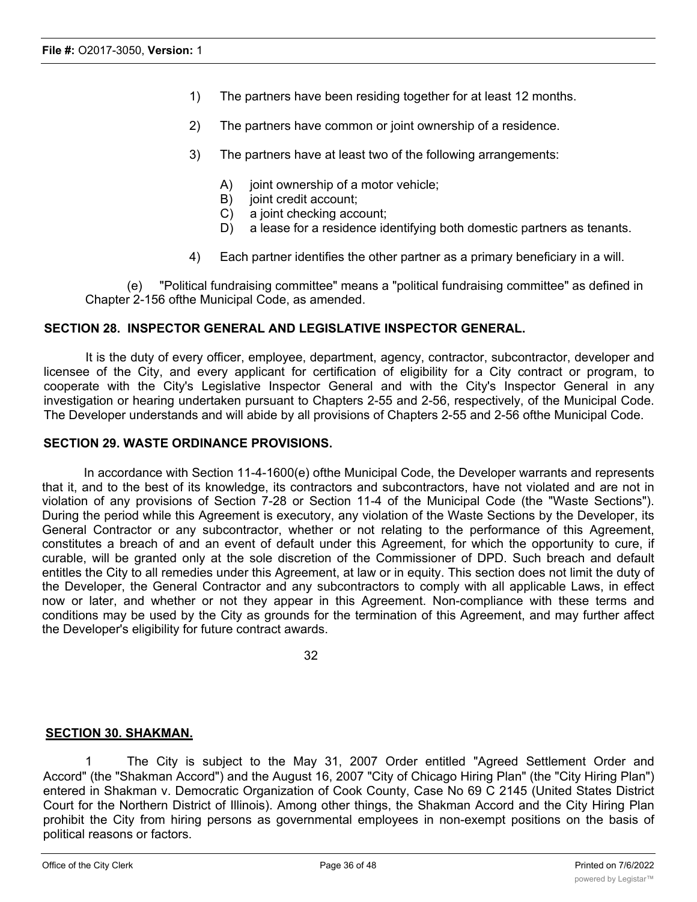1) The partners have been residing together for at least 12 months.

2) The partners have common or joint ownership of a residence.

3) The partners have at least two of the following arrangements:

   A) joint ownership of a motor vehicle;
   B) joint credit account;
   C) a joint checking account;
   D) a lease for a residence identifying both domestic partners as tenants.

4) Each partner identifies the other partner as a primary beneficiary in a will.

(e) "Political fundraising committee" means a "political fundraising committee" as defined in Chapter 2-156 ofthe Municipal Code, as amended.

**SECTION 28. INSPECTOR GENERAL AND LEGISLATIVE INSPECTOR GENERAL.**

It is the duty of every officer, employee, department, agency, contractor, subcontractor, developer and licensee of the City, and every applicant for certification of eligibility for a City contract or program, to cooperate with the City's Legislative Inspector General and with the City's Inspector General in any investigation or hearing undertaken pursuant to Chapters 2-55 and 2-56, respectively, of the Municipal Code. The Developer understands and will abide by all provisions of Chapters 2-55 and 2-56 ofthe Municipal Code.

**SECTION 29. WASTE ORDINANCE PROVISIONS.**

In accordance with Section 11-4-1600(e) ofthe Municipal Code, the Developer warrants and represents that it, and to the best of its knowledge, its contractors and subcontractors, have not violated and are not in violation of any provisions of Section 7-28 or Section 11-4 of the Municipal Code (the "Waste Sections"). During the period while this Agreement is executory, any violation of the Waste Sections by the Developer, its General Contractor or any subcontractor, whether or not relating to the performance of this Agreement, constitutes a breach of and an event of default under this Agreement, for which the opportunity to cure, if curable, will be granted only at the sole discretion of the Commissioner of DPD. Such breach and default entitles the City to all remedies under this Agreement, at law or in equity. This section does not limit the duty of the Developer, the General Contractor and any subcontractors to comply with all applicable Laws, in effect now or later, and whether or not they appear in this Agreement. Non-compliance with these terms and conditions may be used by the City as grounds for the termination of this Agreement, and may further affect the Developer's eligibility for future contract awards.

**SECTION 30. SHAKMAN.**

1 The City is subject to the May 31, 2007 Order entitled "Agreed Settlement Order and Accord" (the "Shakman Accord") and the August 16, 2007 "City of Chicago Hiring Plan" (the "City Hiring Plan") entered in Shakman v. Democratic Organization of Cook County, Case No 69 C 2145 (United States District Court for the Northern District of Illinois). Among other things, the Shakman Accord and the City Hiring Plan prohibit the City from hiring persons as governmental employees in non-exempt positions on the basis of political reasons or factors.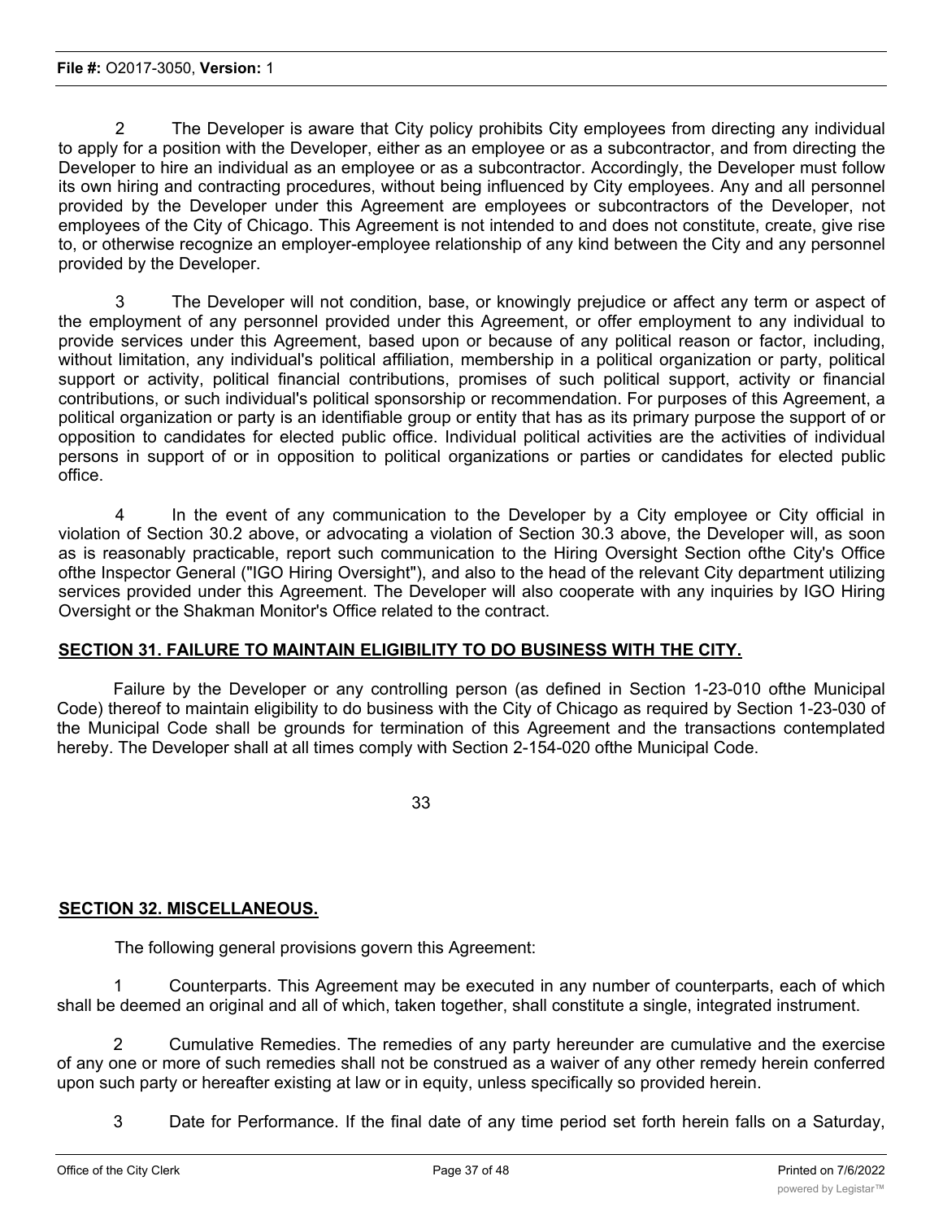2 The Developer is aware that City policy prohibits City employees from directing any individual to apply for a position with the Developer, either as an employee or as a subcontractor, and from directing the Developer to hire an individual as an employee or as a subcontractor. Accordingly, the Developer must follow its own hiring and contracting procedures, without being influenced by City employees. Any and all personnel provided by the Developer under this Agreement are employees or subcontractors of the Developer, not employees of the City of Chicago. This Agreement is not intended to and does not constitute, create, give rise to, or otherwise recognize an employer-employee relationship of any kind between the City and any personnel provided by the Developer.

3 The Developer will not condition, base, or knowingly prejudice or affect any term or aspect of the employment of any personnel provided under this Agreement, or offer employment to any individual to provide services under this Agreement, based upon or because of any political reason or factor, including, without limitation, any individual's political affiliation, membership in a political organization or party, political support or activity, political financial contributions, promises of such political support, activity or financial contributions, or such individual's political sponsorship or recommendation. For purposes of this Agreement, a political organization or party is an identifiable group or entity that has as its primary purpose the support of or opposition to candidates for elected public office. Individual political activities are the activities of individual persons in support of or in opposition to political organizations or parties or candidates for elected public office.

4 In the event of any communication to the Developer by a City employee or City official in violation of Section 30.2 above, or advocating a violation of Section 30.3 above, the Developer will, as soon as is reasonably practicable, report such communication to the Hiring Oversight Section ofthe City's Office ofthe Inspector General ("IGO Hiring Oversight"), and also to the head of the relevant City department utilizing services provided under this Agreement. The Developer will also cooperate with any inquiries by IGO Hiring Oversight or the Shakman Monitor's Office related to the contract.

## SECTION 31. FAILURE TO MAINTAIN ELIGIBILITY TO DO BUSINESS WITH THE CITY.

Failure by the Developer or any controlling person (as defined in Section 1-23-010 ofthe Municipal Code) thereof to maintain eligibility to do business with the City of Chicago as required by Section 1-23-030 of the Municipal Code shall be grounds for termination of this Agreement and the transactions contemplated hereby. The Developer shall at all times comply with Section 2-154-020 ofthe Municipal Code.

## SECTION 32. MISCELLANEOUS.

The following general provisions govern this Agreement:

1 Counterparts. This Agreement may be executed in any number of counterparts, each of which shall be deemed an original and all of which, taken together, shall constitute a single, integrated instrument.

2 Cumulative Remedies. The remedies of any party hereunder are cumulative and the exercise of any one or more of such remedies shall not be construed as a waiver of any other remedy herein conferred upon such party or hereafter existing at law or in equity, unless specifically so provided herein.

3 Date for Performance. If the final date of any time period set forth herein falls on a Saturday,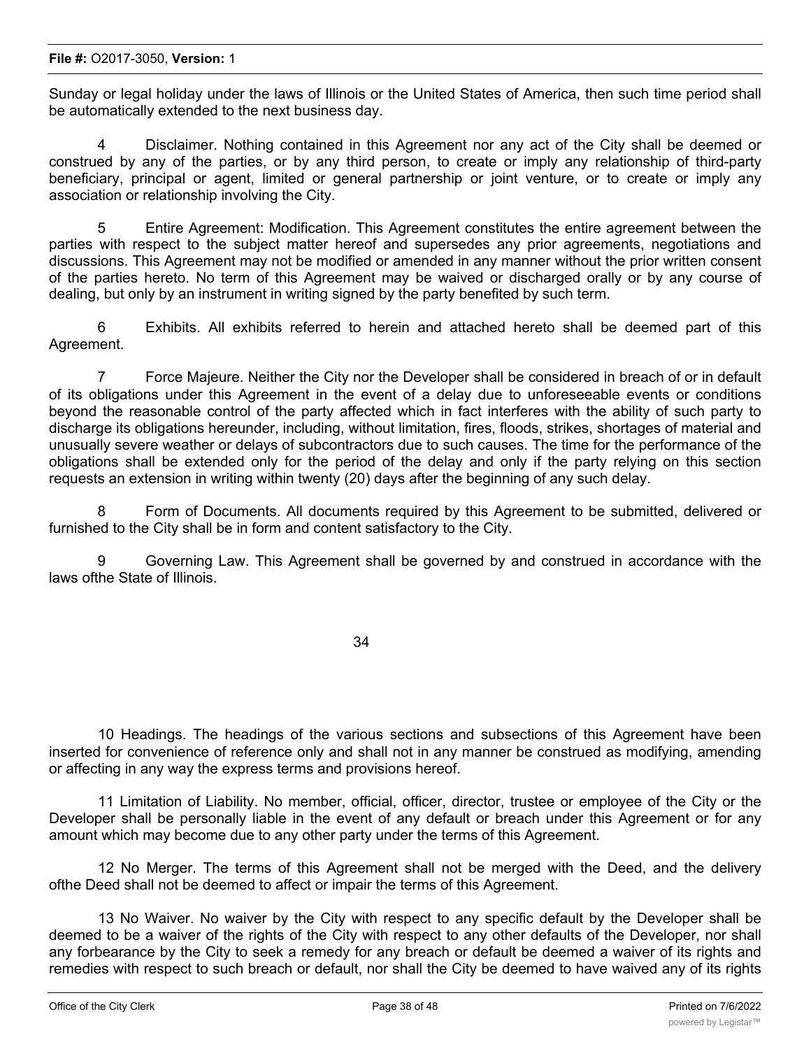Sunday or legal holiday under the laws of Illinois or the United States of America, then such time period shall be automatically extended to the next business day.

4 Disclaimer. Nothing contained in this Agreement nor any act of the City shall be deemed or construed by any of the parties, or by any third person, to create or imply any relationship of third-party beneficiary, principal or agent, limited or general partnership or joint venture, or to create or imply any association or relationship involving the City.

5 Entire Agreement: Modification. This Agreement constitutes the entire agreement between the parties with respect to the subject matter hereof and supersedes any prior agreements, negotiations and discussions. This Agreement may not be modified or amended in any manner without the prior written consent of the parties hereto. No term of this Agreement may be waived or discharged orally or by any course of dealing, but only by an instrument in writing signed by the party benefited by such term.

6 Exhibits. All exhibits referred to herein and attached hereto shall be deemed part of this Agreement.

7 Force Majeure. Neither the City nor the Developer shall be considered in breach of or in default of its obligations under this Agreement in the event of a delay due to unforeseeable events or conditions beyond the reasonable control of the party affected which in fact interferes with the ability of such party to discharge its obligations hereunder, including, without limitation, fires, floods, strikes, shortages of material and unusually severe weather or delays of subcontractors due to such causes. The time for the performance of the obligations shall be extended only for the period of the delay and only if the party relying on this section requests an extension in writing within twenty (20) days after the beginning of any such delay.

8 Form of Documents. All documents required by this Agreement to be submitted, delivered or furnished to the City shall be in form and content satisfactory to the City.

9 Governing Law. This Agreement shall be governed by and construed in accordance with the laws ofthe State of Illinois.

10 Headings. The headings of the various sections and subsections of this Agreement have been inserted for convenience of reference only and shall not in any manner be construed as modifying, amending or affecting in any way the express terms and provisions hereof.

11 Limitation of Liability. No member, official, officer, director, trustee or employee of the City or the Developer shall be personally liable in the event of any default or breach under this Agreement or for any amount which may become due to any other party under the terms of this Agreement.

12 No Merger. The terms of this Agreement shall not be merged with the Deed, and the delivery ofthe Deed shall not be deemed to affect or impair the terms of this Agreement.

13 No Waiver. No waiver by the City with respect to any specific default by the Developer shall be deemed to be a waiver of the rights of the City with respect to any other defaults of the Developer, nor shall any forbearance by the City to seek a remedy for any breach or default be deemed a waiver of its rights and remedies with respect to such breach or default, nor shall the City be deemed to have waived any of its rights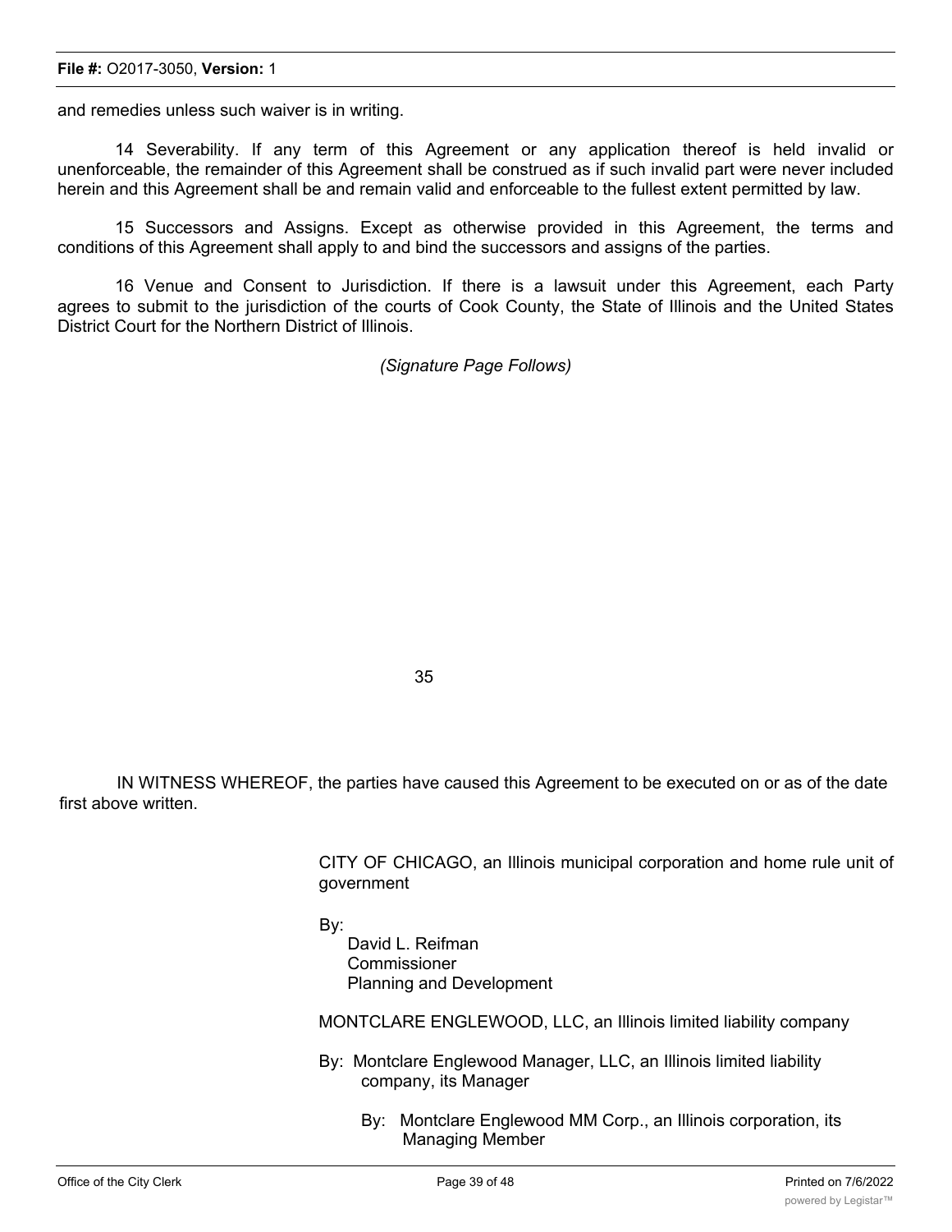and remedies unless such waiver is in writing.

14 Severability. If any term of this Agreement or any application thereof is held invalid or unenforceable, the remainder of this Agreement shall be construed as if such invalid part were never included herein and this Agreement shall be and remain valid and enforceable to the fullest extent permitted by law.

15 Successors and Assigns. Except as otherwise provided in this Agreement, the terms and conditions of this Agreement shall apply to and bind the successors and assigns of the parties.

16 Venue and Consent to Jurisdiction. If there is a lawsuit under this Agreement, each Party agrees to submit to the jurisdiction of the courts of Cook County, the State of Illinois and the United States District Court for the Northern District of Illinois.

*(Signature Page Follows)*

IN WITNESS WHEREOF, the parties have caused this Agreement to be executed on or as of the date first above written.

CITY OF CHICAGO, an Illinois municipal corporation and home rule unit of government

By:
David L. Reifman
Commissioner
Planning and Development

MONTCLARE ENGLEWOOD, LLC, an Illinois limited liability company

By: Montclare Englewood Manager, LLC, an Illinois limited liability company, its Manager

By: Montclare Englewood MM Corp., an Illinois corporation, its Managing Member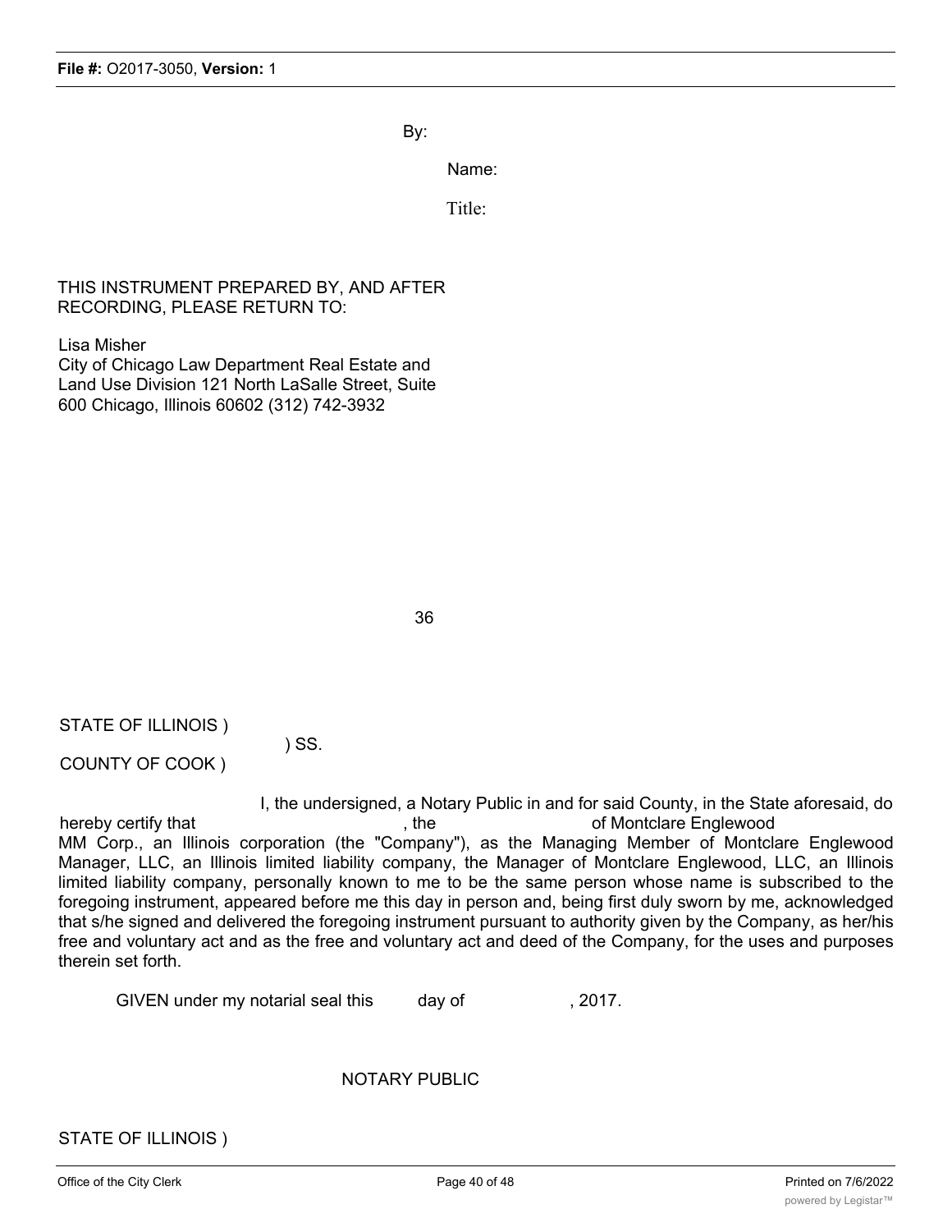By:

Name:

Title:

THIS INSTRUMENT PREPARED BY, AND AFTER RECORDING, PLEASE RETURN TO:

Lisa Misher
City of Chicago Law Department Real Estate and Land Use Division 121 North LaSalle Street, Suite 600 Chicago, Illinois 60602 (312) 742-3932

36

STATE OF ILLINOIS )
) SS.
COUNTY OF COOK )

I, the undersigned, a Notary Public in and for said County, in the State aforesaid, do hereby certify that , the of Montclare Englewood MM Corp., an Illinois corporation (the "Company"), as the Managing Member of Montclare Englewood Manager, LLC, an Illinois limited liability company, the Manager of Montclare Englewood, LLC, an Illinois limited liability company, personally known to me to be the same person whose name is subscribed to the foregoing instrument, appeared before me this day in person and, being first duly sworn by me, acknowledged that s/he signed and delivered the foregoing instrument pursuant to authority given by the Company, as her/his free and voluntary act and as the free and voluntary act and deed of the Company, for the uses and purposes therein set forth.

GIVEN under my notarial seal this day of , 2017.

NOTARY PUBLIC

STATE OF ILLINOIS )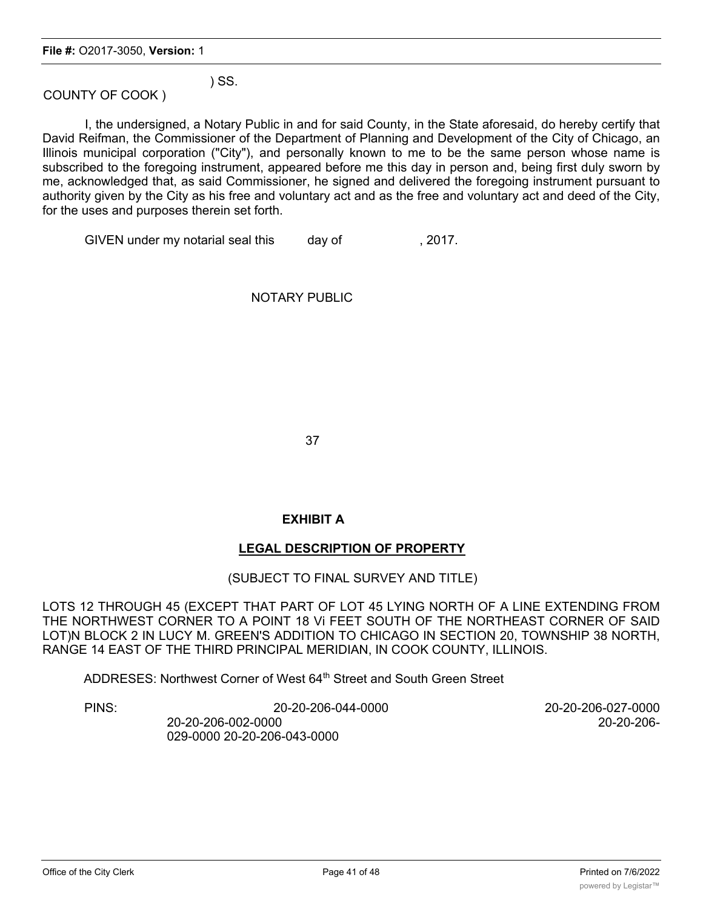) SS.

COUNTY OF COOK )

I, the undersigned, a Notary Public in and for said County, in the State aforesaid, do hereby certify that David Reifman, the Commissioner of the Department of Planning and Development of the City of Chicago, an Illinois municipal corporation ("City"), and personally known to me to be the same person whose name is subscribed to the foregoing instrument, appeared before me this day in person and, being first duly sworn by me, acknowledged that, as said Commissioner, he signed and delivered the foregoing instrument pursuant to authority given by the City as his free and voluntary act and as the free and voluntary act and deed of the City, for the uses and purposes therein set forth.

GIVEN under my notarial seal this day of , 2017.

NOTARY PUBLIC

## EXHIBIT A

## LEGAL DESCRIPTION OF PROPERTY

(SUBJECT TO FINAL SURVEY AND TITLE)

LOTS 12 THROUGH 45 (EXCEPT THAT PART OF LOT 45 LYING NORTH OF A LINE EXTENDING FROM THE NORTHWEST CORNER TO A POINT 18 Vi FEET SOUTH OF THE NORTHEAST CORNER OF SAID LOT)N BLOCK 2 IN LUCY M. GREEN'S ADDITION TO CHICAGO IN SECTION 20, TOWNSHIP 38 NORTH, RANGE 14 EAST OF THE THIRD PRINCIPAL MERIDIAN, IN COOK COUNTY, ILLINOIS.

ADDRESES: Northwest Corner of West 64th Street and South Green Street

PINS: 20-20-206-044-0000 20-20-206-027-0000 20-20-206-002-0000 20-20-206-029-0000 20-20-206-043-0000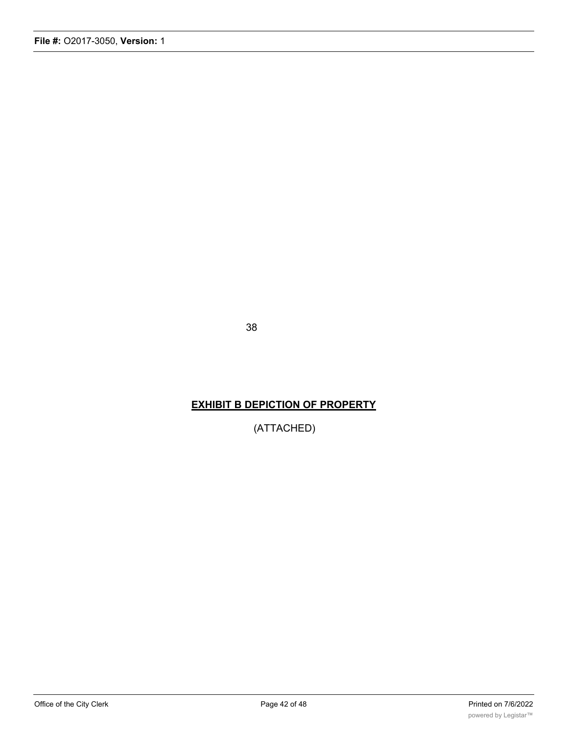38

## **EXHIBIT B DEPICTION OF PROPERTY**

(ATTACHED)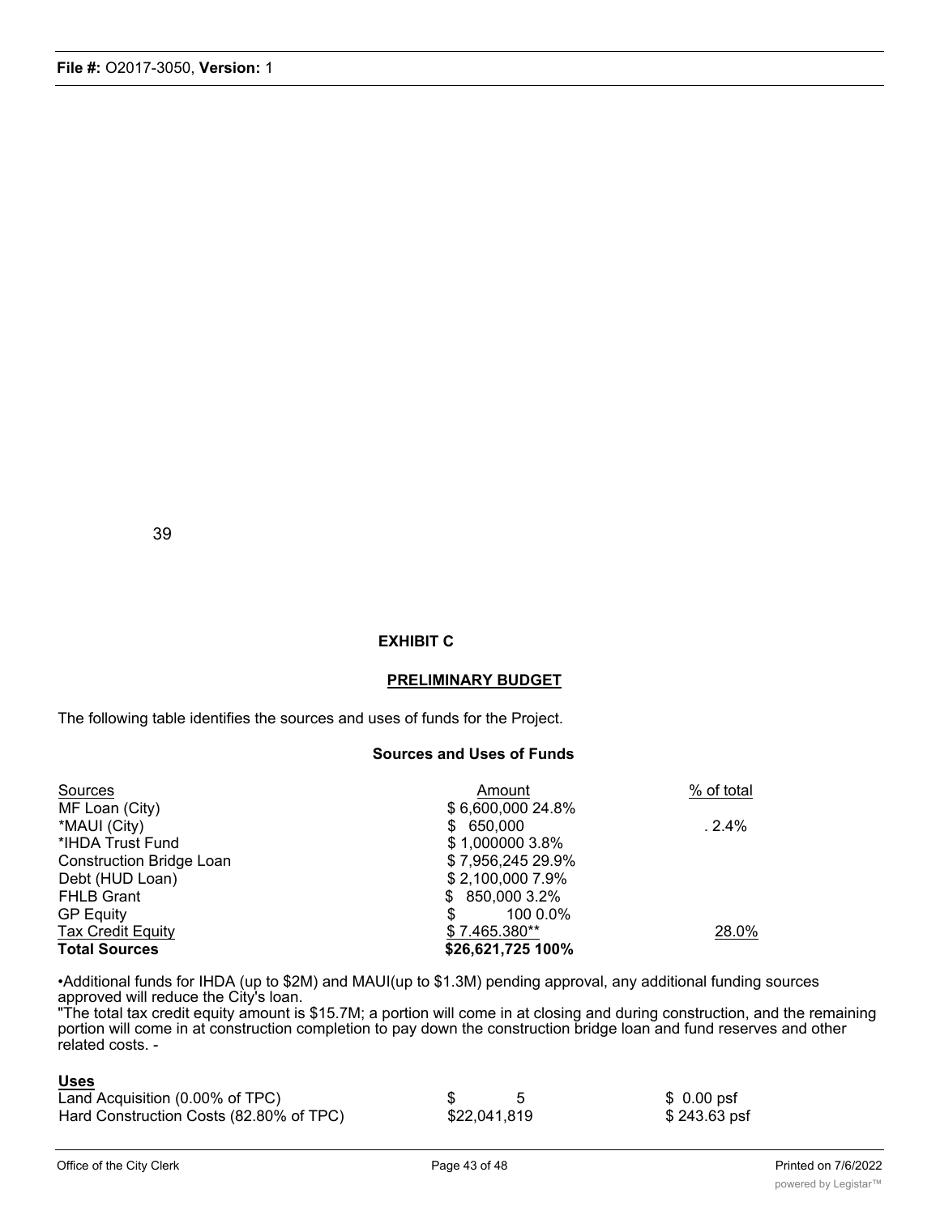39

**EXHIBIT C**

**PRELIMINARY BUDGET**

The following table identifies the sources and uses of funds for the Project.

**Sources and Uses of Funds**

| Sources | Amount | % of total |
|---|---|---|
| MF Loan (City) | $ 6,600,000 24.8% | |
| *MAUI (City) | $ 650,000 | . 2.4% |
| *IHDA Trust Fund | $ 1,000000 3.8% | |
| Construction Bridge Loan | $ 7,956,245 29.9% | |
| Debt (HUD Loan) | $ 2,100,000 7.9% | |
| FHLB Grant | $ 850,000 3.2% | |
| GP Equity | $ 100 0.0% | |
| Tax Credit Equity | $ 7.465.380** | 28.0% |
| **Total Sources** | **$26,621,725 100%** | |

•Additional funds for IHDA (up to $2M) and MAUI(up to $1.3M) pending approval, any additional funding sources approved will reduce the City's loan.

"The total tax credit equity amount is $15.7M; a portion will come in at closing and during construction, and the remaining portion will come in at construction completion to pay down the construction bridge loan and fund reserves and other related costs. -

| Uses | | |
|---|---|---|
| Land Acquisition (0.00% of TPC) | $ 5 | $ 0.00 psf |
| Hard Construction Costs (82.80% of TPC) | $22,041,819 | $ 243.63 psf |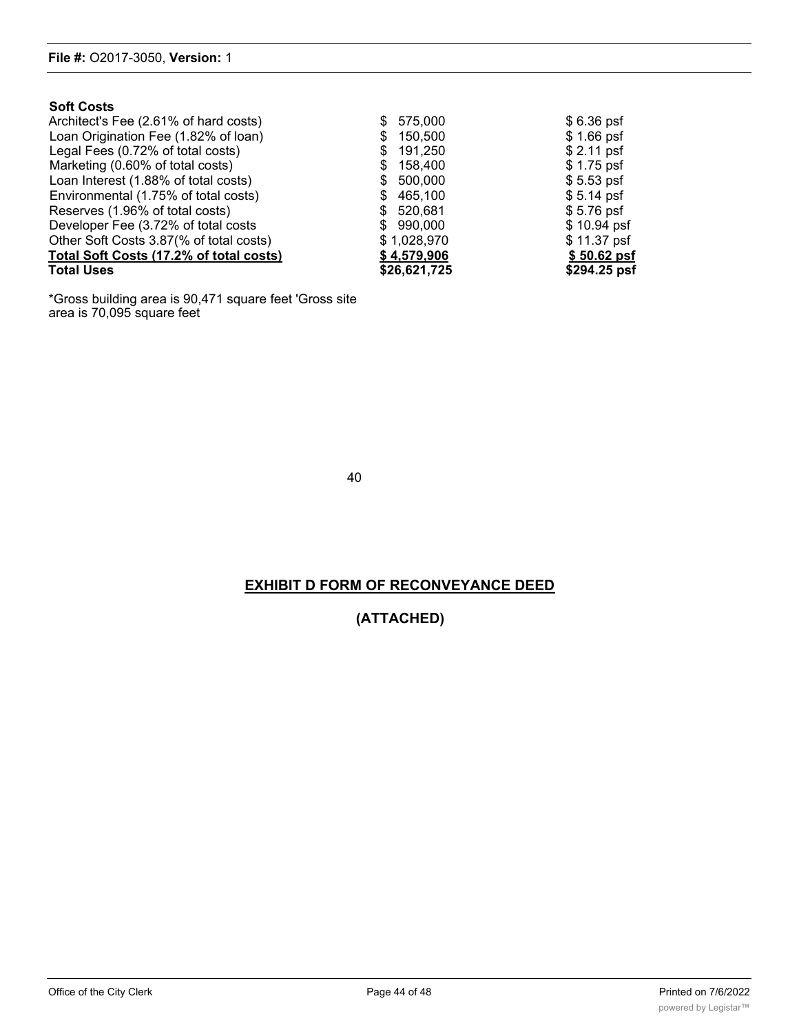| Soft Costs | | |
|---|---|---|
| Architect's Fee (2.61% of hard costs) | $ 575,000 | $ 6.36 psf |
| Loan Origination Fee (1.82% of loan) | $ 150,500 | $ 1.66 psf |
| Legal Fees (0.72% of total costs) | $ 191,250 | $ 2.11 psf |
| Marketing (0.60% of total costs) | $ 158,400 | $ 1.75 psf |
| Loan Interest (1.88% of total costs) | $ 500,000 | $ 5.53 psf |
| Environmental (1.75% of total costs) | $ 465,100 | $ 5.14 psf |
| Reserves (1.96% of total costs) | $ 520,681 | $ 5.76 psf |
| Developer Fee (3.72% of total costs | $ 990,000 | $ 10.94 psf |
| Other Soft Costs 3.87(% of total costs) | $ 1,028,970 | $ 11.37 psf |
| **Total Soft Costs (17.2% of total costs)** | **$ 4,579,906** | **$ 50.62 psf** |
| **Total Uses** | **$26,621,725** | **$294.25 psf** |

*Gross building area is 90,471 square feet 'Gross site area is 70,095 square feet

40

## EXHIBIT D FORM OF RECONVEYANCE DEED

**(ATTACHED)**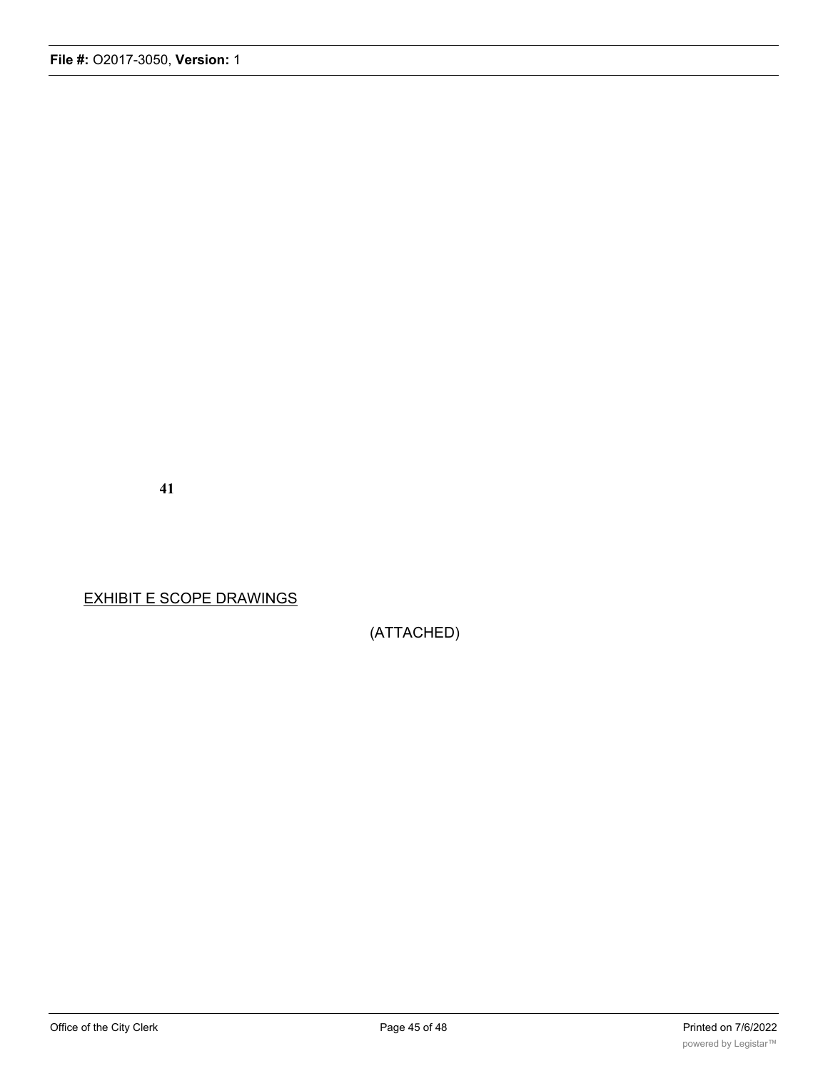41

<u>EXHIBIT E SCOPE DRAWINGS</u>

(ATTACHED)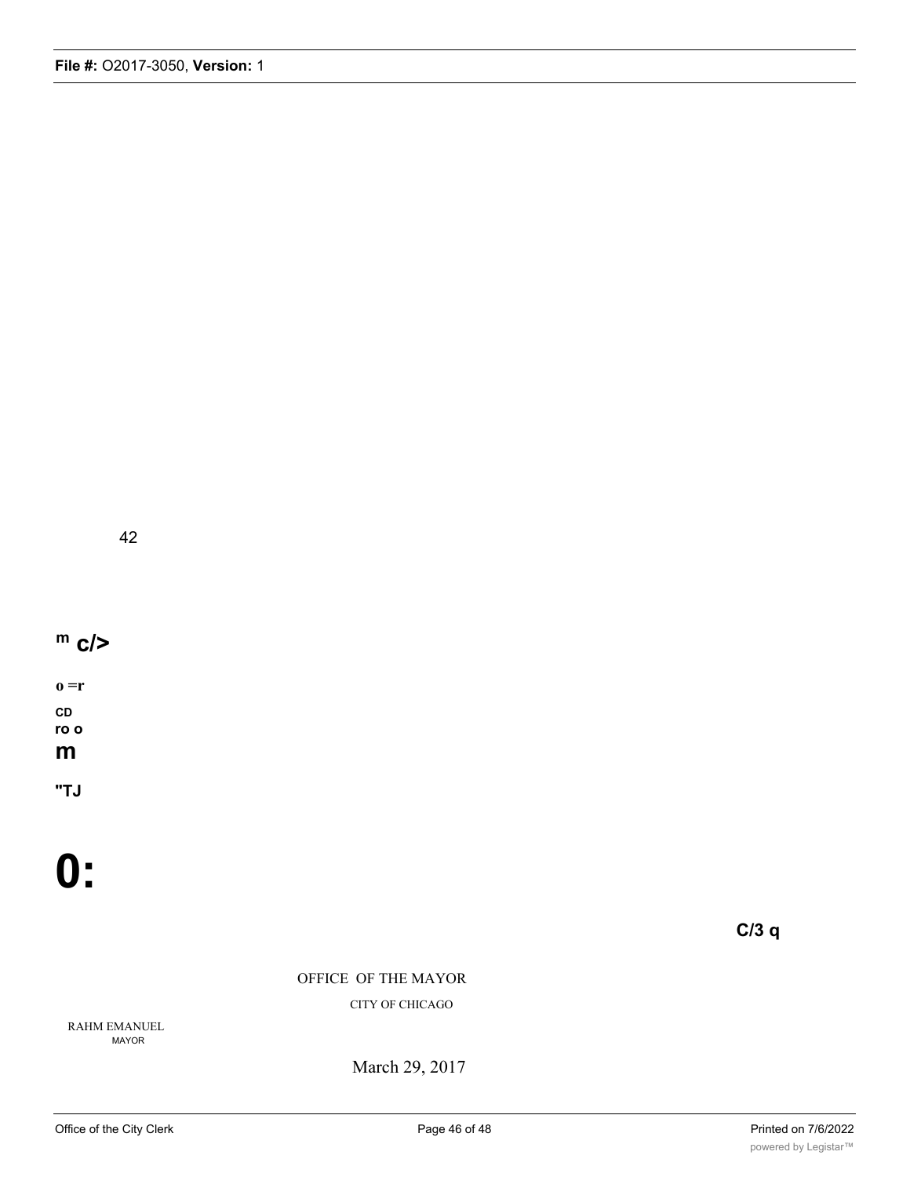42

m c/>

o =r

CD
ro o
m

"TJ

0:

C/3 q

OFFICE OF THE MAYOR

CITY OF CHICAGO

RAHM EMANUEL
MAYOR

March 29, 2017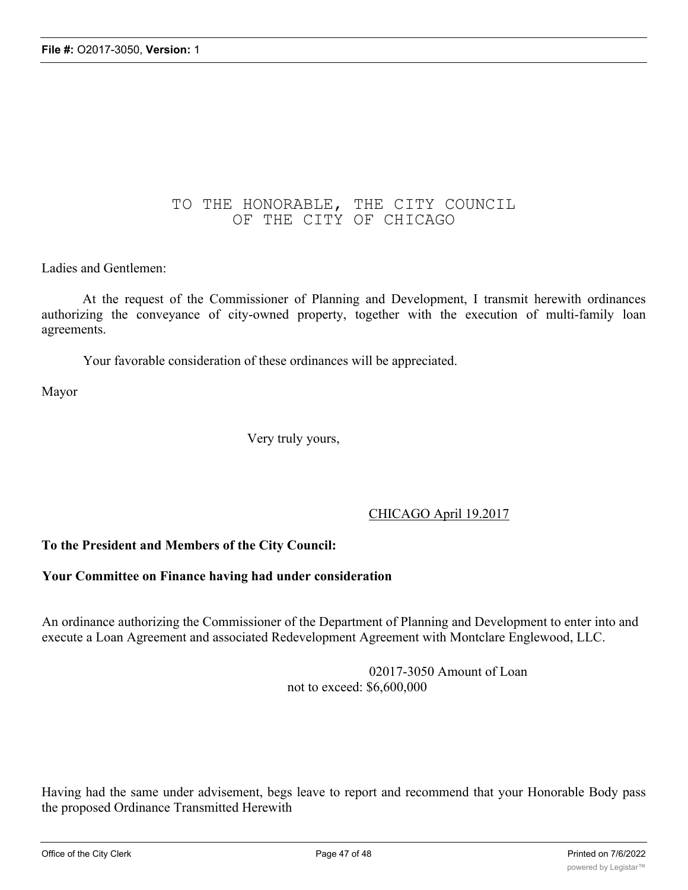TO THE HONORABLE, THE CITY COUNCIL
OF THE CITY OF CHICAGO

Ladies and Gentlemen:

At the request of the Commissioner of Planning and Development, I transmit herewith ordinances authorizing the conveyance of city-owned property, together with the execution of multi-family loan agreements.

Your favorable consideration of these ordinances will be appreciated.

Mayor

Very truly yours,

CHICAGO April 19.2017

**To the President and Members of the City Council:**

**Your Committee on Finance having had under consideration**

An ordinance authorizing the Commissioner of the Department of Planning and Development to enter into and execute a Loan Agreement and associated Redevelopment Agreement with Montclare Englewood, LLC.

02017-3050 Amount of Loan
not to exceed: $6,600,000

Having had the same under advisement, begs leave to report and recommend that your Honorable Body pass the proposed Ordinance Transmitted Herewith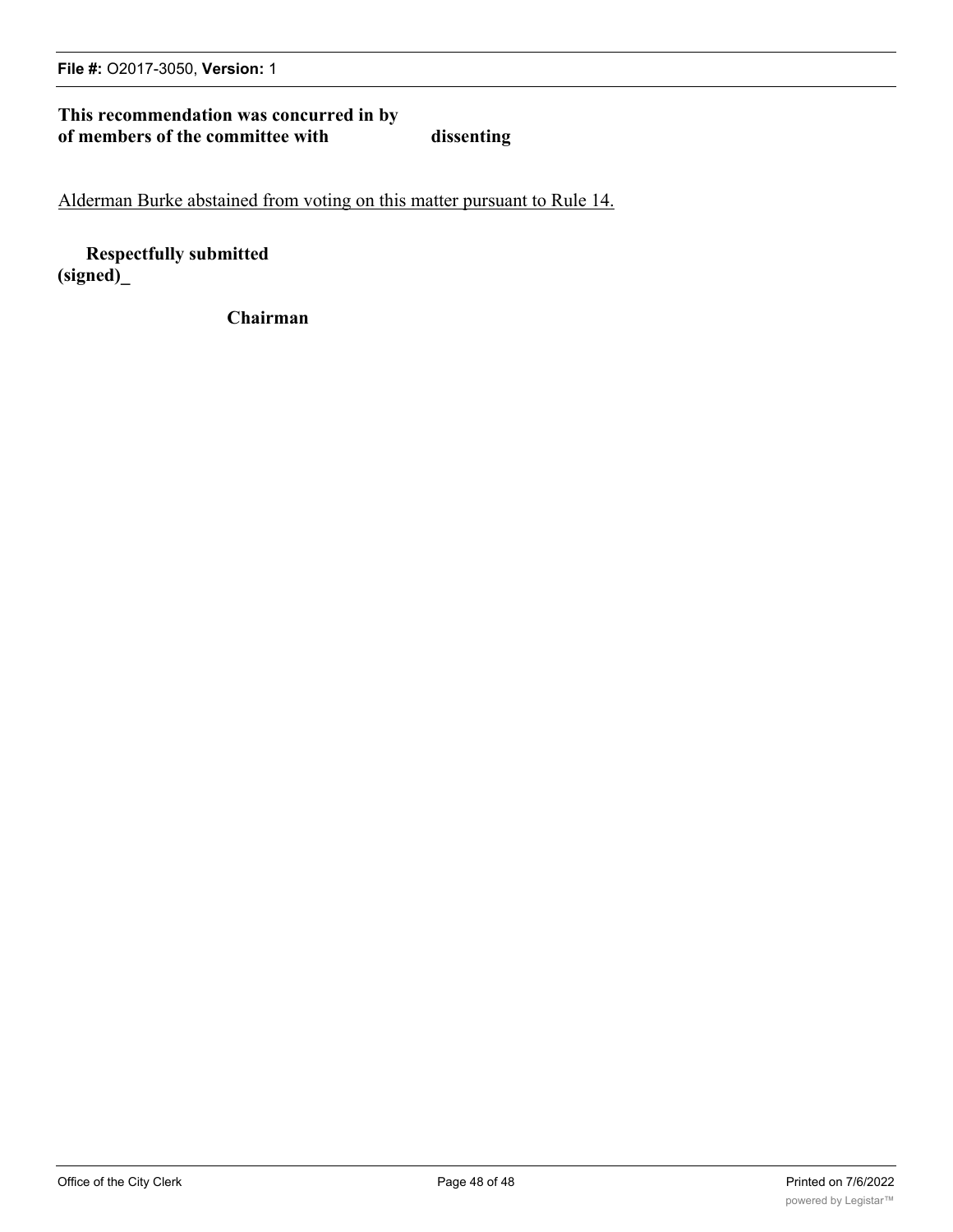**This recommendation was concurred in by**
**of members of the committee with dissenting**

Alderman Burke abstained from voting on this matter pursuant to Rule 14.

**Respectfully submitted**
**(signed)_**

**Chairman**